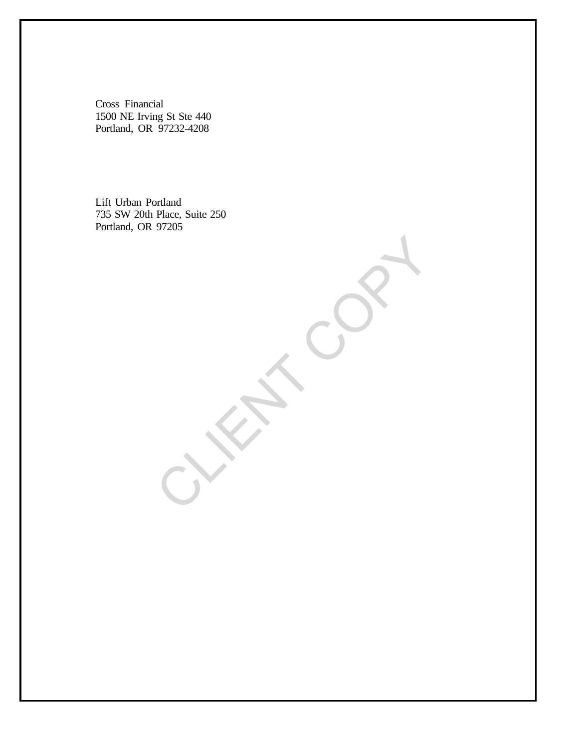Cross Financial
1500 NE Irving St Ste 440
Portland, OR 97232-4208

Lift Urban Portland
735 SW 20th Place, Suite 250
Portland, OR 97205

CLIENT COPY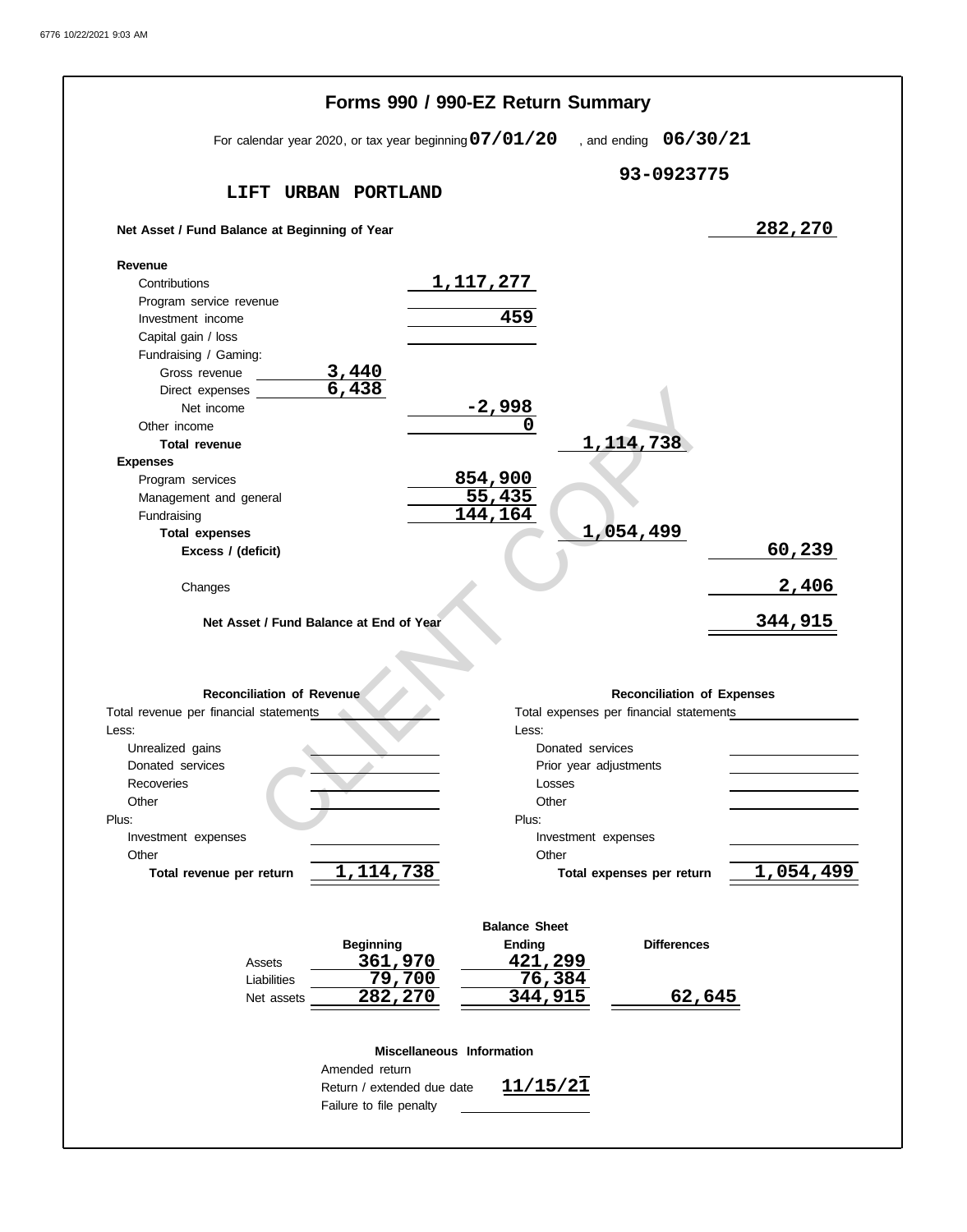# Forms 990 / 990-EZ Return Summary

For calendar year 2020, or tax year beginning **07/01/20** , and ending **06/30/21**

**LIFT URBAN PORTLAND** **93-0923775**

| | | | |
|---|---|---|---|
| **Net Asset / Fund Balance at Beginning of Year** | | | 282,270 |
| **Revenue** | | | |
| Contributions | 1,117,277 | | |
| Program service revenue | | | |
| Investment income | 459 | | |
| Capital gain / loss | | | |
| Fundraising / Gaming: | | | |
| Gross revenue 3,440 | | | |
| Direct expenses 6,438 | | | |
| Net income | -2,998 | | |
| Other income | 0 | | |
| **Total revenue** | | 1,114,738 | |
| **Expenses** | | | |
| Program services | 854,900 | | |
| Management and general | 55,435 | | |
| Fundraising | 144,164 | | |
| **Total expenses** | | 1,054,499 | |
| **Excess / (deficit)** | | | 60,239 |
| Changes | | | 2,406 |
| **Net Asset / Fund Balance at End of Year** | | | 344,915 |

| **Reconciliation of Revenue** | | **Reconciliation of Expenses** | |
|---|---|---|---|
| Total revenue per financial statements | | Total expenses per financial statements | |
| Less: | | Less: | |
| Unrealized gains | | Donated services | |
| Donated services | | Prior year adjustments | |
| Recoveries | | Losses | |
| Other | | Other | |
| Plus: | | Plus: | |
| Investment expenses | | Investment expenses | |
| Other | | Other | |
| **Total revenue per return** | 1,114,738 | **Total expenses per return** | 1,054,499 |

**Balance Sheet**

| | **Beginning** | **Ending** | **Differences** |
|---|---|---|---|
| Assets | 361,970 | 421,299 | |
| Liabilities | 79,700 | 76,384 | |
| Net assets | 282,270 | 344,915 | 62,645 |

**Miscellaneous Information**

| | |
|---|---|
| Amended return | |
| Return / extended due date | 11/15/21 |
| Failure to file penalty | |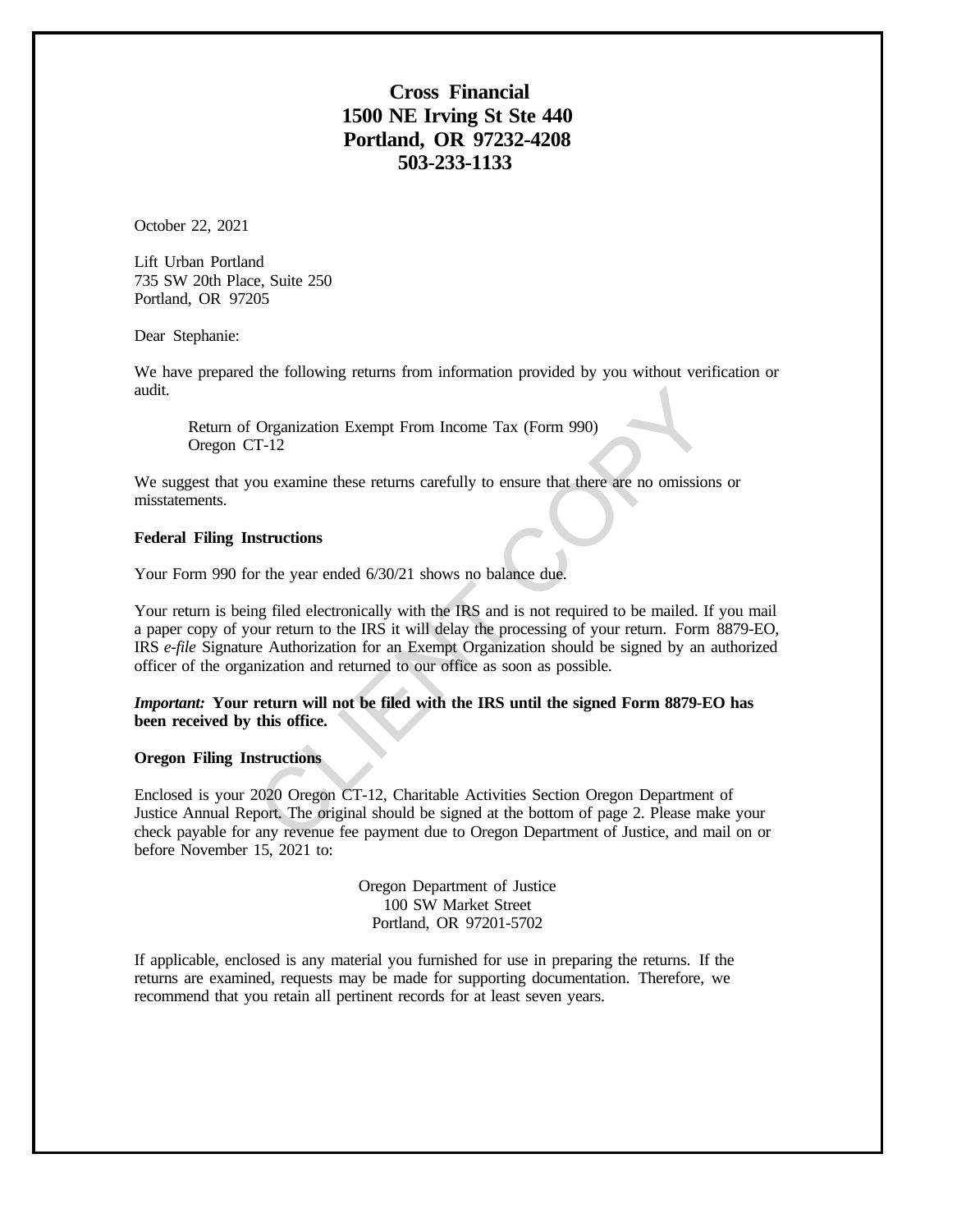# Cross Financial
## 1500 NE Irving St Ste 440
## Portland, OR 97232-4208
## 503-233-1133

October 22, 2021

Lift Urban Portland
735 SW 20th Place, Suite 250
Portland, OR 97205

Dear Stephanie:

We have prepared the following returns from information provided by you without verification or audit.

Return of Organization Exempt From Income Tax (Form 990)
Oregon CT-12

We suggest that you examine these returns carefully to ensure that there are no omissions or misstatements.

**Federal Filing Instructions**

Your Form 990 for the year ended 6/30/21 shows no balance due.

Your return is being filed electronically with the IRS and is not required to be mailed. If you mail a paper copy of your return to the IRS it will delay the processing of your return. Form 8879-EO, IRS *e-file* Signature Authorization for an Exempt Organization should be signed by an authorized officer of the organization and returned to our office as soon as possible.

***Important:*** **Your return will not be filed with the IRS until the signed Form 8879-EO has been received by this office.**

**Oregon Filing Instructions**

Enclosed is your 2020 Oregon CT-12, Charitable Activities Section Oregon Department of Justice Annual Report. The original should be signed at the bottom of page 2. Please make your check payable for any revenue fee payment due to Oregon Department of Justice, and mail on or before November 15, 2021 to:

Oregon Department of Justice
100 SW Market Street
Portland, OR 97201-5702

If applicable, enclosed is any material you furnished for use in preparing the returns. If the returns are examined, requests may be made for supporting documentation. Therefore, we recommend that you retain all pertinent records for at least seven years.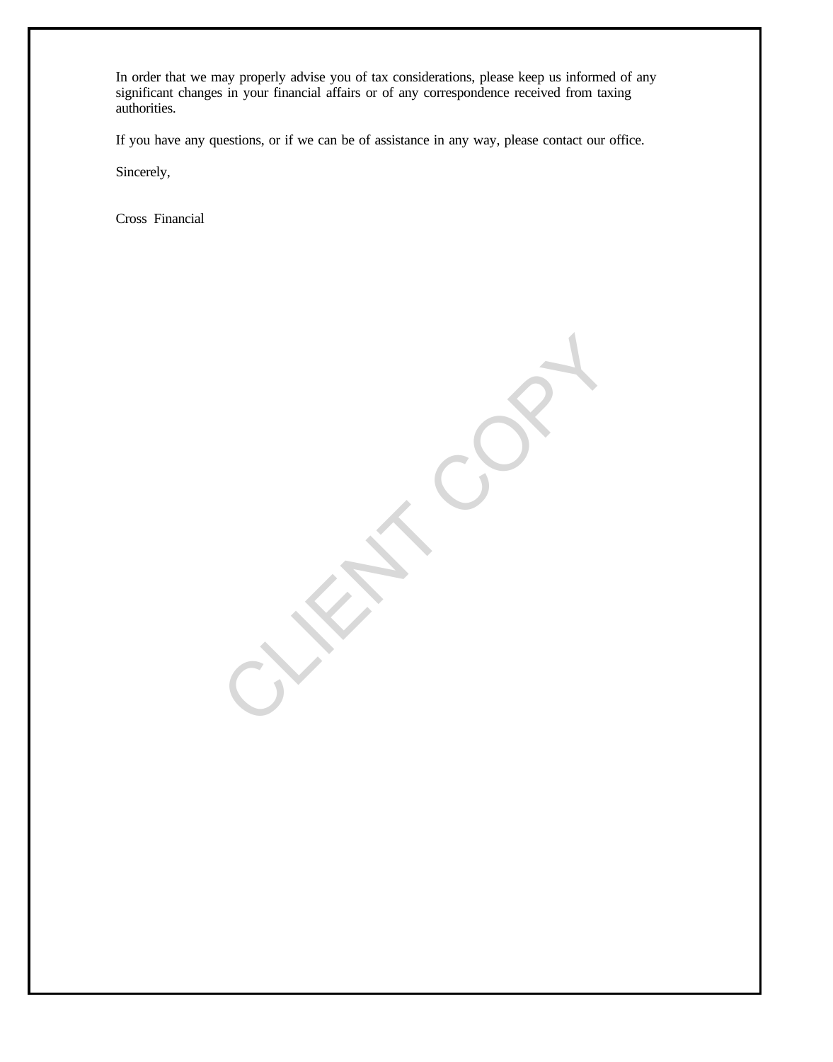In order that we may properly advise you of tax considerations, please keep us informed of any significant changes in your financial affairs or of any correspondence received from taxing authorities.

If you have any questions, or if we can be of assistance in any way, please contact our office.

Sincerely,

Cross Financial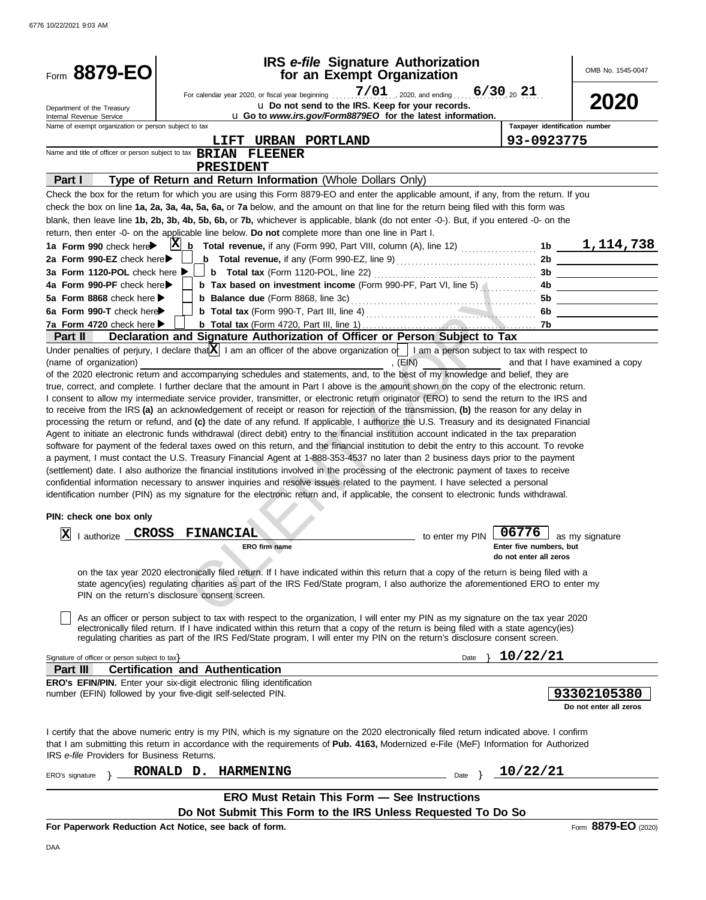# Form 8879-EO

**IRS *e-file* Signature Authorization for an Exempt Organization**

OMB No. 1545-0047

**2020**

For calendar year 2020, or fiscal year beginning 7/01, 2020, and ending 6/30, 20 21

Do not send to the IRS. Keep for your records.

Go to *www.irs.gov/Form8879EO* for the latest information.

Department of the Treasury
Internal Revenue Service

Name of exempt organization or person subject to tax: **LIFT URBAN PORTLAND**

Taxpayer identification number: **93-0923775**

Name and title of officer or person subject to tax: **BRIAN FLEENER**
**PRESIDENT**

## Part I — Type of Return and Return Information (Whole Dollars Only)

Check the box for the return for which you are using this Form 8879-EO and enter the applicable amount, if any, from the return. If you check the box on line **1a, 2a, 3a, 4a, 5a, 6a,** or **7a** below, and the amount on that line for the return being filed with this form was blank, then leave line **1b, 2b, 3b, 4b, 5b, 6b,** or **7b,** whichever is applicable, blank (do not enter -0-). But, if you entered -0- on the return, then enter -0- on the applicable line below. **Do not** complete more than one line in Part I.

| | | | |
|---|---|---|---|
| **1a Form 990** check here [X] | **b Total revenue,** if any (Form 990, Part VIII, column (A), line 12) | 1b | 1,114,738 |
| **2a Form 990-EZ** check here [ ] | **b Total revenue,** if any (Form 990-EZ, line 9) | 2b | |
| **3a Form 1120-POL** check here [ ] | **b Total tax** (Form 1120-POL, line 22) | 3b | |
| **4a Form 990-PF** check here [ ] | **b Tax based on investment income** (Form 990-PF, Part VI, line 5) | 4b | |
| **5a Form 8868** check here [ ] | **b Balance due** (Form 8868, line 3c) | 5b | |
| **6a Form 990-T** check here [ ] | **b Total tax** (Form 990-T, Part III, line 4) | 6b | |
| **7a Form 4720** check here [ ] | **b Total tax** (Form 4720, Part III, line 1) | 7b | |

## Part II — Declaration and Signature Authorization of Officer or Person Subject to Tax

Under penalties of perjury, I declare that [X] I am an officer of the above organization or [ ] I am a person subject to tax with respect to (name of organization) ____________________, (EIN) __________ and that I have examined a copy of the 2020 electronic return and accompanying schedules and statements, and, to the best of my knowledge and belief, they are true, correct, and complete. I further declare that the amount in Part I above is the amount shown on the copy of the electronic return. I consent to allow my intermediate service provider, transmitter, or electronic return originator (ERO) to send the return to the IRS and to receive from the IRS **(a)** an acknowledgement of receipt or reason for rejection of the transmission, **(b)** the reason for any delay in processing the return or refund, and **(c)** the date of any refund. If applicable, I authorize the U.S. Treasury and its designated Financial Agent to initiate an electronic funds withdrawal (direct debit) entry to the financial institution account indicated in the tax preparation software for payment of the federal taxes owed on this return, and the financial institution to debit the entry to this account. To revoke a payment, I must contact the U.S. Treasury Financial Agent at 1-888-353-4537 no later than 2 business days prior to the payment (settlement) date. I also authorize the financial institutions involved in the processing of the electronic payment of taxes to receive confidential information necessary to answer inquiries and resolve issues related to the payment. I have selected a personal identification number (PIN) as my signature for the electronic return and, if applicable, the consent to electronic funds withdrawal.

**PIN: check one box only**

[X] I authorize **CROSS FINANCIAL** (ERO firm name) to enter my PIN **06776** (Enter five numbers, but do not enter all zeros) as my signature on the tax year 2020 electronically filed return. If I have indicated within this return that a copy of the return is being filed with a state agency(ies) regulating charities as part of the IRS Fed/State program, I also authorize the aforementioned ERO to enter my PIN on the return's disclosure consent screen.

[ ] As an officer or person subject to tax with respect to the organization, I will enter my PIN as my signature on the tax year 2020 electronically filed return. If I have indicated within this return that a copy of the return is being filed with a state agency(ies) regulating charities as part of the IRS Fed/State program, I will enter my PIN on the return's disclosure consent screen.

Signature of officer or person subject to tax ____________ Date **10/22/21**

## Part III — Certification and Authentication

**ERO's EFIN/PIN.** Enter your six-digit electronic filing identification number (EFIN) followed by your five-digit self-selected PIN.

**93302105380** (Do not enter all zeros)

I certify that the above numeric entry is my PIN, which is my signature on the 2020 electronically filed return indicated above. I confirm that I am submitting this return in accordance with the requirements of **Pub. 4163,** Modernized e-File (MeF) Information for Authorized IRS *e-file* Providers for Business Returns.

ERO's signature **RONALD D. HARMENING** Date **10/22/21**

**ERO Must Retain This Form — See Instructions**

**Do Not Submit This Form to the IRS Unless Requested To Do So**

**For Paperwork Reduction Act Notice, see back of form.**

Form **8879-EO** (2020)

DAA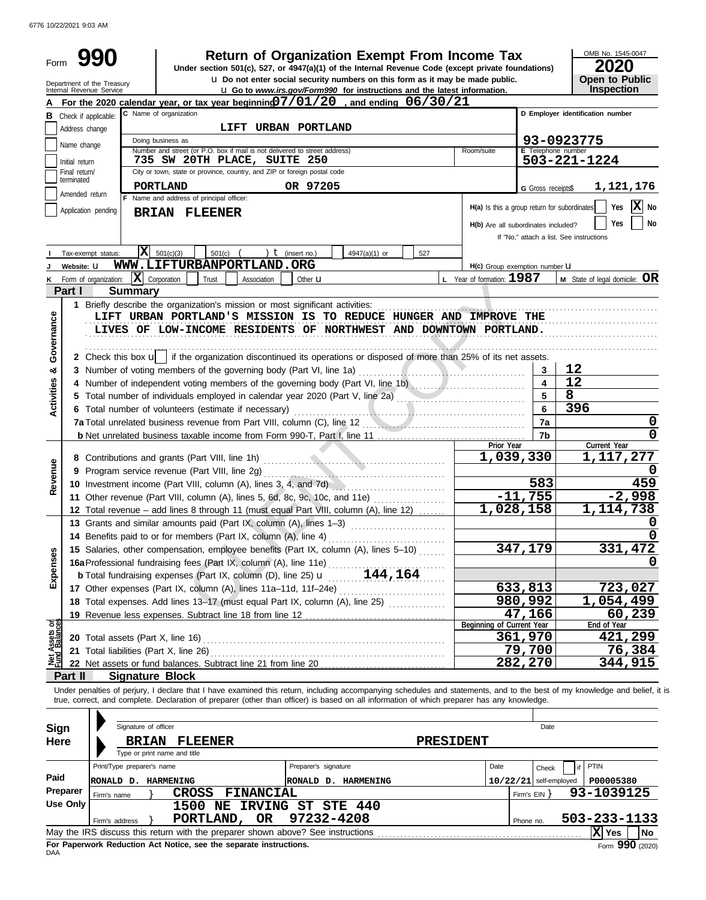6776 10/22/2021 9:03 AM

# Form 990 — Return of Organization Exempt From Income Tax

Under section 501(c), 527, or 4947(a)(1) of the Internal Revenue Code (except private foundations)

u Do not enter social security numbers on this form as it may be made public.

u Go to *www.irs.gov/Form990* for instructions and the latest information.

Department of the Treasury
Internal Revenue Service

OMB No. 1545-0047

**2020**

**Open to Public Inspection**

**A** For the 2020 calendar year, or tax year beginning **07/01/20**, and ending **06/30/21**

**B** Check if applicable: Address change / Name change / Initial return / Final return/terminated / Amended return / Application pending

**C** Name of organization: **LIFT URBAN PORTLAND**

Doing business as

Number and street (or P.O. box if mail is not delivered to street address): **735 SW 20TH PLACE, SUITE 250** Room/suite

City or town, state or province, country, and ZIP or foreign postal code: **PORTLAND OR 97205**

**D** Employer identification number: **93-0923775**

**E** Telephone number: **503-221-1224**

**G** Gross receipts$ **1,121,176**

**F** Name and address of principal officer: **BRIAN FLEENER**

H(a) Is this a group return for subordinates? Yes [ ] No [X]

H(b) Are all subordinates included? Yes [ ] No [ ]
If "No," attach a list. See instructions

**I** Tax-exempt status: [X] 501(c)(3) [ ] 501(c) ( ) t (insert no.) [ ] 4947(a)(1) or [ ] 527

**J** Website: u **WWW.LIFTURBANPORTLAND.ORG**

H(c) Group exemption number u

**K** Form of organization: [X] Corporation [ ] Trust [ ] Association [ ] Other u

**L** Year of formation: **1987** **M** State of legal domicile: **OR**

## Part I Summary

**Activities & Governance**

1 Briefly describe the organization's mission or most significant activities:
LIFT URBAN PORTLAND'S MISSION IS TO REDUCE HUNGER AND IMPROVE THE LIVES OF LOW-INCOME RESIDENTS OF NORTHWEST AND DOWNTOWN PORTLAND.

2 Check this box u [ ] if the organization discontinued its operations or disposed of more than 25% of its net assets.

| Line | Description | No. | Value |
|---|---|---|---|
| 3 | Number of voting members of the governing body (Part VI, line 1a) | 3 | 12 |
| 4 | Number of independent voting members of the governing body (Part VI, line 1b) | 4 | 12 |
| 5 | Total number of individuals employed in calendar year 2020 (Part V, line 2a) | 5 | 8 |
| 6 | Total number of volunteers (estimate if necessary) | 6 | 396 |
| 7a | Total unrelated business revenue from Part VIII, column (C), line 12 | 7a | 0 |
| b | Net unrelated business taxable income from Form 990-T, Part I, line 11 | 7b | 0 |

| | Line | Description | Prior Year | Current Year |
|---|---|---|---|---|
| **Revenue** | 8 | Contributions and grants (Part VIII, line 1h) | 1,039,330 | 1,117,277 |
| | 9 | Program service revenue (Part VIII, line 2g) | | 0 |
| | 10 | Investment income (Part VIII, column (A), lines 3, 4, and 7d) | 583 | 459 |
| | 11 | Other revenue (Part VIII, column (A), lines 5, 6d, 8c, 9c, 10c, and 11e) | -11,755 | -2,998 |
| | 12 | Total revenue – add lines 8 through 11 (must equal Part VIII, column (A), line 12) | 1,028,158 | 1,114,738 |
| **Expenses** | 13 | Grants and similar amounts paid (Part IX, column (A), lines 1–3) | | 0 |
| | 14 | Benefits paid to or for members (Part IX, column (A), line 4) | | 0 |
| | 15 | Salaries, other compensation, employee benefits (Part IX, column (A), lines 5–10) | 347,179 | 331,472 |
| | 16a | Professional fundraising fees (Part IX, column (A), line 11e) | | 0 |
| | b | Total fundraising expenses (Part IX, column (D), line 25) u 144,164 | | |
| | 17 | Other expenses (Part IX, column (A), lines 11a–11d, 11f–24e) | 633,813 | 723,027 |
| | 18 | Total expenses. Add lines 13–17 (must equal Part IX, column (A), line 25) | 980,992 | 1,054,499 |
| | 19 | Revenue less expenses. Subtract line 18 from line 12 | 47,166 | 60,239 |

| | Line | Description | Beginning of Current Year | End of Year |
|---|---|---|---|---|
| **Net Assets or Fund Balances** | 20 | Total assets (Part X, line 16) | 361,970 | 421,299 |
| | 21 | Total liabilities (Part X, line 26) | 79,700 | 76,384 |
| | 22 | Net assets or fund balances. Subtract line 21 from line 20 | 282,270 | 344,915 |

## Part II Signature Block

Under penalties of perjury, I declare that I have examined this return, including accompanying schedules and statements, and to the best of my knowledge and belief, it is true, correct, and complete. Declaration of preparer (other than officer) is based on all information of which preparer has any knowledge.

**Sign Here**

Signature of officer — Date

**BRIAN FLEENER** — **PRESIDENT**
Type or print name and title

**Paid Preparer Use Only**

| Print/Type preparer's name | Preparer's signature | Date | Check if self-employed | PTIN |
|---|---|---|---|---|
| RONALD D. HARMENING | RONALD D. HARMENING | 10/22/21 | [ ] | P00005380 |

Firm's name: **CROSS FINANCIAL** Firm's EIN: **93-1039125**

Firm's address: **1500 NE IRVING ST STE 440, PORTLAND, OR 97232-4208** Phone no. **503-233-1133**

May the IRS discuss this return with the preparer shown above? See instructions [X] Yes [ ] No

**For Paperwork Reduction Act Notice, see the separate instructions.**

DAA Form **990** (2020)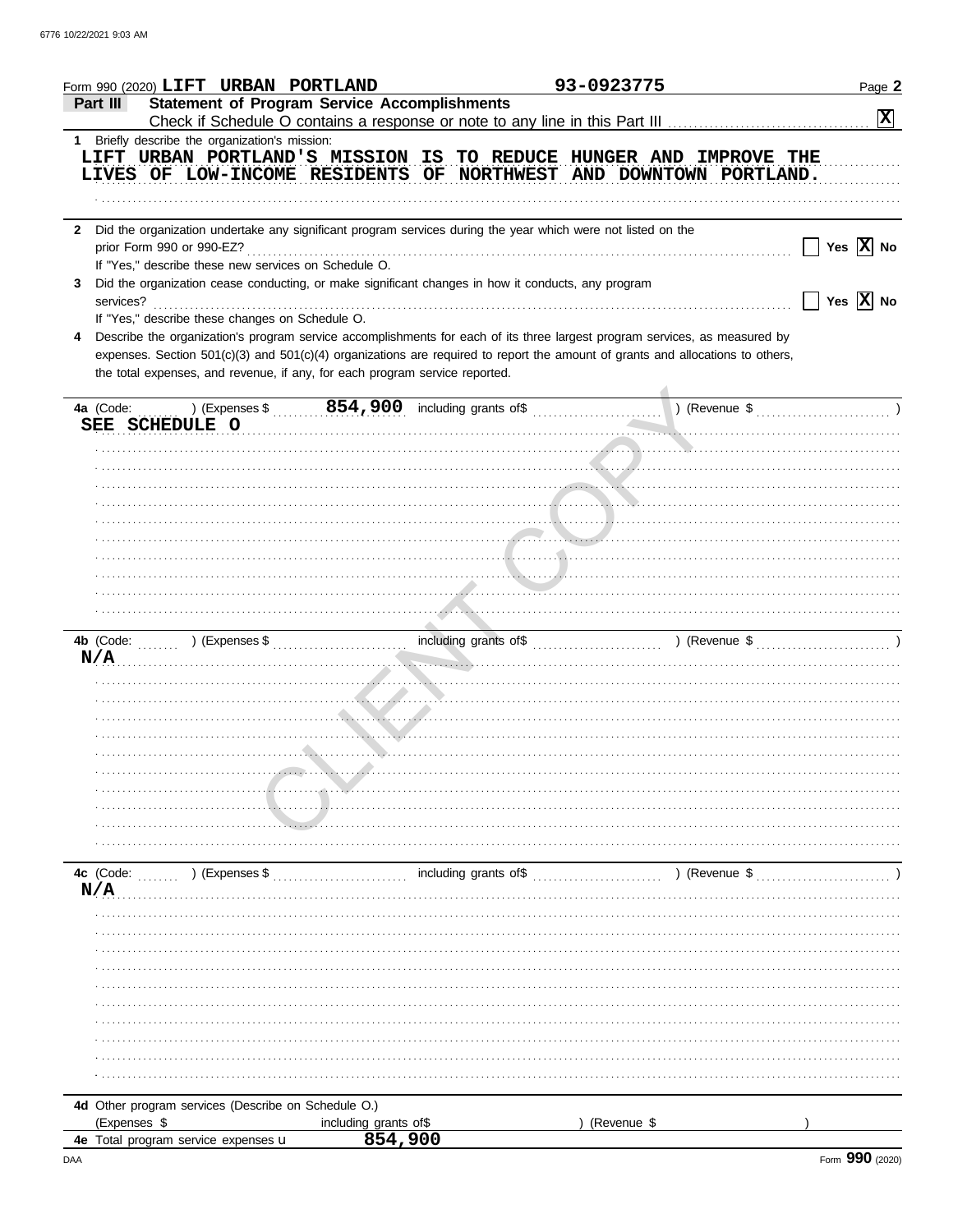Form 990 (2020) **LIFT URBAN PORTLAND** **93-0923775** Page **2**

## Part III Statement of Program Service Accomplishments

Check if Schedule O contains a response or note to any line in this Part III .......... **[X]**

**1** Briefly describe the organization's mission:

LIFT URBAN PORTLAND'S MISSION IS TO REDUCE HUNGER AND IMPROVE THE LIVES OF LOW-INCOME RESIDENTS OF NORTHWEST AND DOWNTOWN PORTLAND.

**2** Did the organization undertake any significant program services during the year which were not listed on the prior Form 990 or 990-EZ? .......... [ ] Yes [X] No

If "Yes," describe these new services on Schedule O.

**3** Did the organization cease conducting, or make significant changes in how it conducts, any program services? .......... [ ] Yes [X] No

If "Yes," describe these changes on Schedule O.

**4** Describe the organization's program service accomplishments for each of its three largest program services, as measured by expenses. Section 501(c)(3) and 501(c)(4) organizations are required to report the amount of grants and allocations to others, the total expenses, and revenue, if any, for each program service reported.

**4a** (Code: ) (Expenses $ **854,900** including grants of$ ) (Revenue $ )

SEE SCHEDULE O

**4b** (Code: ) (Expenses $ including grants of$ ) (Revenue $ )

N/A

**4c** (Code: ) (Expenses $ including grants of$ ) (Revenue $ )

N/A

**4d** Other program services (Describe on Schedule O.)

(Expenses $ including grants of$ ) (Revenue $ )

**4e** Total program service expenses **854,900**

Form **990** (2020)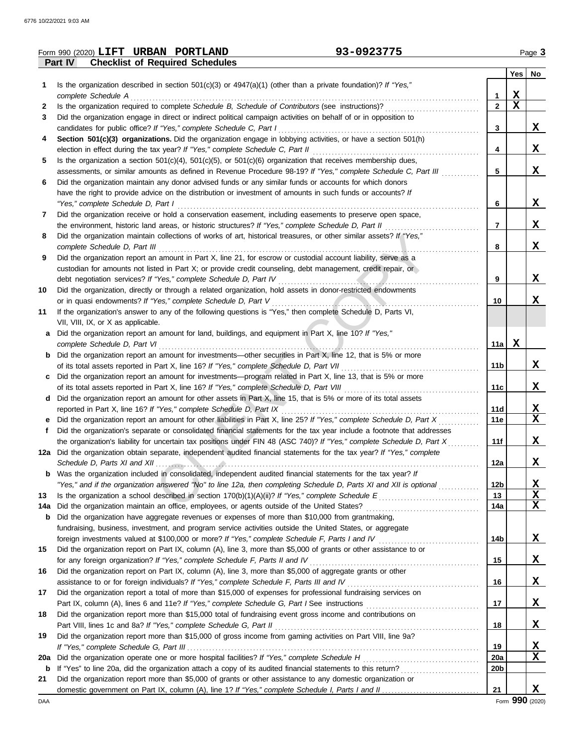Form 990 (2020) **LIFT URBAN PORTLAND** **93-0923775** Page **3**

## Part IV Checklist of Required Schedules

| | | | Yes | No |
|---|---|---|---|---|
| 1 | Is the organization described in section 501(c)(3) or 4947(a)(1) (other than a private foundation)? *If "Yes," complete Schedule A* | 1 | X | |
| 2 | Is the organization required to complete *Schedule B, Schedule of Contributors* (see instructions)? | 2 | X | |
| 3 | Did the organization engage in direct or indirect political campaign activities on behalf of or in opposition to candidates for public office? *If "Yes," complete Schedule C, Part I* | 3 | | X |
| 4 | **Section 501(c)(3) organizations.** Did the organization engage in lobbying activities, or have a section 501(h) election in effect during the tax year? *If "Yes," complete Schedule C, Part II* | 4 | | X |
| 5 | Is the organization a section 501(c)(4), 501(c)(5), or 501(c)(6) organization that receives membership dues, assessments, or similar amounts as defined in Revenue Procedure 98-19? *If "Yes," complete Schedule C, Part III* | 5 | | X |
| 6 | Did the organization maintain any donor advised funds or any similar funds or accounts for which donors have the right to provide advice on the distribution or investment of amounts in such funds or accounts? *If "Yes," complete Schedule D, Part I* | 6 | | X |
| 7 | Did the organization receive or hold a conservation easement, including easements to preserve open space, the environment, historic land areas, or historic structures? *If "Yes," complete Schedule D, Part II* | 7 | | X |
| 8 | Did the organization maintain collections of works of art, historical treasures, or other similar assets? *If "Yes," complete Schedule D, Part III* | 8 | | X |
| 9 | Did the organization report an amount in Part X, line 21, for escrow or custodial account liability, serve as a custodian for amounts not listed in Part X; or provide credit counseling, debt management, credit repair, or debt negotiation services? *If "Yes," complete Schedule D, Part IV* | 9 | | X |
| 10 | Did the organization, directly or through a related organization, hold assets in donor-restricted endowments or in quasi endowments? *If "Yes," complete Schedule D, Part V* | 10 | | X |
| 11 | If the organization's answer to any of the following questions is "Yes," then complete Schedule D, Parts VI, VII, VIII, IX, or X as applicable. | | | |
| a | Did the organization report an amount for land, buildings, and equipment in Part X, line 10? *If "Yes," complete Schedule D, Part VI* | 11a | X | |
| b | Did the organization report an amount for investments—other securities in Part X, line 12, that is 5% or more of its total assets reported in Part X, line 16? *If "Yes," complete Schedule D, Part VII* | 11b | | X |
| c | Did the organization report an amount for investments—program related in Part X, line 13, that is 5% or more of its total assets reported in Part X, line 16? *If "Yes," complete Schedule D, Part VIII* | 11c | | X |
| d | Did the organization report an amount for other assets in Part X, line 15, that is 5% or more of its total assets reported in Part X, line 16? *If "Yes," complete Schedule D, Part IX* | 11d | | X |
| e | Did the organization report an amount for other liabilities in Part X, line 25? *If "Yes," complete Schedule D, Part X* | 11e | | X |
| f | Did the organization's separate or consolidated financial statements for the tax year include a footnote that addresses the organization's liability for uncertain tax positions under FIN 48 (ASC 740)? *If "Yes," complete Schedule D, Part X* | 11f | | X |
| 12a | Did the organization obtain separate, independent audited financial statements for the tax year? *If "Yes," complete Schedule D, Parts XI and XII* | 12a | | X |
| b | Was the organization included in consolidated, independent audited financial statements for the tax year? *If "Yes," and if the organization answered "No" to line 12a, then completing Schedule D, Parts XI and XII is optional* | 12b | | X |
| 13 | Is the organization a school described in section 170(b)(1)(A)(ii)? *If "Yes," complete Schedule E* | 13 | | X |
| 14a | Did the organization maintain an office, employees, or agents outside of the United States? | 14a | | X |
| b | Did the organization have aggregate revenues or expenses of more than $10,000 from grantmaking, fundraising, business, investment, and program service activities outside the United States, or aggregate foreign investments valued at $100,000 or more? *If "Yes," complete Schedule F, Parts I and IV* | 14b | | X |
| 15 | Did the organization report on Part IX, column (A), line 3, more than $5,000 of grants or other assistance to or for any foreign organization? *If "Yes," complete Schedule F, Parts II and IV* | 15 | | X |
| 16 | Did the organization report on Part IX, column (A), line 3, more than $5,000 of aggregate grants or other assistance to or for foreign individuals? *If "Yes," complete Schedule F, Parts III and IV* | 16 | | X |
| 17 | Did the organization report a total of more than $15,000 of expenses for professional fundraising services on Part IX, column (A), lines 6 and 11e? *If "Yes," complete Schedule G, Part I* See instructions | 17 | | X |
| 18 | Did the organization report more than $15,000 total of fundraising event gross income and contributions on Part VIII, lines 1c and 8a? *If "Yes," complete Schedule G, Part II* | 18 | | X |
| 19 | Did the organization report more than $15,000 of gross income from gaming activities on Part VIII, line 9a? *If "Yes," complete Schedule G, Part III* | 19 | | X |
| 20a | Did the organization operate one or more hospital facilities? *If "Yes," complete Schedule H* | 20a | | X |
| b | If "Yes" to line 20a, did the organization attach a copy of its audited financial statements to this return? | 20b | | |
| 21 | Did the organization report more than $5,000 of grants or other assistance to any domestic organization or domestic government on Part IX, column (A), line 1? *If "Yes," complete Schedule I, Parts I and II* | 21 | | X |

Form **990** (2020)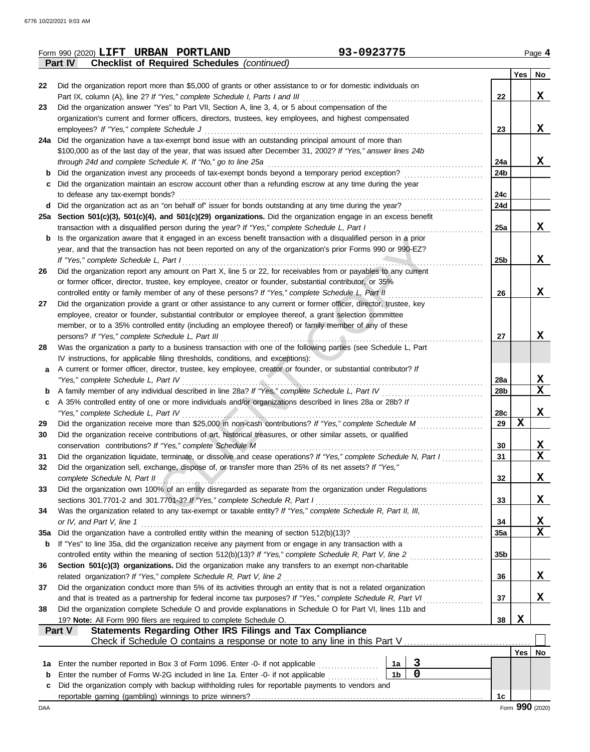Form 990 (2020) **LIFT URBAN PORTLAND** 93-0923775 Page 4

**Part IV Checklist of Required Schedules** *(continued)*

| | | | Yes | No |
|---|---|---|---|---|
| 22 | Did the organization report more than $5,000 of grants or other assistance to or for domestic individuals on Part IX, column (A), line 2? *If "Yes," complete Schedule I, Parts I and III* | 22 | | X |
| 23 | Did the organization answer "Yes" to Part VII, Section A, line 3, 4, or 5 about compensation of the organization's current and former officers, directors, trustees, key employees, and highest compensated employees? *If "Yes," complete Schedule J* | 23 | | X |
| 24a | Did the organization have a tax-exempt bond issue with an outstanding principal amount of more than $100,000 as of the last day of the year, that was issued after December 31, 2002? *If "Yes," answer lines 24b through 24d and complete Schedule K. If "No," go to line 25a* | 24a | | X |
| b | Did the organization invest any proceeds of tax-exempt bonds beyond a temporary period exception? | 24b | | |
| c | Did the organization maintain an escrow account other than a refunding escrow at any time during the year to defease any tax-exempt bonds? | 24c | | |
| d | Did the organization act as an "on behalf of" issuer for bonds outstanding at any time during the year? | 24d | | |
| 25a | **Section 501(c)(3), 501(c)(4), and 501(c)(29) organizations.** Did the organization engage in an excess benefit transaction with a disqualified person during the year? *If "Yes," complete Schedule L, Part I* | 25a | | X |
| b | Is the organization aware that it engaged in an excess benefit transaction with a disqualified person in a prior year, and that the transaction has not been reported on any of the organization's prior Forms 990 or 990-EZ? *If "Yes," complete Schedule L, Part I* | 25b | | X |
| 26 | Did the organization report any amount on Part X, line 5 or 22, for receivables from or payables to any current or former officer, director, trustee, key employee, creator or founder, substantial contributor, or 35% controlled entity or family member of any of these persons? *If "Yes," complete Schedule L, Part II* | 26 | | X |
| 27 | Did the organization provide a grant or other assistance to any current or former officer, director, trustee, key employee, creator or founder, substantial contributor or employee thereof, a grant selection committee member, or to a 35% controlled entity (including an employee thereof) or family member of any of these persons? *If "Yes," complete Schedule L, Part III* | 27 | | X |
| 28 | Was the organization a party to a business transaction with one of the following parties (see Schedule L, Part IV instructions, for applicable filing thresholds, conditions, and exceptions): | | | |
| a | A current or former officer, director, trustee, key employee, creator or founder, or substantial contributor? *If "Yes," complete Schedule L, Part IV* | 28a | | X |
| b | A family member of any individual described in line 28a? *If "Yes," complete Schedule L, Part IV* | 28b | | X |
| c | A 35% controlled entity of one or more individuals and/or organizations described in lines 28a or 28b? *If "Yes," complete Schedule L, Part IV* | 28c | | X |
| 29 | Did the organization receive more than $25,000 in non-cash contributions? *If "Yes," complete Schedule M* | 29 | X | |
| 30 | Did the organization receive contributions of art, historical treasures, or other similar assets, or qualified conservation contributions? *If "Yes," complete Schedule M* | 30 | | X |
| 31 | Did the organization liquidate, terminate, or dissolve and cease operations? *If "Yes," complete Schedule N, Part I* | 31 | | X |
| 32 | Did the organization sell, exchange, dispose of, or transfer more than 25% of its net assets? *If "Yes," complete Schedule N, Part II* | 32 | | X |
| 33 | Did the organization own 100% of an entity disregarded as separate from the organization under Regulations sections 301.7701-2 and 301.7701-3? *If "Yes," complete Schedule R, Part I* | 33 | | X |
| 34 | Was the organization related to any tax-exempt or taxable entity? *If "Yes," complete Schedule R, Part II, III, or IV, and Part V, line 1* | 34 | | X |
| 35a | Did the organization have a controlled entity within the meaning of section 512(b)(13)? | 35a | | X |
| b | If "Yes" to line 35a, did the organization receive any payment from or engage in any transaction with a controlled entity within the meaning of section 512(b)(13)? *If "Yes," complete Schedule R, Part V, line 2* | 35b | | |
| 36 | **Section 501(c)(3) organizations.** Did the organization make any transfers to an exempt non-charitable related organization? *If "Yes," complete Schedule R, Part V, line 2* | 36 | | X |
| 37 | Did the organization conduct more than 5% of its activities through an entity that is not a related organization and that is treated as a partnership for federal income tax purposes? *If "Yes," complete Schedule R, Part VI* | 37 | | X |
| 38 | Did the organization complete Schedule O and provide explanations in Schedule O for Part VI, lines 11b and 19? **Note:** All Form 990 filers are required to complete Schedule O. | 38 | X | |

**Part V Statements Regarding Other IRS Filings and Tax Compliance**

Check if Schedule O contains a response or note to any line in this Part V ☐

| | | | | | Yes | No |
|---|---|---|---|---|---|---|
| 1a | Enter the number reported in Box 3 of Form 1096. Enter -0- if not applicable | 1a | 3 | | | |
| b | Enter the number of Forms W-2G included in line 1a. Enter -0- if not applicable | 1b | 0 | | | |
| c | Did the organization comply with backup withholding rules for reportable payments to vendors and reportable gaming (gambling) winnings to prize winners? | | | 1c | | |

Form **990** (2020)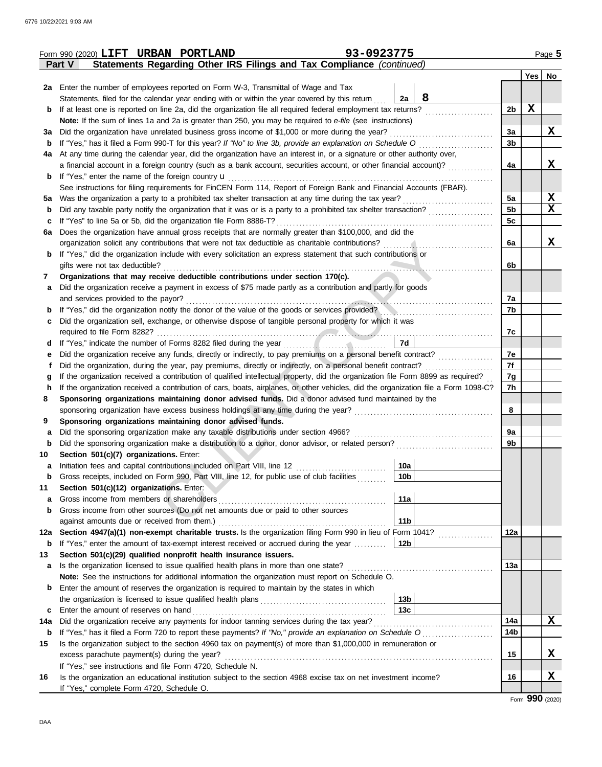Form 990 (2020) **LIFT URBAN PORTLAND** **93-0923775** Page **5**

## Part V Statements Regarding Other IRS Filings and Tax Compliance *(continued)*

| | | | | Yes | No |
|---|---|---|---|---|---|
| **2a** | Enter the number of employees reported on Form W-3, Transmittal of Wage and Tax Statements, filed for the calendar year ending with or within the year covered by this return | 2a: **8** | | | |
| **b** | If at least one is reported on line 2a, did the organization file all required federal employment tax returns? | | 2b | X | |
| | **Note:** If the sum of lines 1a and 2a is greater than 250, you may be required to *e-file* (see instructions) | | | | |
| **3a** | Did the organization have unrelated business gross income of $1,000 or more during the year? | | 3a | | X |
| **b** | If "Yes," has it filed a Form 990-T for this year? *If "No" to line 3b, provide an explanation on Schedule O* | | 3b | | |
| **4a** | At any time during the calendar year, did the organization have an interest in, or a signature or other authority over, a financial account in a foreign country (such as a bank account, securities account, or other financial account)? | | 4a | | X |
| **b** | If "Yes," enter the name of the foreign country u | | | | |
| | See instructions for filing requirements for FinCEN Form 114, Report of Foreign Bank and Financial Accounts (FBAR). | | | | |
| **5a** | Was the organization a party to a prohibited tax shelter transaction at any time during the tax year? | | 5a | | X |
| **b** | Did any taxable party notify the organization that it was or is a party to a prohibited tax shelter transaction? | | 5b | | X |
| **c** | If "Yes" to line 5a or 5b, did the organization file Form 8886-T? | | 5c | | |
| **6a** | Does the organization have annual gross receipts that are normally greater than $100,000, and did the organization solicit any contributions that were not tax deductible as charitable contributions? | | 6a | | X |
| **b** | If "Yes," did the organization include with every solicitation an express statement that such contributions or gifts were not tax deductible? | | 6b | | |
| **7** | **Organizations that may receive deductible contributions under section 170(c).** | | | | |
| **a** | Did the organization receive a payment in excess of $75 made partly as a contribution and partly for goods and services provided to the payor? | | 7a | | |
| **b** | If "Yes," did the organization notify the donor of the value of the goods or services provided? | | 7b | | |
| **c** | Did the organization sell, exchange, or otherwise dispose of tangible personal property for which it was required to file Form 8282? | | 7c | | |
| **d** | If "Yes," indicate the number of Forms 8282 filed during the year | 7d | | | |
| **e** | Did the organization receive any funds, directly or indirectly, to pay premiums on a personal benefit contract? | | 7e | | |
| **f** | Did the organization, during the year, pay premiums, directly or indirectly, on a personal benefit contract? | | 7f | | |
| **g** | If the organization received a contribution of qualified intellectual property, did the organization file Form 8899 as required? | | 7g | | |
| **h** | If the organization received a contribution of cars, boats, airplanes, or other vehicles, did the organization file a Form 1098-C? | | 7h | | |
| **8** | **Sponsoring organizations maintaining donor advised funds.** Did a donor advised fund maintained by the sponsoring organization have excess business holdings at any time during the year? | | 8 | | |
| **9** | **Sponsoring organizations maintaining donor advised funds.** | | | | |
| **a** | Did the sponsoring organization make any taxable distributions under section 4966? | | 9a | | |
| **b** | Did the sponsoring organization make a distribution to a donor, donor advisor, or related person? | | 9b | | |
| **10** | **Section 501(c)(7) organizations.** Enter: | | | | |
| **a** | Initiation fees and capital contributions included on Part VIII, line 12 | 10a | | | |
| **b** | Gross receipts, included on Form 990, Part VIII, line 12, for public use of club facilities | 10b | | | |
| **11** | **Section 501(c)(12) organizations.** Enter: | | | | |
| **a** | Gross income from members or shareholders | 11a | | | |
| **b** | Gross income from other sources (Do not net amounts due or paid to other sources against amounts due or received from them.) | 11b | | | |
| **12a** | **Section 4947(a)(1) non-exempt charitable trusts.** Is the organization filing Form 990 in lieu of Form 1041? | | 12a | | |
| **b** | If "Yes," enter the amount of tax-exempt interest received or accrued during the year | 12b | | | |
| **13** | **Section 501(c)(29) qualified nonprofit health insurance issuers.** | | | | |
| **a** | Is the organization licensed to issue qualified health plans in more than one state? | | 13a | | |
| | **Note:** See the instructions for additional information the organization must report on Schedule O. | | | | |
| **b** | Enter the amount of reserves the organization is required to maintain by the states in which the organization is licensed to issue qualified health plans | 13b | | | |
| **c** | Enter the amount of reserves on hand | 13c | | | |
| **14a** | Did the organization receive any payments for indoor tanning services during the tax year? | | 14a | | X |
| **b** | If "Yes," has it filed a Form 720 to report these payments? *If "No," provide an explanation on Schedule O* | | 14b | | |
| **15** | Is the organization subject to the section 4960 tax on payment(s) of more than $1,000,000 in remuneration or excess parachute payment(s) during the year? | | 15 | | X |
| | If "Yes," see instructions and file Form 4720, Schedule N. | | | | |
| **16** | Is the organization an educational institution subject to the section 4968 excise tax on net investment income? | | 16 | | X |
| | If "Yes," complete Form 4720, Schedule O. | | | | |

Form **990** (2020)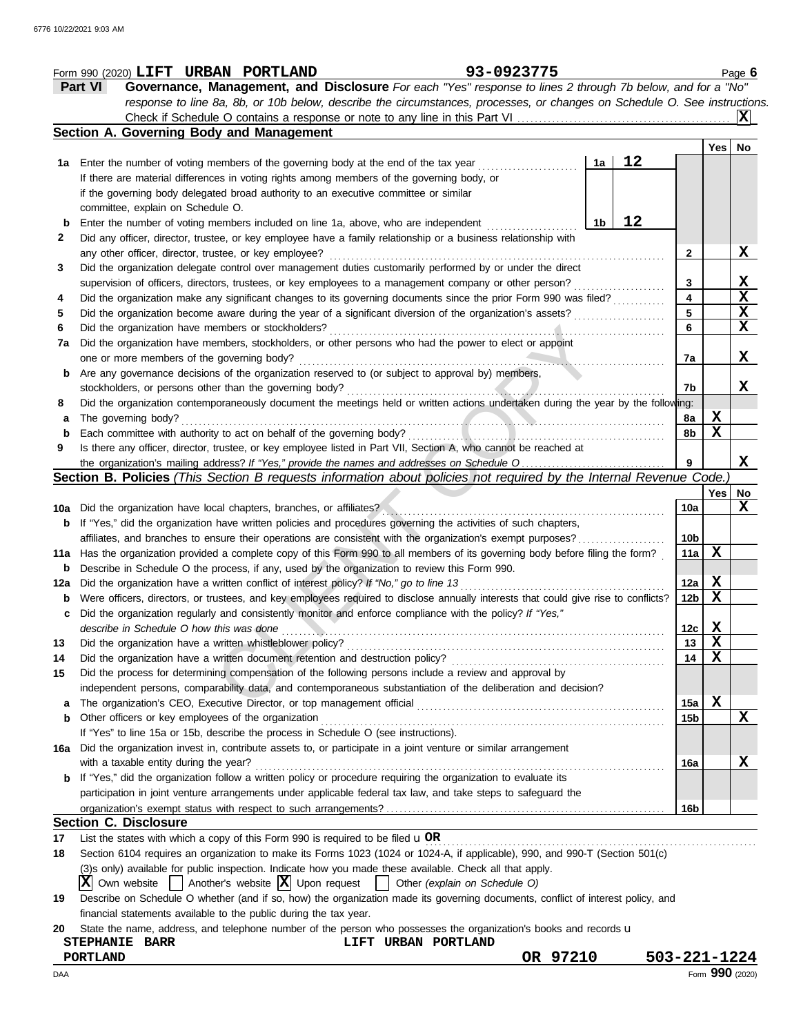Form 990 (2020) **LIFT URBAN PORTLAND** **93-0923775** Page **6**

## Part VI Governance, Management, and Disclosure

*For each "Yes" response to lines 2 through 7b below, and for a "No" response to line 8a, 8b, or 10b below, describe the circumstances, processes, or changes on Schedule O. See instructions.*

Check if Schedule O contains a response or note to any line in this Part VI ... **X**

### Section A. Governing Body and Management

| | | | | | Yes | No |
|---|---|---|---|---|---|---|
| **1a** | Enter the number of voting members of the governing body at the end of the tax year. If there are material differences in voting rights among members of the governing body, or if the governing body delegated broad authority to an executive committee or similar committee, explain on Schedule O. | 1a | 12 | | | |
| **b** | Enter the number of voting members included on line 1a, above, who are independent | 1b | 12 | | | |
| **2** | Did any officer, director, trustee, or key employee have a family relationship or a business relationship with any other officer, director, trustee, or key employee? | | | 2 | | X |
| **3** | Did the organization delegate control over management duties customarily performed by or under the direct supervision of officers, directors, trustees, or key employees to a management company or other person? | | | 3 | | X |
| **4** | Did the organization make any significant changes to its governing documents since the prior Form 990 was filed? | | | 4 | | X |
| **5** | Did the organization become aware during the year of a significant diversion of the organization's assets? | | | 5 | | X |
| **6** | Did the organization have members or stockholders? | | | 6 | | X |
| **7a** | Did the organization have members, stockholders, or other persons who had the power to elect or appoint one or more members of the governing body? | | | 7a | | X |
| **b** | Are any governance decisions of the organization reserved to (or subject to approval by) members, stockholders, or persons other than the governing body? | | | 7b | | X |
| **8** | Did the organization contemporaneously document the meetings held or written actions undertaken during the year by the following: | | | | | |
| **a** | The governing body? | | | 8a | X | |
| **b** | Each committee with authority to act on behalf of the governing body? | | | 8b | X | |
| **9** | Is there any officer, director, trustee, or key employee listed in Part VII, Section A, who cannot be reached at the organization's mailing address? *If "Yes," provide the names and addresses on Schedule O* | | | 9 | | X |

### Section B. Policies *(This Section B requests information about policies not required by the Internal Revenue Code.)*

| | | | Yes | No |
|---|---|---|---|---|
| **10a** | Did the organization have local chapters, branches, or affiliates? | 10a | | X |
| **b** | If "Yes," did the organization have written policies and procedures governing the activities of such chapters, affiliates, and branches to ensure their operations are consistent with the organization's exempt purposes? | 10b | | |
| **11a** | Has the organization provided a complete copy of this Form 990 to all members of its governing body before filing the form? | 11a | X | |
| **b** | Describe in Schedule O the process, if any, used by the organization to review this Form 990. | | | |
| **12a** | Did the organization have a written conflict of interest policy? *If "No," go to line 13* | 12a | X | |
| **b** | Were officers, directors, or trustees, and key employees required to disclose annually interests that could give rise to conflicts? | 12b | X | |
| **c** | Did the organization regularly and consistently monitor and enforce compliance with the policy? *If "Yes," describe in Schedule O how this was done* | 12c | X | |
| **13** | Did the organization have a written whistleblower policy? | 13 | X | |
| **14** | Did the organization have a written document retention and destruction policy? | 14 | X | |
| **15** | Did the process for determining compensation of the following persons include a review and approval by independent persons, comparability data, and contemporaneous substantiation of the deliberation and decision? | | | |
| **a** | The organization's CEO, Executive Director, or top management official | 15a | X | |
| **b** | Other officers or key employees of the organization | 15b | | X |
| | If "Yes" to line 15a or 15b, describe the process in Schedule O (see instructions). | | | |
| **16a** | Did the organization invest in, contribute assets to, or participate in a joint venture or similar arrangement with a taxable entity during the year? | 16a | | X |
| **b** | If "Yes," did the organization follow a written policy or procedure requiring the organization to evaluate its participation in joint venture arrangements under applicable federal tax law, and take steps to safeguard the organization's exempt status with respect to such arrangements? | 16b | | |

### Section C. Disclosure

**17** List the states with which a copy of this Form 990 is required to be filed u **OR**

**18** Section 6104 requires an organization to make its Forms 1023 (1024 or 1024-A, if applicable), 990, and 990-T (Section 501(c)(3)s only) available for public inspection. Indicate how you made these available. Check all that apply.

**X** Own website &nbsp;&nbsp; ☐ Another's website &nbsp;&nbsp; **X** Upon request &nbsp;&nbsp; ☐ Other *(explain on Schedule O)*

**19** Describe on Schedule O whether (and if so, how) the organization made its governing documents, conflict of interest policy, and financial statements available to the public during the tax year.

**20** State the name, address, and telephone number of the person who possesses the organization's books and records u

**STEPHANIE BARR** &nbsp;&nbsp; **LIFT URBAN PORTLAND**
**PORTLAND** &nbsp;&nbsp; **OR 97210** &nbsp;&nbsp; **503-221-1224**

Form **990** (2020)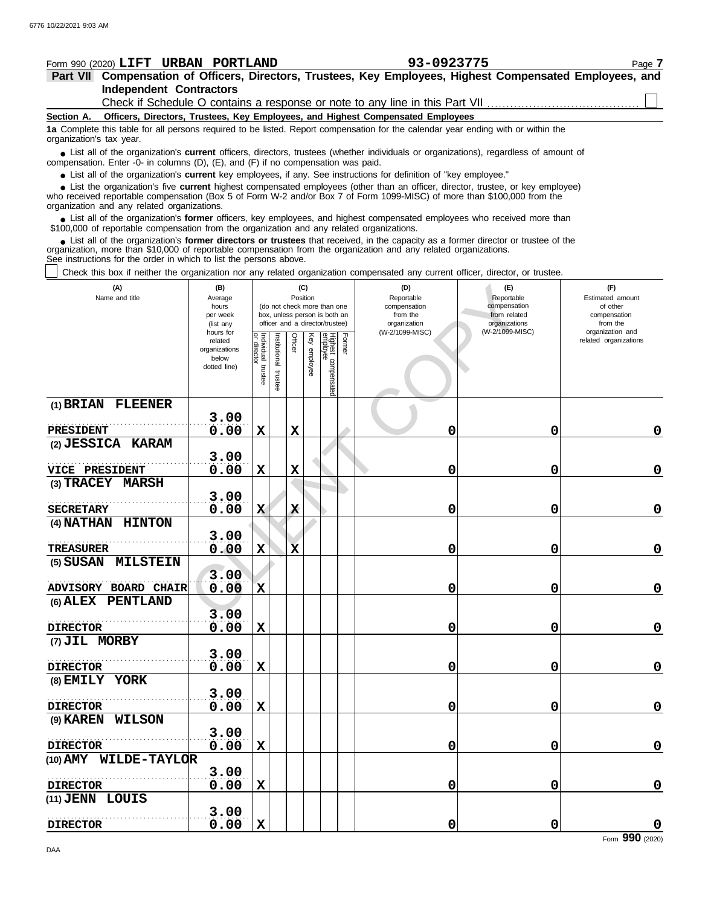Form 990 (2020) **LIFT URBAN PORTLAND** **93-0923775** Page **7**

## Part VII Compensation of Officers, Directors, Trustees, Key Employees, Highest Compensated Employees, and Independent Contractors

Check if Schedule O contains a response or note to any line in this Part VII ☐

**Section A. Officers, Directors, Trustees, Key Employees, and Highest Compensated Employees**

**1a** Complete this table for all persons required to be listed. Report compensation for the calendar year ending with or within the organization's tax year.

- List all of the organization's **current** officers, directors, trustees (whether individuals or organizations), regardless of amount of compensation. Enter -0- in columns (D), (E), and (F) if no compensation was paid.
- List all of the organization's **current** key employees, if any. See instructions for definition of "key employee."
- List the organization's five **current** highest compensated employees (other than an officer, director, trustee, or key employee) who received reportable compensation (Box 5 of Form W-2 and/or Box 7 of Form 1099-MISC) of more than $100,000 from the organization and any related organizations.
- List all of the organization's **former** officers, key employees, and highest compensated employees who received more than $100,000 of reportable compensation from the organization and any related organizations.
- List all of the organization's **former directors or trustees** that received, in the capacity as a former director or trustee of the organization, more than $10,000 of reportable compensation from the organization and any related organizations.

See instructions for the order in which to list the persons above.

☐ Check this box if neither the organization nor any related organization compensated any current officer, director, or trustee.

| (A) Name and title | (B) Average hours per week (list any hours for related organizations below dotted line) | (C) Position: Individual trustee or director | Institutional trustee | Officer | Key employee | Highest compensated employee | Former | (D) Reportable compensation from the organization (W-2/1099-MISC) | (E) Reportable compensation from related organizations (W-2/1099-MISC) | (F) Estimated amount of other compensation from the organization and related organizations |
|---|---|---|---|---|---|---|---|---|---|---|
| (1) BRIAN FLEENER<br>PRESIDENT | 3.00<br>0.00 | X | | X | | | | 0 | 0 | 0 |
| (2) JESSICA KARAM<br>VICE PRESIDENT | 3.00<br>0.00 | X | | X | | | | 0 | 0 | 0 |
| (3) TRACEY MARSH<br>SECRETARY | 3.00<br>0.00 | X | | X | | | | 0 | 0 | 0 |
| (4) NATHAN HINTON<br>TREASURER | 3.00<br>0.00 | X | | X | | | | 0 | 0 | 0 |
| (5) SUSAN MILSTEIN<br>ADVISORY BOARD CHAIR | 3.00<br>0.00 | X | | | | | | 0 | 0 | 0 |
| (6) ALEX PENTLAND<br>DIRECTOR | 3.00<br>0.00 | X | | | | | | 0 | 0 | 0 |
| (7) JIL MORBY<br>DIRECTOR | 3.00<br>0.00 | X | | | | | | 0 | 0 | 0 |
| (8) EMILY YORK<br>DIRECTOR | 3.00<br>0.00 | X | | | | | | 0 | 0 | 0 |
| (9) KAREN WILSON<br>DIRECTOR | 3.00<br>0.00 | X | | | | | | 0 | 0 | 0 |
| (10) AMY WILDE-TAYLOR<br>DIRECTOR | 3.00<br>0.00 | X | | | | | | 0 | 0 | 0 |
| (11) JENN LOUIS<br>DIRECTOR | 3.00<br>0.00 | X | | | | | | 0 | 0 | 0 |

Form **990** (2020)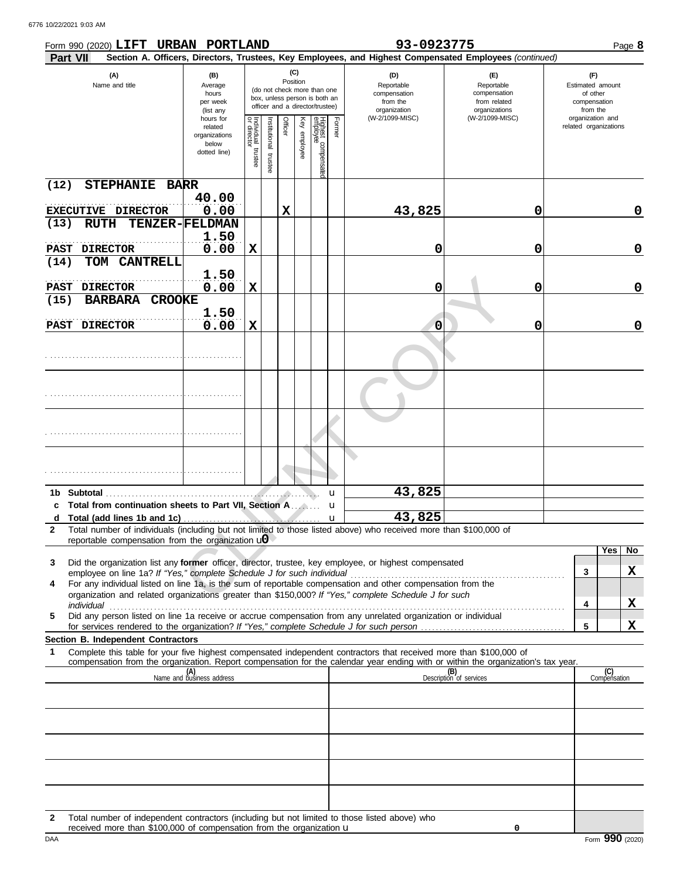Form 990 (2020) **LIFT URBAN PORTLAND** **93-0923775** Page **8**

**Part VII** **Section A. Officers, Directors, Trustees, Key Employees, and Highest Compensated Employees** *(continued)*

| (A) Name and title | (B) Average hours per week (list any hours for related organizations below dotted line) | (C) Position: Individual trustee or director | Institutional trustee | Officer | Key employee | Highest compensated employee | Former | (D) Reportable compensation from the organization (W-2/1099-MISC) | (E) Reportable compensation from related organizations (W-2/1099-MISC) | (F) Estimated amount of other compensation from the organization and related organizations |
|---|---|---|---|---|---|---|---|---|---|---|
| (12) STEPHANIE BARR<br>EXECUTIVE DIRECTOR | 40.00<br>0.00 | | | X | | | | 43,825 | 0 | 0 |
| (13) RUTH TENZER-FELDMAN<br>PAST DIRECTOR | 1.50<br>0.00 | X | | | | | | 0 | 0 | 0 |
| (14) TOM CANTRELL<br>PAST DIRECTOR | 1.50<br>0.00 | X | | | | | | 0 | 0 | 0 |
| (15) BARBARA CROOKE<br>PAST DIRECTOR | 1.50<br>0.00 | X | | | | | | 0 | 0 | 0 |
| | | | | | | | | | | |
| | | | | | | | | | | |
| | | | | | | | | | | |
| | | | | | | | | | | |

| | | (D) | (E) | (F) |
|---|---|---|---|---|
| 1b | Subtotal | 43,825 | | |
| c | Total from continuation sheets to Part VII, Section A | | | |
| d | Total (add lines 1b and 1c) | 43,825 | | |

**2** Total number of individuals (including but not limited to those listed above) who received more than $100,000 of reportable compensation from the organization **0**

| | | | Yes | No |
|---|---|---|---|---|
| 3 | Did the organization list any **former** officer, director, trustee, key employee, or highest compensated employee on line 1a? *If "Yes," complete Schedule J for such individual* | 3 | | X |
| 4 | For any individual listed on line 1a, is the sum of reportable compensation and other compensation from the organization and related organizations greater than $150,000? *If "Yes," complete Schedule J for such individual* | 4 | | X |
| 5 | Did any person listed on line 1a receive or accrue compensation from any unrelated organization or individual for services rendered to the organization? *If "Yes," complete Schedule J for such person* | 5 | | X |

**Section B. Independent Contractors**

**1** Complete this table for your five highest compensated independent contractors that received more than $100,000 of compensation from the organization. Report compensation for the calendar year ending with or within the organization's tax year.

| (A) Name and business address | (B) Description of services | (C) Compensation |
|---|---|---|
| | | |
| | | |
| | | |
| | | |
| | | |

**2** Total number of independent contractors (including but not limited to those listed above) who received more than $100,000 of compensation from the organization **0**

DAA Form **990** (2020)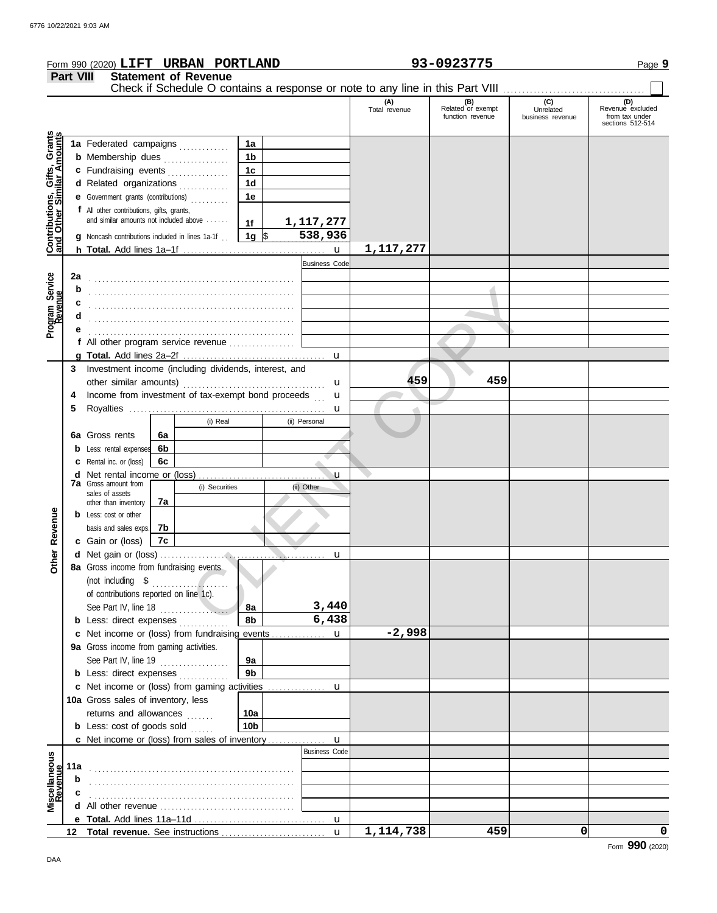Form 990 (2020) **LIFT URBAN PORTLAND** **93-0923775** Page **9**

## Part VIII Statement of Revenue

Check if Schedule O contains a response or note to any line in this Part VIII ☐

| | | | (A) Total revenue | (B) Related or exempt function revenue | (C) Unrelated business revenue | (D) Revenue excluded from tax under sections 512-514 |
|---|---|---|---|---|---|---|
| **Contributions, Gifts, Grants and Other Similar Amounts** | 1a Federated campaigns | 1a | | | | |
| | b Membership dues | 1b | | | | |
| | c Fundraising events | 1c | | | | |
| | d Related organizations | 1d | | | | |
| | e Government grants (contributions) | 1e | | | | |
| | f All other contributions, gifts, grants, and similar amounts not included above | 1f 1,117,277 | | | | |
| | g Noncash contributions included in lines 1a-1f | 1g $ 538,936 | | | | |
| | h **Total.** Add lines 1a–1f | u | 1,117,277 | | | |
| **Program Service Revenue** | | Business Code | | | | |
| | 2a | | | | | |
| | b | | | | | |
| | c | | | | | |
| | d | | | | | |
| | e | | | | | |
| | f All other program service revenue | | | | | |
| | g **Total.** Add lines 2a–2f | u | | | | |
| **Other Revenue** | 3 Investment income (including dividends, interest, and other similar amounts) | u | 459 | 459 | | |
| | 4 Income from investment of tax-exempt bond proceeds | u | | | | |
| | 5 Royalties | u | | | | |
| | | (i) Real / (ii) Personal | | | | |
| | 6a Gross rents | 6a | | | | |
| | b Less: rental expenses | 6b | | | | |
| | c Rental inc. or (loss) | 6c | | | | |
| | d Net rental income or (loss) | u | | | | |
| | 7a Gross amount from sales of assets other than inventory | (i) Securities / (ii) Other 7a | | | | |
| | b Less: cost or other basis and sales exps. | 7b | | | | |
| | c Gain or (loss) | 7c | | | | |
| | d Net gain or (loss) | u | | | | |
| | 8a Gross income from fundraising events (not including $ of contributions reported on line 1c). See Part IV, line 18 | 8a 3,440 | | | | |
| | b Less: direct expenses | 8b 6,438 | | | | |
| | c Net income or (loss) from fundraising events | u | -2,998 | | | |
| | 9a Gross income from gaming activities. See Part IV, line 19 | 9a | | | | |
| | b Less: direct expenses | 9b | | | | |
| | c Net income or (loss) from gaming activities | u | | | | |
| | 10a Gross sales of inventory, less returns and allowances | 10a | | | | |
| | b Less: cost of goods sold | 10b | | | | |
| | c Net income or (loss) from sales of inventory | u | | | | |
| **Miscellaneous Revenue** | | Business Code | | | | |
| | 11a | | | | | |
| | b | | | | | |
| | c | | | | | |
| | d All other revenue | | | | | |
| | e **Total.** Add lines 11a–11d | u | | | | |
| | 12 **Total revenue.** See instructions | u | 1,114,738 | 459 | 0 | 0 |

Form **990** (2020)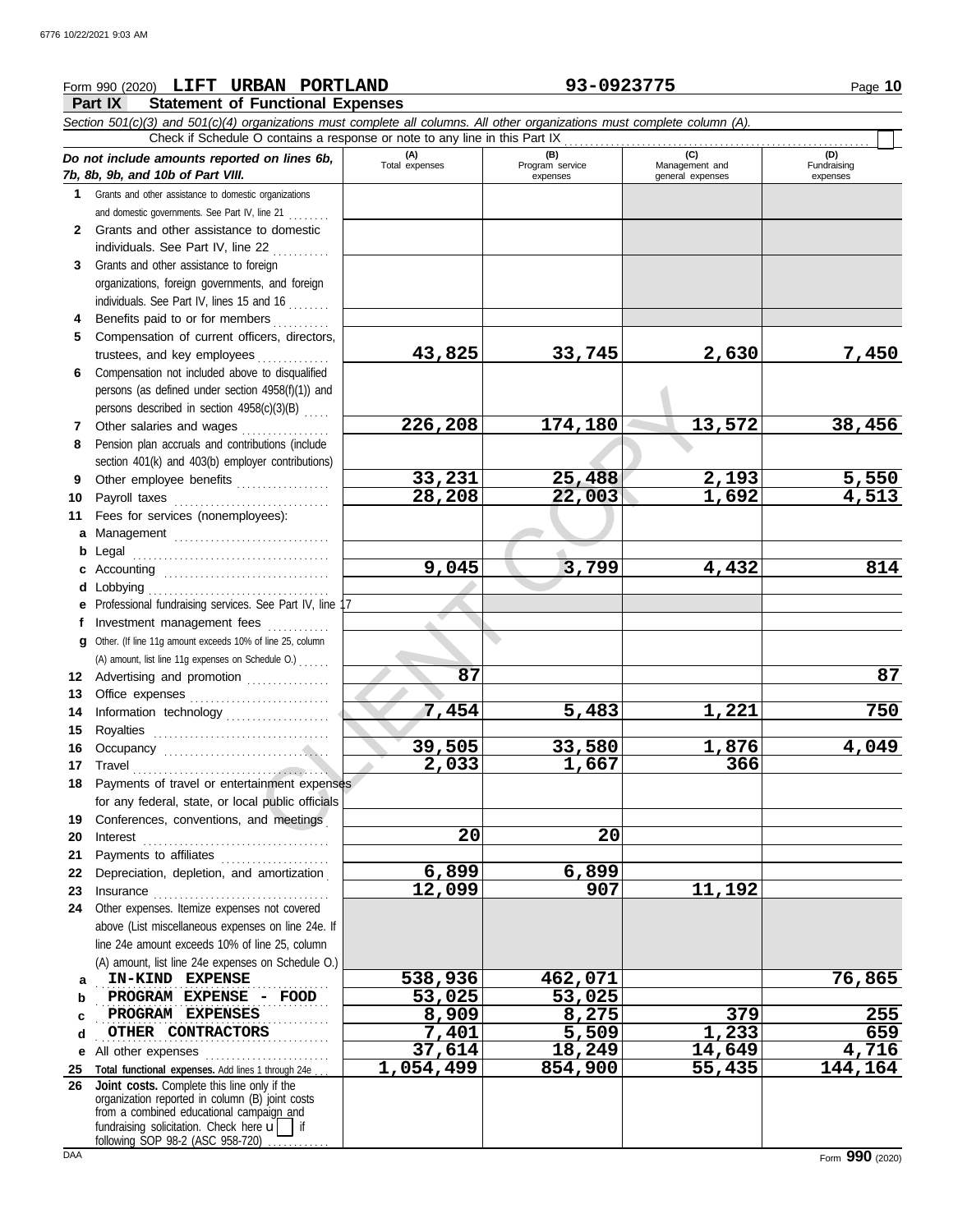Form 990 (2020) **LIFT URBAN PORTLAND** **93-0923775** Page **10**

## Part IX Statement of Functional Expenses

*Section 501(c)(3) and 501(c)(4) organizations must complete all columns. All other organizations must complete column (A).*

Check if Schedule O contains a response or note to any line in this Part IX ☐

| *Do not include amounts reported on lines 6b, 7b, 8b, 9b, and 10b of Part VIII.* | (A) Total expenses | (B) Program service expenses | (C) Management and general expenses | (D) Fundraising expenses |
|---|---|---|---|---|
| 1 Grants and other assistance to domestic organizations and domestic governments. See Part IV, line 21 | | | | |
| 2 Grants and other assistance to domestic individuals. See Part IV, line 22 | | | | |
| 3 Grants and other assistance to foreign organizations, foreign governments, and foreign individuals. See Part IV, lines 15 and 16 | | | | |
| 4 Benefits paid to or for members | | | | |
| 5 Compensation of current officers, directors, trustees, and key employees | 43,825 | 33,745 | 2,630 | 7,450 |
| 6 Compensation not included above to disqualified persons (as defined under section 4958(f)(1)) and persons described in section 4958(c)(3)(B) | | | | |
| 7 Other salaries and wages | 226,208 | 174,180 | 13,572 | 38,456 |
| 8 Pension plan accruals and contributions (include section 401(k) and 403(b) employer contributions) | | | | |
| 9 Other employee benefits | 33,231 | 25,488 | 2,193 | 5,550 |
| 10 Payroll taxes | 28,208 | 22,003 | 1,692 | 4,513 |
| 11 Fees for services (nonemployees): | | | | |
| a Management | | | | |
| b Legal | | | | |
| c Accounting | 9,045 | 3,799 | 4,432 | 814 |
| d Lobbying | | | | |
| e Professional fundraising services. See Part IV, line 17 | | | | |
| f Investment management fees | | | | |
| g Other. (If line 11g amount exceeds 10% of line 25, column (A) amount, list line 11g expenses on Schedule O.) | | | | |
| 12 Advertising and promotion | 87 | | | 87 |
| 13 Office expenses | | | | |
| 14 Information technology | 7,454 | 5,483 | 1,221 | 750 |
| 15 Royalties | | | | |
| 16 Occupancy | 39,505 | 33,580 | 1,876 | 4,049 |
| 17 Travel | 2,033 | 1,667 | 366 | |
| 18 Payments of travel or entertainment expenses for any federal, state, or local public officials | | | | |
| 19 Conferences, conventions, and meetings | | | | |
| 20 Interest | 20 | 20 | | |
| 21 Payments to affiliates | | | | |
| 22 Depreciation, depletion, and amortization | 6,899 | 6,899 | | |
| 23 Insurance | 12,099 | 907 | 11,192 | |
| 24 Other expenses. Itemize expenses not covered above (List miscellaneous expenses on line 24e. If line 24e amount exceeds 10% of line 25, column (A) amount, list line 24e expenses on Schedule O.) | | | | |
| a IN-KIND EXPENSE | 538,936 | 462,071 | | 76,865 |
| b PROGRAM EXPENSE - FOOD | 53,025 | 53,025 | | |
| c PROGRAM EXPENSES | 8,909 | 8,275 | 379 | 255 |
| d OTHER CONTRACTORS | 7,401 | 5,509 | 1,233 | 659 |
| e All other expenses | 37,614 | 18,249 | 14,649 | 4,716 |
| 25 **Total functional expenses.** Add lines 1 through 24e | 1,054,499 | 854,900 | 55,435 | 144,164 |
| 26 **Joint costs.** Complete this line only if the organization reported in column (B) joint costs from a combined educational campaign and fundraising solicitation. Check here ☐ if following SOP 98-2 (ASC 958-720) | | | | |

Form **990** (2020)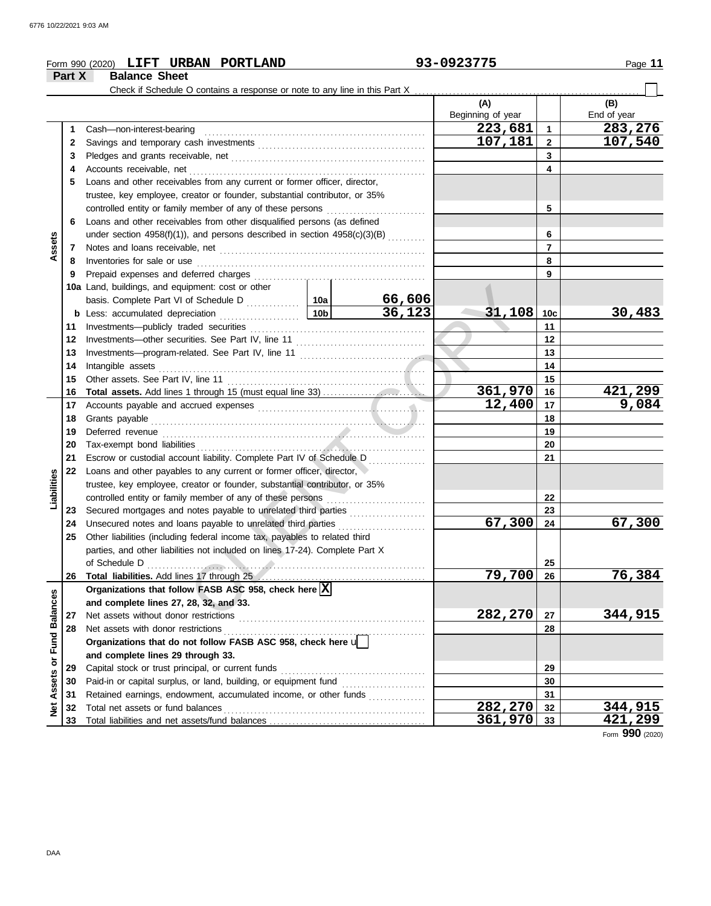Form 990 (2020) **LIFT URBAN PORTLAND** **93-0923775**

## Part X Balance Sheet

Check if Schedule O contains a response or note to any line in this Part X ☐

| | | | | (A) Beginning of year | | (B) End of year |
|---|---|---|---|---|---|---|
| **Assets** | 1 | Cash—non-interest-bearing | | 223,681 | 1 | 283,276 |
| | 2 | Savings and temporary cash investments | | 107,181 | 2 | 107,540 |
| | 3 | Pledges and grants receivable, net | | | 3 | |
| | 4 | Accounts receivable, net | | | 4 | |
| | 5 | Loans and other receivables from any current or former officer, director, trustee, key employee, creator or founder, substantial contributor, or 35% controlled entity or family member of any of these persons | | | 5 | |
| | 6 | Loans and other receivables from other disqualified persons (as defined under section 4958(f)(1)), and persons described in section 4958(c)(3)(B) | | | 6 | |
| | 7 | Notes and loans receivable, net | | | 7 | |
| | 8 | Inventories for sale or use | | | 8 | |
| | 9 | Prepaid expenses and deferred charges | | | 9 | |
| | 10a | Land, buildings, and equipment: cost or other basis. Complete Part VI of Schedule D | 10a 66,606 | | | |
| | b | Less: accumulated depreciation | 10b 36,123 | 31,108 | 10c | 30,483 |
| | 11 | Investments—publicly traded securities | | | 11 | |
| | 12 | Investments—other securities. See Part IV, line 11 | | | 12 | |
| | 13 | Investments—program-related. See Part IV, line 11 | | | 13 | |
| | 14 | Intangible assets | | | 14 | |
| | 15 | Other assets. See Part IV, line 11 | | | 15 | |
| | 16 | **Total assets.** Add lines 1 through 15 (must equal line 33) | | 361,970 | 16 | 421,299 |
| **Liabilities** | 17 | Accounts payable and accrued expenses | | 12,400 | 17 | 9,084 |
| | 18 | Grants payable | | | 18 | |
| | 19 | Deferred revenue | | | 19 | |
| | 20 | Tax-exempt bond liabilities | | | 20 | |
| | 21 | Escrow or custodial account liability. Complete Part IV of Schedule D | | | 21 | |
| | 22 | Loans and other payables to any current or former officer, director, trustee, key employee, creator or founder, substantial contributor, or 35% controlled entity or family member of any of these persons | | | 22 | |
| | 23 | Secured mortgages and notes payable to unrelated third parties | | | 23 | |
| | 24 | Unsecured notes and loans payable to unrelated third parties | | 67,300 | 24 | 67,300 |
| | 25 | Other liabilities (including federal income tax, payables to related third parties, and other liabilities not included on lines 17-24). Complete Part X of Schedule D | | | 25 | |
| | 26 | **Total liabilities.** Add lines 17 through 25 | | 79,700 | 26 | 76,384 |
| **Net Assets or Fund Balances** | | **Organizations that follow FASB ASC 958, check here** ☒ **and complete lines 27, 28, 32, and 33.** | | | | |
| | 27 | Net assets without donor restrictions | | 282,270 | 27 | 344,915 |
| | 28 | Net assets with donor restrictions | | | 28 | |
| | | **Organizations that do not follow FASB ASC 958, check here** ☐ **and complete lines 29 through 33.** | | | | |
| | 29 | Capital stock or trust principal, or current funds | | | 29 | |
| | 30 | Paid-in or capital surplus, or land, building, or equipment fund | | | 30 | |
| | 31 | Retained earnings, endowment, accumulated income, or other funds | | | 31 | |
| | 32 | Total net assets or fund balances | | 282,270 | 32 | 344,915 |
| | 33 | Total liabilities and net assets/fund balances | | 361,970 | 33 | 421,299 |

Form **990** (2020)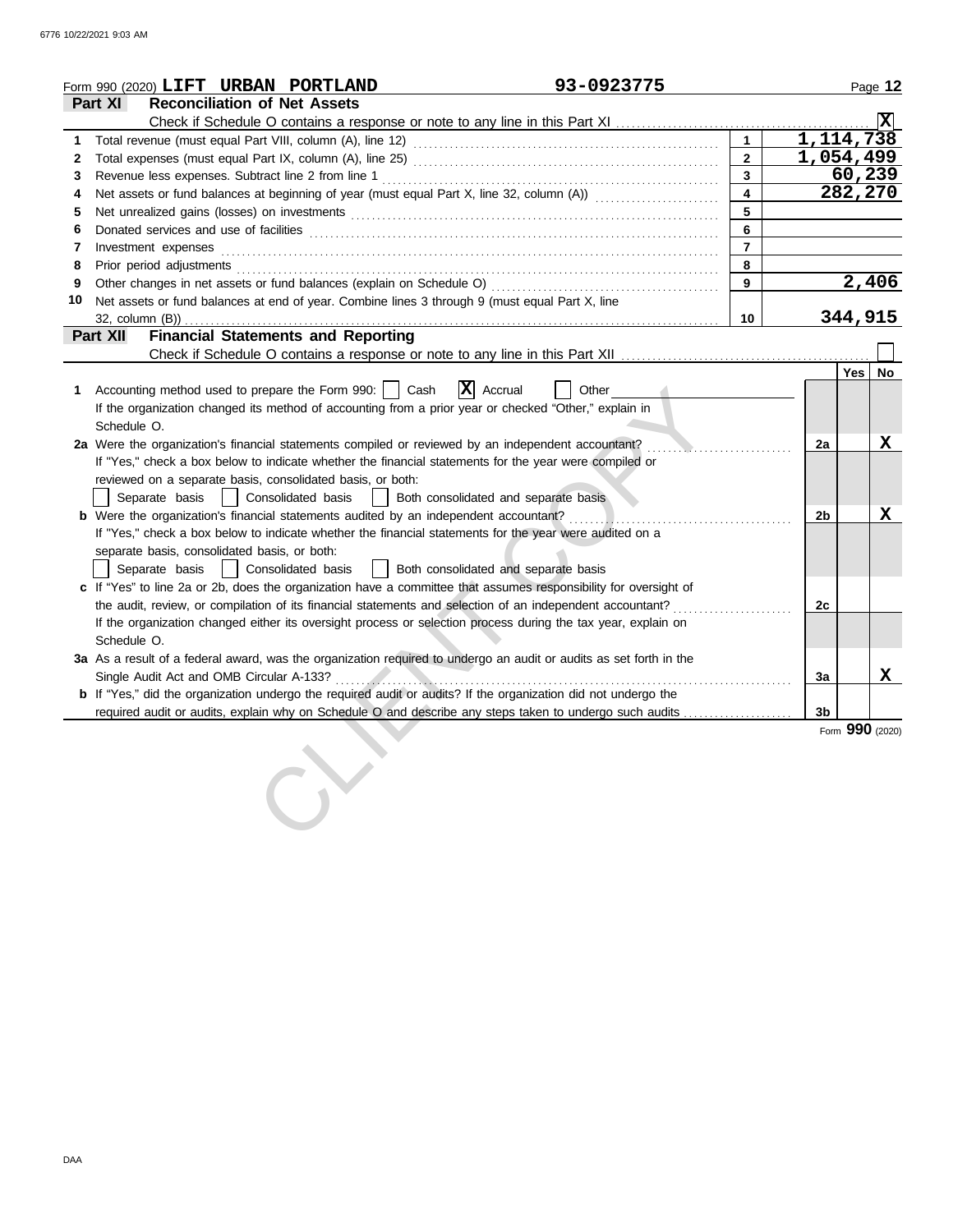Form 990 (2020) **LIFT URBAN PORTLAND** 93-0923775

## Part XI Reconciliation of Net Assets

Check if Schedule O contains a response or note to any line in this Part XI .......... [X]

| | | | |
|---|---|---|---|
| 1 | Total revenue (must equal Part VIII, column (A), line 12) | 1 | 1,114,738 |
| 2 | Total expenses (must equal Part IX, column (A), line 25) | 2 | 1,054,499 |
| 3 | Revenue less expenses. Subtract line 2 from line 1 | 3 | 60,239 |
| 4 | Net assets or fund balances at beginning of year (must equal Part X, line 32, column (A)) | 4 | 282,270 |
| 5 | Net unrealized gains (losses) on investments | 5 | |
| 6 | Donated services and use of facilities | 6 | |
| 7 | Investment expenses | 7 | |
| 8 | Prior period adjustments | 8 | |
| 9 | Other changes in net assets or fund balances (explain on Schedule O) | 9 | 2,406 |
| 10 | Net assets or fund balances at end of year. Combine lines 3 through 9 (must equal Part X, line 32, column (B)) | 10 | 344,915 |

## Part XII Financial Statements and Reporting

Check if Schedule O contains a response or note to any line in this Part XII .......... [ ]

| | | | Yes | No |
|---|---|---|---|---|
| 1 | Accounting method used to prepare the Form 990: [ ] Cash [X] Accrual [ ] Other ______ If the organization changed its method of accounting from a prior year or checked "Other," explain in Schedule O. | | | |
| 2a | Were the organization's financial statements compiled or reviewed by an independent accountant? If "Yes," check a box below to indicate whether the financial statements for the year were compiled or reviewed on a separate basis, consolidated basis, or both: [ ] Separate basis [ ] Consolidated basis [ ] Both consolidated and separate basis | 2a | | X |
| b | Were the organization's financial statements audited by an independent accountant? If "Yes," check a box below to indicate whether the financial statements for the year were audited on a separate basis, consolidated basis, or both: [ ] Separate basis [ ] Consolidated basis [ ] Both consolidated and separate basis | 2b | | X |
| c | If "Yes" to line 2a or 2b, does the organization have a committee that assumes responsibility for oversight of the audit, review, or compilation of its financial statements and selection of an independent accountant? If the organization changed either its oversight process or selection process during the tax year, explain on Schedule O. | 2c | | |
| 3a | As a result of a federal award, was the organization required to undergo an audit or audits as set forth in the Single Audit Act and OMB Circular A-133? | 3a | | X |
| b | If "Yes," did the organization undergo the required audit or audits? If the organization did not undergo the required audit or audits, explain why on Schedule O and describe any steps taken to undergo such audits | 3b | | |

Form **990** (2020)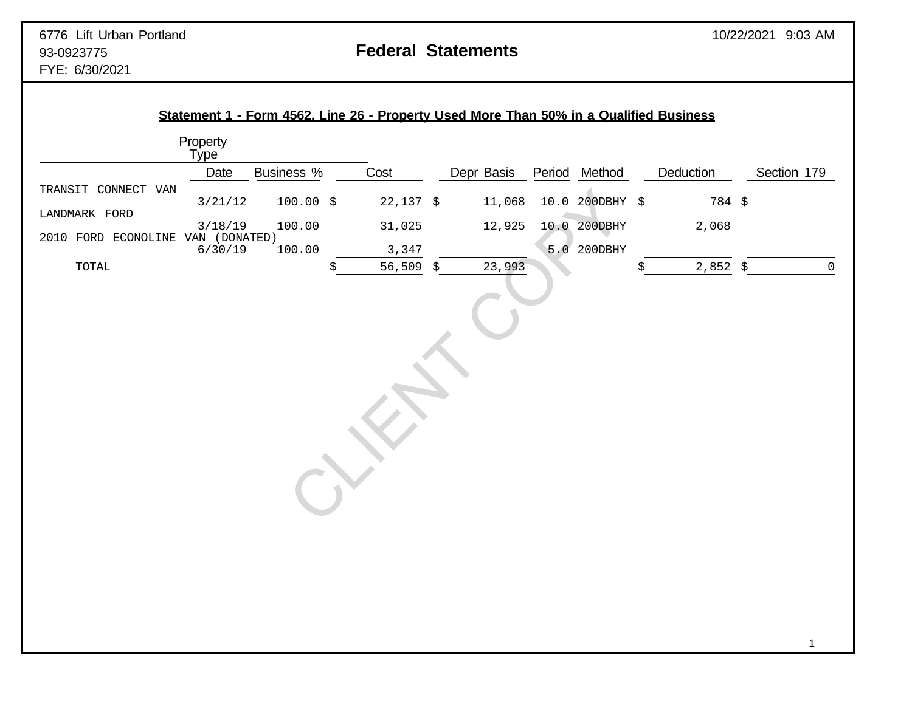6776 Lift Urban Portland
93-0923775
FYE: 6/30/2021

10/22/2021 9:03 AM

# Federal Statements

## Statement 1 - Form 4562, Line 26 - Property Used More Than 50% in a Qualified Business

| Property Type | Date | Business % | Cost | Depr Basis | Period | Method | Deduction | Section 179 |
|---|---|---|---|---|---|---|---|---|
| TRANSIT CONNECT VAN | 3/21/12 | 100.00 | $ 22,137 | $ 11,068 | 10.0 | 200DBHY | $ 784 | $ |
| LANDMARK FORD | 3/18/19 | 100.00 | 31,025 | 12,925 | 10.0 | 200DBHY | 2,068 | |
| 2010 FORD ECONOLINE VAN (DONATED) | 6/30/19 | 100.00 | 3,347 | | 5.0 | 200DBHY | | |
| TOTAL | | | $ 56,509 | $ 23,993 | | | $ 2,852 | $ 0 |

CLIENT COPY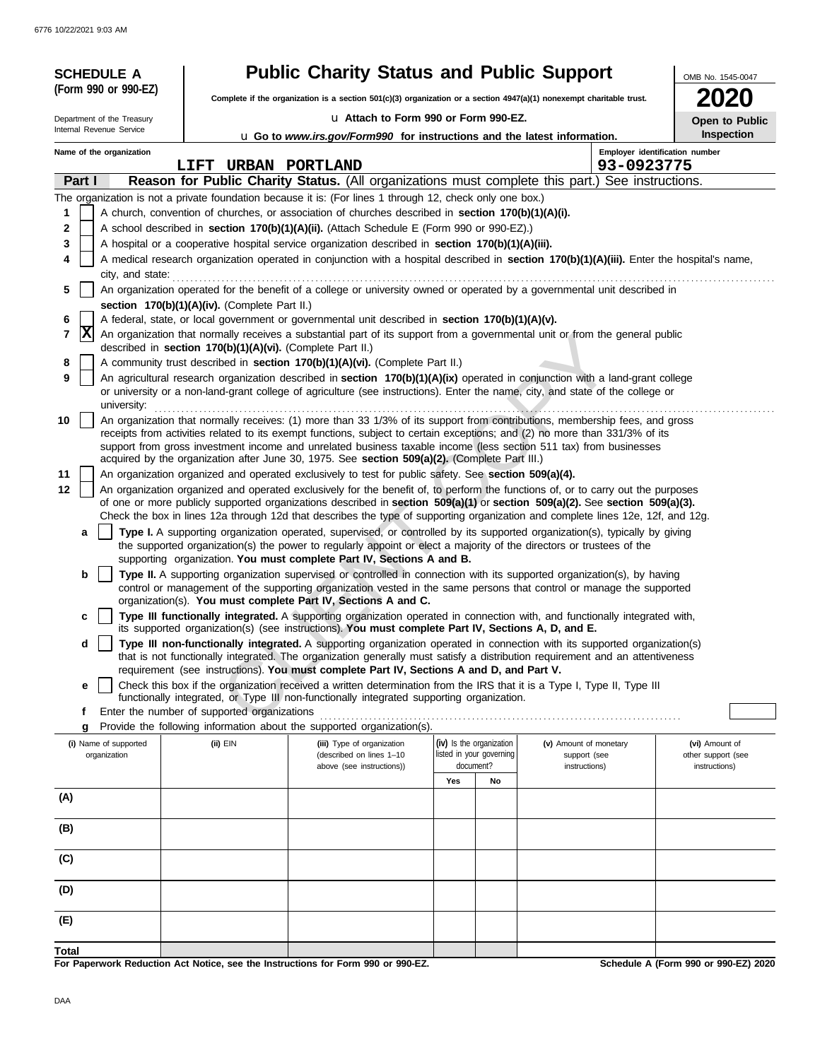**SCHEDULE A (Form 990 or 990-EZ)**

Department of the Treasury
Internal Revenue Service

# Public Charity Status and Public Support

**Complete if the organization is a section 501(c)(3) organization or a section 4947(a)(1) nonexempt charitable trust.**

u **Attach to Form 990 or Form 990-EZ.**

u **Go to *www.irs.gov/Form990* for instructions and the latest information.**

OMB No. 1545-0047

**2020**

**Open to Public Inspection**

Name of the organization: LIFT URBAN PORTLAND

Employer identification number: 93-0923775

## Part I — Reason for Public Charity Status. (All organizations must complete this part.) See instructions.

The organization is not a private foundation because it is: (For lines 1 through 12, check only one box.)

1. [ ] A church, convention of churches, or association of churches described in **section 170(b)(1)(A)(i).**
2. [ ] A school described in **section 170(b)(1)(A)(ii).** (Attach Schedule E (Form 990 or 990-EZ).)
3. [ ] A hospital or a cooperative hospital service organization described in **section 170(b)(1)(A)(iii).**
4. [ ] A medical research organization operated in conjunction with a hospital described in **section 170(b)(1)(A)(iii).** Enter the hospital's name, city, and state:
5. [ ] An organization operated for the benefit of a college or university owned or operated by a governmental unit described in **section 170(b)(1)(A)(iv).** (Complete Part II.)
6. [ ] A federal, state, or local government or governmental unit described in **section 170(b)(1)(A)(v).**
7. [X] An organization that normally receives a substantial part of its support from a governmental unit or from the general public described in **section 170(b)(1)(A)(vi).** (Complete Part II.)
8. [ ] A community trust described in **section 170(b)(1)(A)(vi).** (Complete Part II.)
9. [ ] An agricultural research organization described in **section 170(b)(1)(A)(ix)** operated in conjunction with a land-grant college or university or a non-land-grant college of agriculture (see instructions). Enter the name, city, and state of the college or university:
10. [ ] An organization that normally receives: (1) more than 33 1/3% of its support from contributions, membership fees, and gross receipts from activities related to its exempt functions, subject to certain exceptions; and (2) no more than 331/3% of its support from gross investment income and unrelated business taxable income (less section 511 tax) from businesses acquired by the organization after June 30, 1975. See **section 509(a)(2).** (Complete Part III.)
11. [ ] An organization organized and operated exclusively to test for public safety. See **section 509(a)(4).**
12. [ ] An organization organized and operated exclusively for the benefit of, to perform the functions of, or to carry out the purposes of one or more publicly supported organizations described in **section 509(a)(1)** or **section 509(a)(2).** See **section 509(a)(3).** Check the box in lines 12a through 12d that describes the type of supporting organization and complete lines 12e, 12f, and 12g.
   - **a** [ ] **Type I.** A supporting organization operated, supervised, or controlled by its supported organization(s), typically by giving the supported organization(s) the power to regularly appoint or elect a majority of the directors or trustees of the supporting organization. **You must complete Part IV, Sections A and B.**
   - **b** [ ] **Type II.** A supporting organization supervised or controlled in connection with its supported organization(s), by having control or management of the supporting organization vested in the same persons that control or manage the supported organization(s). **You must complete Part IV, Sections A and C.**
   - **c** [ ] **Type III functionally integrated.** A supporting organization operated in connection with, and functionally integrated with, its supported organization(s) (see instructions). **You must complete Part IV, Sections A, D, and E.**
   - **d** [ ] **Type III non-functionally integrated.** A supporting organization operated in connection with its supported organization(s) that is not functionally integrated. The organization generally must satisfy a distribution requirement and an attentiveness requirement (see instructions). **You must complete Part IV, Sections A and D, and Part V.**
   - **e** [ ] Check this box if the organization received a written determination from the IRS that it is a Type I, Type II, Type III functionally integrated, or Type III non-functionally integrated supporting organization.
   - **f** Enter the number of supported organizations
   - **g** Provide the following information about the supported organization(s).

| (i) Name of supported organization | (ii) EIN | (iii) Type of organization (described on lines 1–10 above (see instructions)) | (iv) Is the organization listed in your governing document? Yes | No | (v) Amount of monetary support (see instructions) | (vi) Amount of other support (see instructions) |
|---|---|---|---|---|---|---|
| (A) | | | | | | |
| (B) | | | | | | |
| (C) | | | | | | |
| (D) | | | | | | |
| (E) | | | | | | |
| Total | | | | | | |

**For Paperwork Reduction Act Notice, see the Instructions for Form 990 or 990-EZ.**

**Schedule A (Form 990 or 990-EZ) 2020**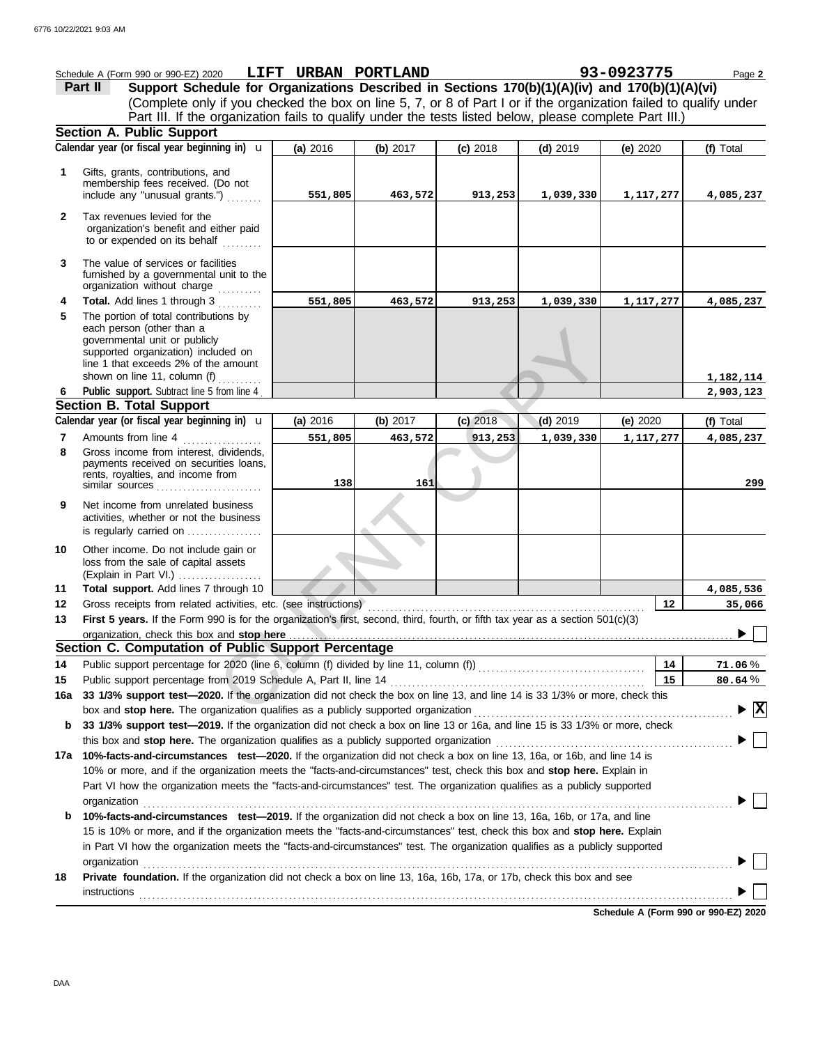Schedule A (Form 990 or 990-EZ) 2020 **LIFT URBAN PORTLAND** **93-0923775** Page **2**

## Part II Support Schedule for Organizations Described in Sections 170(b)(1)(A)(iv) and 170(b)(1)(A)(vi)

(Complete only if you checked the box on line 5, 7, or 8 of Part I or if the organization failed to qualify under Part III. If the organization fails to qualify under the tests listed below, please complete Part III.)

### Section A. Public Support

| Calendar year (or fiscal year beginning in) | (a) 2016 | (b) 2017 | (c) 2018 | (d) 2019 | (e) 2020 | (f) Total |
|---|---|---|---|---|---|---|
| 1 Gifts, grants, contributions, and membership fees received. (Do not include any "unusual grants.") | 551,805 | 463,572 | 913,253 | 1,039,330 | 1,117,277 | 4,085,237 |
| 2 Tax revenues levied for the organization's benefit and either paid to or expended on its behalf | | | | | | |
| 3 The value of services or facilities furnished by a governmental unit to the organization without charge | | | | | | |
| 4 **Total.** Add lines 1 through 3 | 551,805 | 463,572 | 913,253 | 1,039,330 | 1,117,277 | 4,085,237 |
| 5 The portion of total contributions by each person (other than a governmental unit or publicly supported organization) included on line 1 that exceeds 2% of the amount shown on line 11, column (f) | | | | | | 1,182,114 |
| 6 **Public support.** Subtract line 5 from line 4 | | | | | | 2,903,123 |

### Section B. Total Support

| Calendar year (or fiscal year beginning in) | (a) 2016 | (b) 2017 | (c) 2018 | (d) 2019 | (e) 2020 | (f) Total |
|---|---|---|---|---|---|---|
| 7 Amounts from line 4 | 551,805 | 463,572 | 913,253 | 1,039,330 | 1,117,277 | 4,085,237 |
| 8 Gross income from interest, dividends, payments received on securities loans, rents, royalties, and income from similar sources | 138 | 161 | | | | 299 |
| 9 Net income from unrelated business activities, whether or not the business is regularly carried on | | | | | | |
| 10 Other income. Do not include gain or loss from the sale of capital assets (Explain in Part VI.) | | | | | | |
| 11 **Total support.** Add lines 7 through 10 | | | | | | 4,085,536 |

12 Gross receipts from related activities, etc. (see instructions) — **12** — 35,066

13 **First 5 years.** If the Form 990 is for the organization's first, second, third, fourth, or fifth tax year as a section 501(c)(3) organization, check this box and **stop here** ☐

### Section C. Computation of Public Support Percentage

14 Public support percentage for 2020 (line 6, column (f) divided by line 11, column (f)) — **14** — 71.06 %

15 Public support percentage from 2019 Schedule A, Part II, line 14 — **15** — 80.64 %

16a **33 1/3% support test—2020.** If the organization did not check the box on line 13, and line 14 is 33 1/3% or more, check this box and **stop here.** The organization qualifies as a publicly supported organization ☒

**b** **33 1/3% support test—2019.** If the organization did not check a box on line 13 or 16a, and line 15 is 33 1/3% or more, check this box and **stop here.** The organization qualifies as a publicly supported organization ☐

17a **10%-facts-and-circumstances test—2020.** If the organization did not check a box on line 13, 16a, or 16b, and line 14 is 10% or more, and if the organization meets the "facts-and-circumstances" test, check this box and **stop here.** Explain in Part VI how the organization meets the "facts-and-circumstances" test. The organization qualifies as a publicly supported organization ☐

**b** **10%-facts-and-circumstances test—2019.** If the organization did not check a box on line 13, 16a, 16b, or 17a, and line 15 is 10% or more, and if the organization meets the "facts-and-circumstances" test, check this box and **stop here.** Explain in Part VI how the organization meets the "facts-and-circumstances" test. The organization qualifies as a publicly supported organization ☐

18 **Private foundation.** If the organization did not check a box on line 13, 16a, 16b, 17a, or 17b, check this box and see instructions ☐

**Schedule A (Form 990 or 990-EZ) 2020**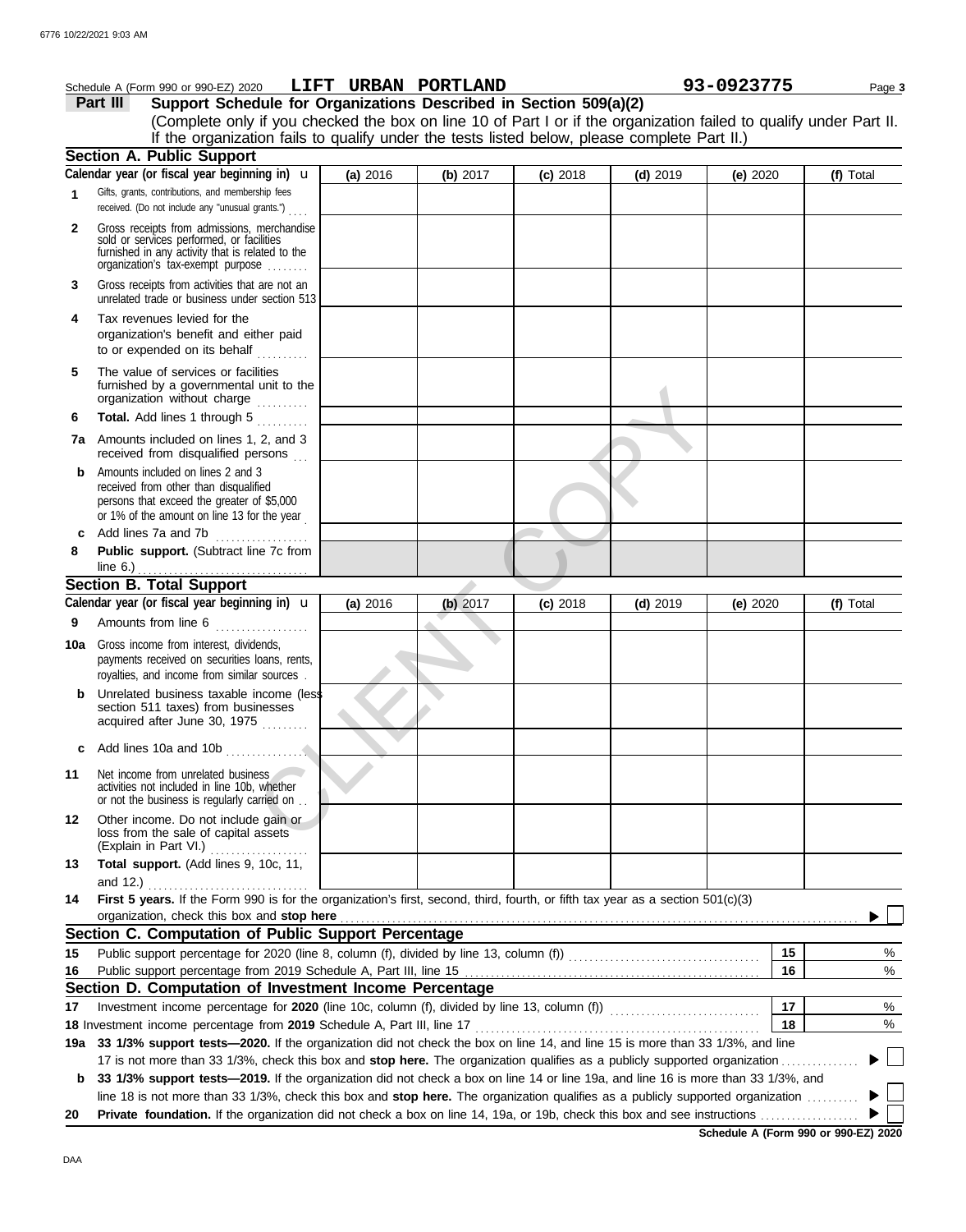Schedule A (Form 990 or 990-EZ) 2020 **LIFT URBAN PORTLAND** **93-0923775** Page **3**

**Part III** **Support Schedule for Organizations Described in Section 509(a)(2)**

(Complete only if you checked the box on line 10 of Part I or if the organization failed to qualify under Part II. If the organization fails to qualify under the tests listed below, please complete Part II.)

## Section A. Public Support

| Calendar year (or fiscal year beginning in) ▸ | (a) 2016 | (b) 2017 | (c) 2018 | (d) 2019 | (e) 2020 | (f) Total |
|---|---|---|---|---|---|---|
| **1** Gifts, grants, contributions, and membership fees received. (Do not include any "unusual grants.") | | | | | | |
| **2** Gross receipts from admissions, merchandise sold or services performed, or facilities furnished in any activity that is related to the organization's tax-exempt purpose | | | | | | |
| **3** Gross receipts from activities that are not an unrelated trade or business under section 513 | | | | | | |
| **4** Tax revenues levied for the organization's benefit and either paid to or expended on its behalf | | | | | | |
| **5** The value of services or facilities furnished by a governmental unit to the organization without charge | | | | | | |
| **6** **Total.** Add lines 1 through 5 | | | | | | |
| **7a** Amounts included on lines 1, 2, and 3 received from disqualified persons | | | | | | |
| **b** Amounts included on lines 2 and 3 received from other than disqualified persons that exceed the greater of $5,000 or 1% of the amount on line 13 for the year | | | | | | |
| **c** Add lines 7a and 7b | | | | | | |
| **8** **Public support.** (Subtract line 7c from line 6.) | | | | | | |

## Section B. Total Support

| Calendar year (or fiscal year beginning in) ▸ | (a) 2016 | (b) 2017 | (c) 2018 | (d) 2019 | (e) 2020 | (f) Total |
|---|---|---|---|---|---|---|
| **9** Amounts from line 6 | | | | | | |
| **10a** Gross income from interest, dividends, payments received on securities loans, rents, royalties, and income from similar sources | | | | | | |
| **b** Unrelated business taxable income (less section 511 taxes) from businesses acquired after June 30, 1975 | | | | | | |
| **c** Add lines 10a and 10b | | | | | | |
| **11** Net income from unrelated business activities not included in line 10b, whether or not the business is regularly carried on | | | | | | |
| **12** Other income. Do not include gain or loss from the sale of capital assets (Explain in Part VI.) | | | | | | |
| **13** **Total support.** (Add lines 9, 10c, 11, and 12.) | | | | | | |

**14** **First 5 years.** If the Form 990 is for the organization's first, second, third, fourth, or fifth tax year as a section 501(c)(3) organization, check this box and **stop here** ▸ ☐

## Section C. Computation of Public Support Percentage

| | | | |
|---|---|---|---|
| **15** | Public support percentage for 2020 (line 8, column (f), divided by line 13, column (f)) | 15 | % |
| **16** | Public support percentage from 2019 Schedule A, Part III, line 15 | 16 | % |

## Section D. Computation of Investment Income Percentage

| | | | |
|---|---|---|---|
| **17** | Investment income percentage for **2020** (line 10c, column (f), divided by line 13, column (f)) | 17 | % |
| **18** | Investment income percentage from **2019** Schedule A, Part III, line 17 | 18 | % |

**19a** **33 1/3% support tests—2020.** If the organization did not check the box on line 14, and line 15 is more than 33 1/3%, and line 17 is not more than 33 1/3%, check this box and **stop here.** The organization qualifies as a publicly supported organization ▸ ☐

**b** **33 1/3% support tests—2019.** If the organization did not check a box on line 14 or line 19a, and line 16 is more than 33 1/3%, and line 18 is not more than 33 1/3%, check this box and **stop here.** The organization qualifies as a publicly supported organization ▸ ☐

**20** **Private foundation.** If the organization did not check a box on line 14, 19a, or 19b, check this box and see instructions ▸ ☐

**Schedule A (Form 990 or 990-EZ) 2020**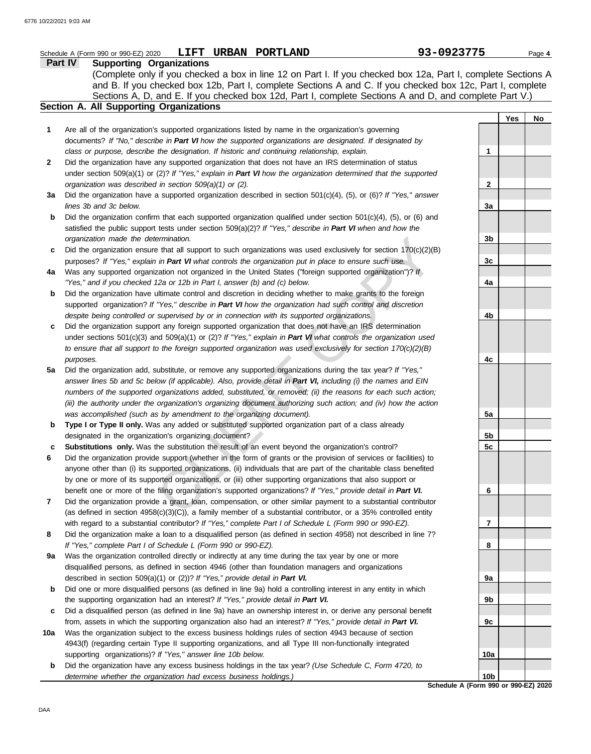Schedule A (Form 990 or 990-EZ) 2020 **LIFT URBAN PORTLAND** **93-0923775**

## Part IV Supporting Organizations

(Complete only if you checked a box in line 12 on Part I. If you checked box 12a, Part I, complete Sections A and B. If you checked box 12b, Part I, complete Sections A and C. If you checked box 12c, Part I, complete Sections A, D, and E. If you checked box 12d, Part I, complete Sections A and D, and complete Part V.)

### Section A. All Supporting Organizations

| | | | Yes | No |
|---|---|---|---|---|
| **1** | Are all of the organization's supported organizations listed by name in the organization's governing documents? *If "No," describe in* ***Part VI*** *how the supported organizations are designated. If designated by class or purpose, describe the designation. If historic and continuing relationship, explain.* | 1 | | |
| **2** | Did the organization have any supported organization that does not have an IRS determination of status under section 509(a)(1) or (2)? *If "Yes," explain in* ***Part VI*** *how the organization determined that the supported organization was described in section 509(a)(1) or (2).* | 2 | | |
| **3a** | Did the organization have a supported organization described in section 501(c)(4), (5), or (6)? *If "Yes," answer lines 3b and 3c below.* | 3a | | |
| **b** | Did the organization confirm that each supported organization qualified under section 501(c)(4), (5), or (6) and satisfied the public support tests under section 509(a)(2)? *If "Yes," describe in* ***Part VI*** *when and how the organization made the determination.* | 3b | | |
| **c** | Did the organization ensure that all support to such organizations was used exclusively for section 170(c)(2)(B) purposes? *If "Yes," explain in* ***Part VI*** *what controls the organization put in place to ensure such use.* | 3c | | |
| **4a** | Was any supported organization not organized in the United States ("foreign supported organization")? *If "Yes," and if you checked 12a or 12b in Part I, answer (b) and (c) below.* | 4a | | |
| **b** | Did the organization have ultimate control and discretion in deciding whether to make grants to the foreign supported organization? *If "Yes," describe in* ***Part VI*** *how the organization had such control and discretion despite being controlled or supervised by or in connection with its supported organizations.* | 4b | | |
| **c** | Did the organization support any foreign supported organization that does not have an IRS determination under sections 501(c)(3) and 509(a)(1) or (2)? *If "Yes," explain in* ***Part VI*** *what controls the organization used to ensure that all support to the foreign supported organization was used exclusively for section 170(c)(2)(B) purposes.* | 4c | | |
| **5a** | Did the organization add, substitute, or remove any supported organizations during the tax year? *If "Yes," answer lines 5b and 5c below (if applicable). Also, provide detail in* ***Part VI,*** *including (i) the names and EIN numbers of the supported organizations added, substituted, or removed; (ii) the reasons for each such action; (iii) the authority under the organization's organizing document authorizing such action; and (iv) how the action was accomplished (such as by amendment to the organizing document).* | 5a | | |
| **b** | **Type I or Type II only.** Was any added or substituted supported organization part of a class already designated in the organization's organizing document? | 5b | | |
| **c** | **Substitutions only.** Was the substitution the result of an event beyond the organization's control? | 5c | | |
| **6** | Did the organization provide support (whether in the form of grants or the provision of services or facilities) to anyone other than (i) its supported organizations, (ii) individuals that are part of the charitable class benefited by one or more of its supported organizations, or (iii) other supporting organizations that also support or benefit one or more of the filing organization's supported organizations? *If "Yes," provide detail in* ***Part VI.*** | 6 | | |
| **7** | Did the organization provide a grant, loan, compensation, or other similar payment to a substantial contributor (as defined in section 4958(c)(3)(C)), a family member of a substantial contributor, or a 35% controlled entity with regard to a substantial contributor? *If "Yes," complete Part I of Schedule L (Form 990 or 990-EZ).* | 7 | | |
| **8** | Did the organization make a loan to a disqualified person (as defined in section 4958) not described in line 7? *If "Yes," complete Part I of Schedule L (Form 990 or 990-EZ).* | 8 | | |
| **9a** | Was the organization controlled directly or indirectly at any time during the tax year by one or more disqualified persons, as defined in section 4946 (other than foundation managers and organizations described in section 509(a)(1) or (2))? *If "Yes," provide detail in* ***Part VI.*** | 9a | | |
| **b** | Did one or more disqualified persons (as defined in line 9a) hold a controlling interest in any entity in which the supporting organization had an interest? *If "Yes," provide detail in* ***Part VI.*** | 9b | | |
| **c** | Did a disqualified person (as defined in line 9a) have an ownership interest in, or derive any personal benefit from, assets in which the supporting organization also had an interest? *If "Yes," provide detail in* ***Part VI.*** | 9c | | |
| **10a** | Was the organization subject to the excess business holdings rules of section 4943 because of section 4943(f) (regarding certain Type II supporting organizations, and all Type III non-functionally integrated supporting organizations)? *If "Yes," answer line 10b below.* | 10a | | |
| **b** | Did the organization have any excess business holdings in the tax year? *(Use Schedule C, Form 4720, to determine whether the organization had excess business holdings.)* | 10b | | |

**Schedule A (Form 990 or 990-EZ) 2020**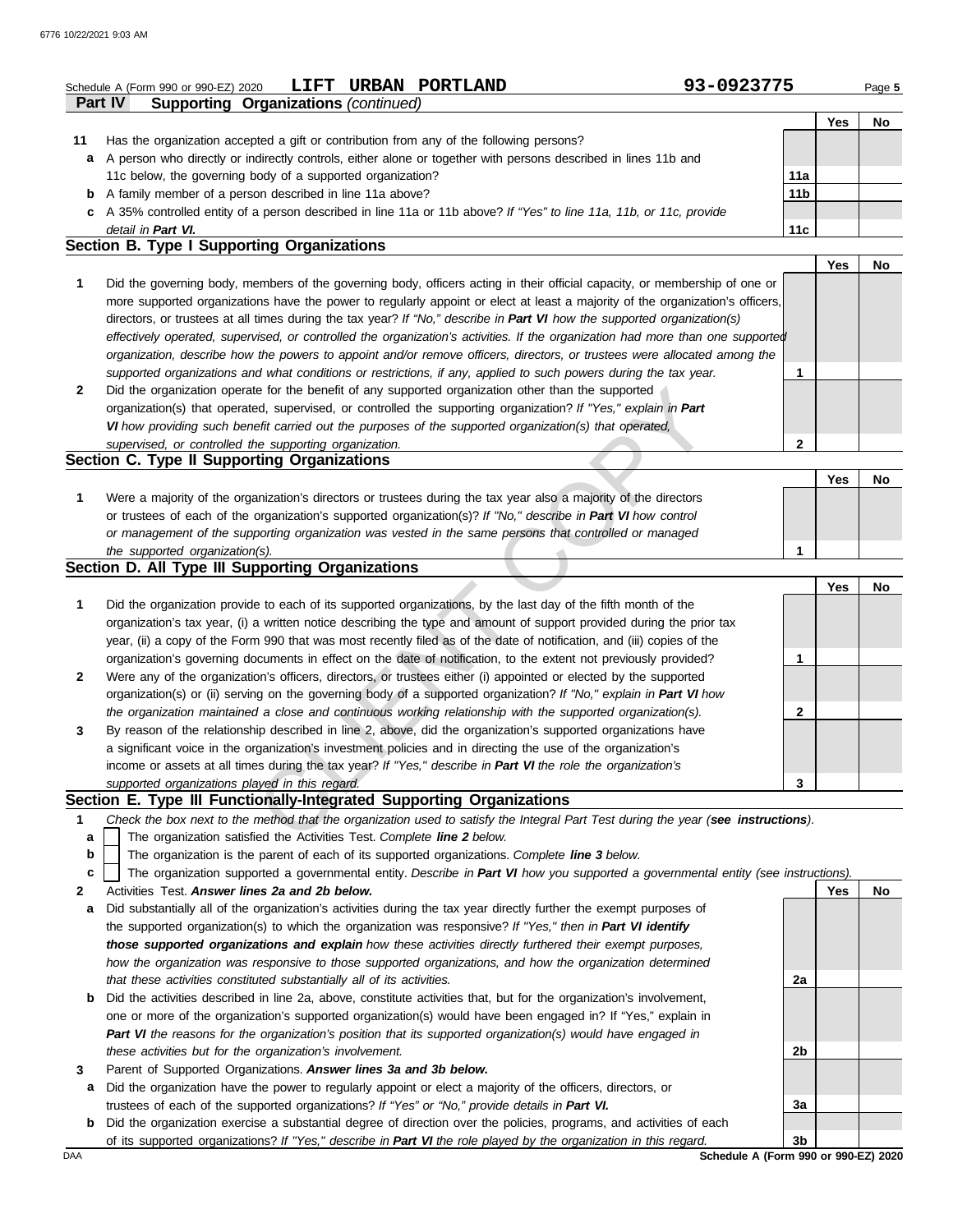Schedule A (Form 990 or 990-EZ) 2020 **LIFT URBAN PORTLAND** **93-0923775**

**Part IV Supporting Organizations** *(continued)*

| | | | Yes | No |
|---|---|---|---|---|
| **11** | Has the organization accepted a gift or contribution from any of the following persons? | | | |
| **a** | A person who directly or indirectly controls, either alone or together with persons described in lines 11b and 11c below, the governing body of a supported organization? | **11a** | | |
| **b** | A family member of a person described in line 11a above? | **11b** | | |
| **c** | A 35% controlled entity of a person described in line 11a or 11b above? *If "Yes" to line 11a, 11b, or 11c, provide detail in **Part VI**.* | **11c** | | |

## Section B. Type I Supporting Organizations

| | | | Yes | No |
|---|---|---|---|---|
| **1** | Did the governing body, members of the governing body, officers acting in their official capacity, or membership of one or more supported organizations have the power to regularly appoint or elect at least a majority of the organization's officers, directors, or trustees at all times during the tax year? *If "No," describe in **Part VI** how the supported organization(s) effectively operated, supervised, or controlled the organization's activities. If the organization had more than one supported organization, describe how the powers to appoint and/or remove officers, directors, or trustees were allocated among the supported organizations and what conditions or restrictions, if any, applied to such powers during the tax year.* | **1** | | |
| **2** | Did the organization operate for the benefit of any supported organization other than the supported organization(s) that operated, supervised, or controlled the supporting organization? *If "Yes," explain in **Part VI** how providing such benefit carried out the purposes of the supported organization(s) that operated, supervised, or controlled the supporting organization.* | **2** | | |

## Section C. Type II Supporting Organizations

| | | | Yes | No |
|---|---|---|---|---|
| **1** | Were a majority of the organization's directors or trustees during the tax year also a majority of the directors or trustees of each of the organization's supported organization(s)? *If "No," describe in **Part VI** how control or management of the supporting organization was vested in the same persons that controlled or managed the supported organization(s).* | **1** | | |

## Section D. All Type III Supporting Organizations

| | | | Yes | No |
|---|---|---|---|---|
| **1** | Did the organization provide to each of its supported organizations, by the last day of the fifth month of the organization's tax year, (i) a written notice describing the type and amount of support provided during the prior tax year, (ii) a copy of the Form 990 that was most recently filed as of the date of notification, and (iii) copies of the organization's governing documents in effect on the date of notification, to the extent not previously provided? | **1** | | |
| **2** | Were any of the organization's officers, directors, or trustees either (i) appointed or elected by the supported organization(s) or (ii) serving on the governing body of a supported organization? *If "No," explain in **Part VI** how the organization maintained a close and continuous working relationship with the supported organization(s).* | **2** | | |
| **3** | By reason of the relationship described in line 2, above, did the organization's supported organizations have a significant voice in the organization's investment policies and in directing the use of the organization's income or assets at all times during the tax year? *If "Yes," describe in **Part VI** the role the organization's supported organizations played in this regard.* | **3** | | |

## Section E. Type III Functionally-Integrated Supporting Organizations

**1** *Check the box next to the method that the organization used to satisfy the Integral Part Test during the year (**see instructions**).*

- **a** ☐ The organization satisfied the Activities Test. *Complete **line 2** below.*
- **b** ☐ The organization is the parent of each of its supported organizations. *Complete **line 3** below.*
- **c** ☐ The organization supported a governmental entity. *Describe in **Part VI** how you supported a governmental entity (see instructions).*

| | | | Yes | No |
|---|---|---|---|---|
| **2** | Activities Test. ***Answer lines 2a and 2b below.*** | | | |
| **a** | Did substantially all of the organization's activities during the tax year directly further the exempt purposes of the supported organization(s) to which the organization was responsive? *If "Yes," then in **Part VI identify those supported organizations and explain** how these activities directly furthered their exempt purposes, how the organization was responsive to those supported organizations, and how the organization determined that these activities constituted substantially all of its activities.* | **2a** | | |
| **b** | Did the activities described in line 2a, above, constitute activities that, but for the organization's involvement, one or more of the organization's supported organization(s) would have been engaged in? If "Yes," explain in ***Part VI*** *the reasons for the organization's position that its supported organization(s) would have engaged in these activities but for the organization's involvement.* | **2b** | | |
| **3** | Parent of Supported Organizations. ***Answer lines 3a and 3b below.*** | | | |
| **a** | Did the organization have the power to regularly appoint or elect a majority of the officers, directors, or trustees of each of the supported organizations? *If "Yes" or "No," provide details in **Part VI.*** | **3a** | | |
| **b** | Did the organization exercise a substantial degree of direction over the policies, programs, and activities of each of its supported organizations? *If "Yes," describe in **Part VI** the role played by the organization in this regard.* | **3b** | | |

**Schedule A (Form 990 or 990-EZ) 2020**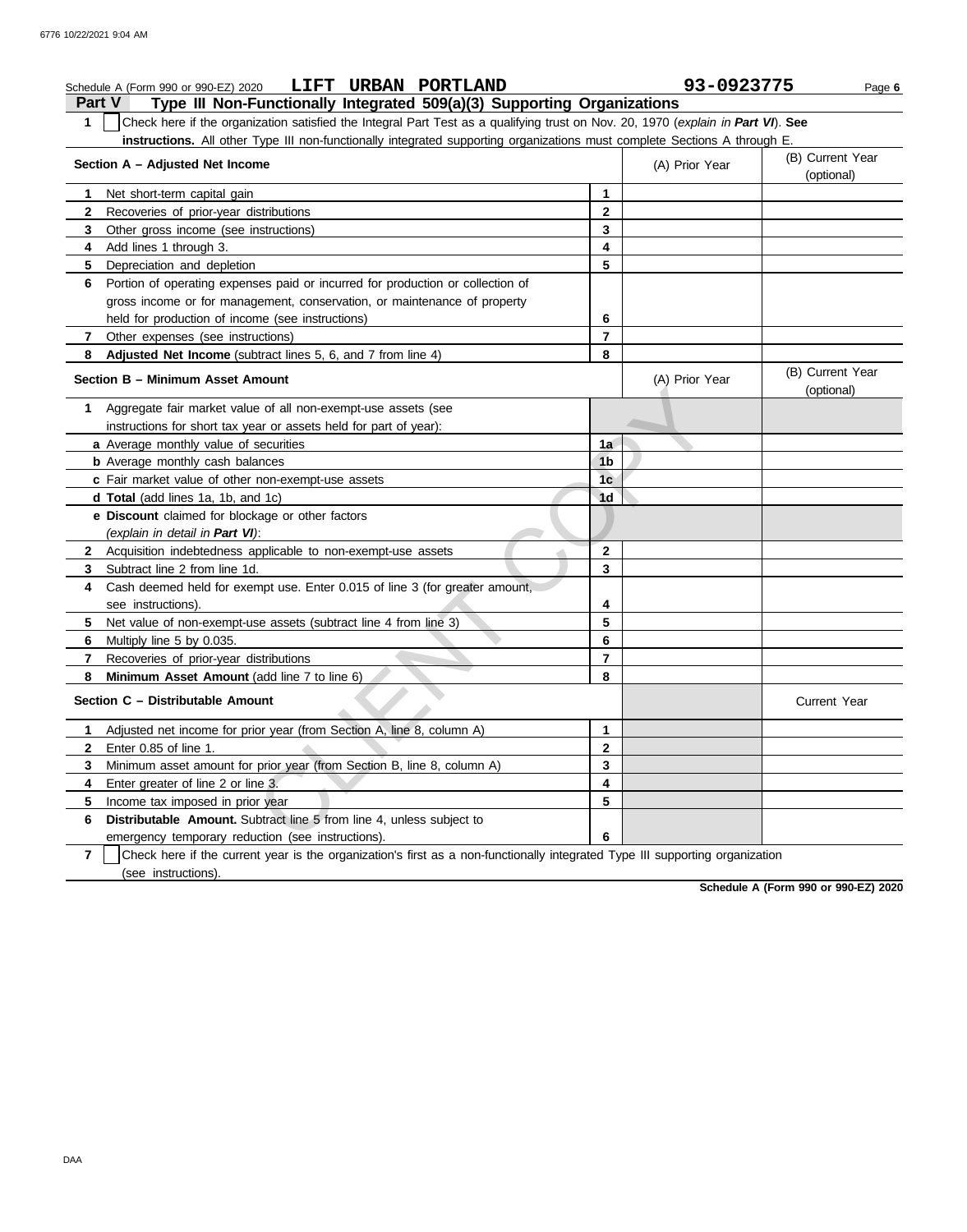Schedule A (Form 990 or 990-EZ) 2020 **LIFT URBAN PORTLAND** **93-0923775**

## Part V Type III Non-Functionally Integrated 509(a)(3) Supporting Organizations

**1** ☐ Check here if the organization satisfied the Integral Part Test as a qualifying trust on Nov. 20, 1970 (*explain in* ***Part VI***). **See instructions.** All other Type III non-functionally integrated supporting organizations must complete Sections A through E.

| **Section A – Adjusted Net Income** | | (A) Prior Year | (B) Current Year (optional) |
|---|---|---|---|
| **1** Net short-term capital gain | 1 | | |
| **2** Recoveries of prior-year distributions | 2 | | |
| **3** Other gross income (see instructions) | 3 | | |
| **4** Add lines 1 through 3. | 4 | | |
| **5** Depreciation and depletion | 5 | | |
| **6** Portion of operating expenses paid or incurred for production or collection of gross income or for management, conservation, or maintenance of property held for production of income (see instructions) | 6 | | |
| **7** Other expenses (see instructions) | 7 | | |
| **8** **Adjusted Net Income** (subtract lines 5, 6, and 7 from line 4) | 8 | | |

| **Section B – Minimum Asset Amount** | | (A) Prior Year | (B) Current Year (optional) |
|---|---|---|---|
| **1** Aggregate fair market value of all non-exempt-use assets (see instructions for short tax year or assets held for part of year): | | | |
| **a** Average monthly value of securities | 1a | | |
| **b** Average monthly cash balances | 1b | | |
| **c** Fair market value of other non-exempt-use assets | 1c | | |
| **d** **Total** (add lines 1a, 1b, and 1c) | 1d | | |
| **e** **Discount** claimed for blockage or other factors (*explain in detail in* ***Part VI***): | | | |
| **2** Acquisition indebtedness applicable to non-exempt-use assets | 2 | | |
| **3** Subtract line 2 from line 1d. | 3 | | |
| **4** Cash deemed held for exempt use. Enter 0.015 of line 3 (for greater amount, see instructions). | 4 | | |
| **5** Net value of non-exempt-use assets (subtract line 4 from line 3) | 5 | | |
| **6** Multiply line 5 by 0.035. | 6 | | |
| **7** Recoveries of prior-year distributions | 7 | | |
| **8** **Minimum Asset Amount** (add line 7 to line 6) | 8 | | |

| **Section C – Distributable Amount** | | | Current Year |
|---|---|---|---|
| **1** Adjusted net income for prior year (from Section A, line 8, column A) | 1 | | |
| **2** Enter 0.85 of line 1. | 2 | | |
| **3** Minimum asset amount for prior year (from Section B, line 8, column A) | 3 | | |
| **4** Enter greater of line 2 or line 3. | 4 | | |
| **5** Income tax imposed in prior year | 5 | | |
| **6** **Distributable Amount.** Subtract line 5 from line 4, unless subject to emergency temporary reduction (see instructions). | 6 | | |

**7** ☐ Check here if the current year is the organization's first as a non-functionally integrated Type III supporting organization (see instructions).

**Schedule A (Form 990 or 990-EZ) 2020**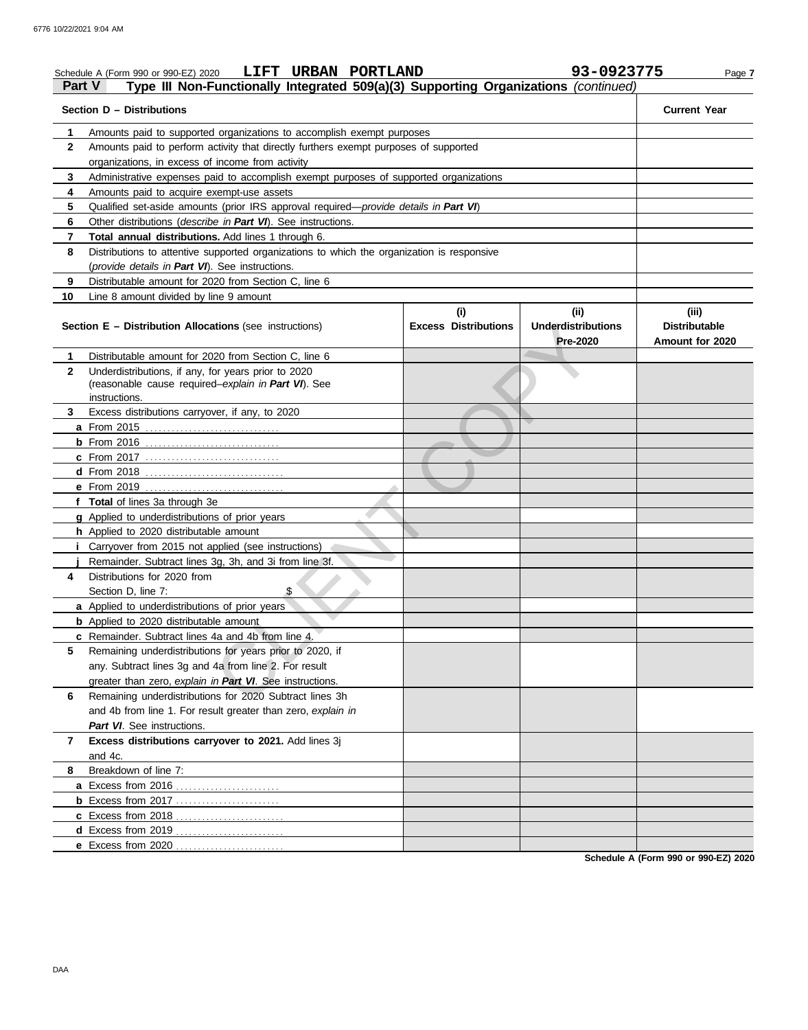Schedule A (Form 990 or 990-EZ) 2020 **LIFT URBAN PORTLAND** **93-0923775** Page **7**

## Part V Type III Non-Functionally Integrated 509(a)(3) Supporting Organizations *(continued)*

| | **Section D – Distributions** | **Current Year** |
|---|---|---|
| **1** | Amounts paid to supported organizations to accomplish exempt purposes | |
| **2** | Amounts paid to perform activity that directly furthers exempt purposes of supported organizations, in excess of income from activity | |
| **3** | Administrative expenses paid to accomplish exempt purposes of supported organizations | |
| **4** | Amounts paid to acquire exempt-use assets | |
| **5** | Qualified set-aside amounts (prior IRS approval required—*provide details in **Part VI***) | |
| **6** | Other distributions (*describe in **Part VI***). See instructions. | |
| **7** | **Total annual distributions.** Add lines 1 through 6. | |
| **8** | Distributions to attentive supported organizations to which the organization is responsive (*provide details in **Part VI***). See instructions. | |
| **9** | Distributable amount for 2020 from Section C, line 6 | |
| **10** | Line 8 amount divided by line 9 amount | |

| | **Section E – Distribution Allocations** (see instructions) | **(i) Excess Distributions** | **(ii) Underdistributions Pre-2020** | **(iii) Distributable Amount for 2020** |
|---|---|---|---|---|
| **1** | Distributable amount for 2020 from Section C, line 6 | | | |
| **2** | Underdistributions, if any, for years prior to 2020 (reasonable cause required–*explain in **Part VI***). See instructions. | | | |
| **3** | Excess distributions carryover, if any, to 2020 | | | |
| **a** | From 2015 | | | |
| **b** | From 2016 | | | |
| **c** | From 2017 | | | |
| **d** | From 2018 | | | |
| **e** | From 2019 | | | |
| **f** | **Total** of lines 3a through 3e | | | |
| **g** | Applied to underdistributions of prior years | | | |
| **h** | Applied to 2020 distributable amount | | | |
| **i** | Carryover from 2015 not applied (see instructions) | | | |
| **j** | Remainder. Subtract lines 3g, 3h, and 3i from line 3f. | | | |
| **4** | Distributions for 2020 from Section D, line 7: $ | | | |
| **a** | Applied to underdistributions of prior years | | | |
| **b** | Applied to 2020 distributable amount | | | |
| **c** | Remainder. Subtract lines 4a and 4b from line 4. | | | |
| **5** | Remaining underdistributions for years prior to 2020, if any. Subtract lines 3g and 4a from line 2. For result greater than zero, *explain in **Part VI***. See instructions. | | | |
| **6** | Remaining underdistributions for 2020 Subtract lines 3h and 4b from line 1. For result greater than zero, *explain in **Part VI***. See instructions. | | | |
| **7** | **Excess distributions carryover to 2021.** Add lines 3j and 4c. | | | |
| **8** | Breakdown of line 7: | | | |
| **a** | Excess from 2016 | | | |
| **b** | Excess from 2017 | | | |
| **c** | Excess from 2018 | | | |
| **d** | Excess from 2019 | | | |
| **e** | Excess from 2020 | | | |

**Schedule A (Form 990 or 990-EZ) 2020**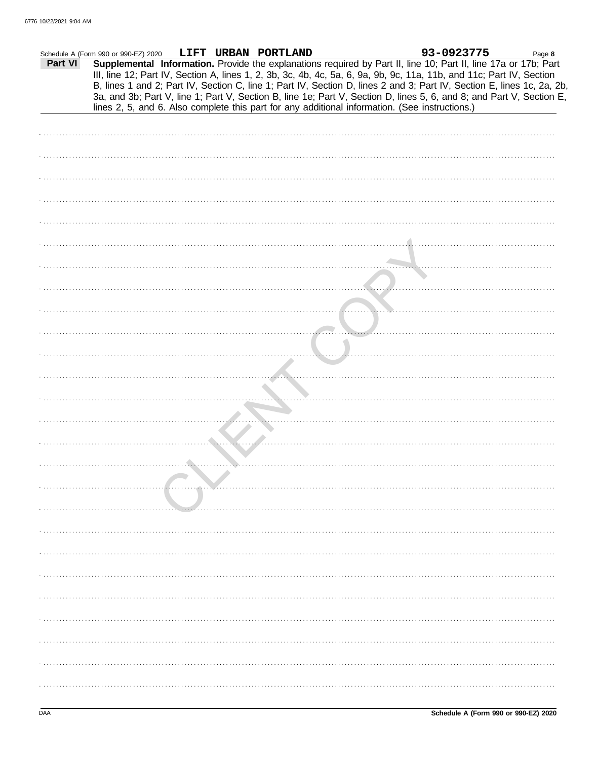Schedule A (Form 990 or 990-EZ) 2020 LIFT URBAN PORTLAND 93-0923775 Page **8**

**Part VI** **Supplemental Information.** Provide the explanations required by Part II, line 10; Part II, line 17a or 17b; Part III, line 12; Part IV, Section A, lines 1, 2, 3b, 3c, 4b, 4c, 5a, 6, 9a, 9b, 9c, 11a, 11b, and 11c; Part IV, Section B, lines 1 and 2; Part IV, Section C, line 1; Part IV, Section D, lines 2 and 3; Part IV, Section E, lines 1c, 2a, 2b, 3a, and 3b; Part V, line 1; Part V, Section B, line 1e; Part V, Section D, lines 5, 6, and 8; and Part V, Section E, lines 2, 5, and 6. Also complete this part for any additional information. (See instructions.)

CLIENT COPY

DAA **Schedule A (Form 990 or 990-EZ) 2020**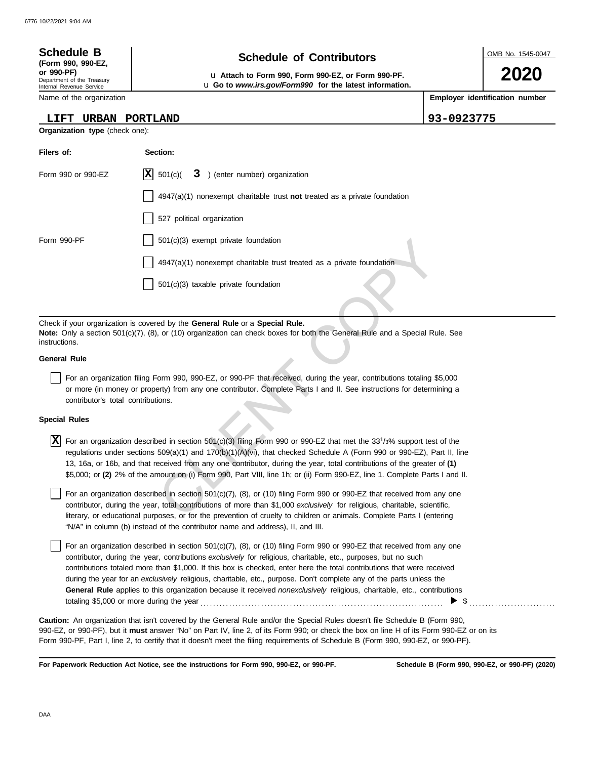**Schedule B**
**(Form 990, 990-EZ, or 990-PF)**
Department of the Treasury
Internal Revenue Service

# Schedule of Contributors

u **Attach to Form 990, Form 990-EZ, or Form 990-PF.**
u **Go to** ***www.irs.gov/Form990*** **for the latest information.**

OMB No. 1545-0047

**2020**

| Name of the organization | Employer identification number |
| --- | --- |
| LIFT URBAN PORTLAND | 93-0923775 |

**Organization type** (check one):

| Filers of: | Section: |
| --- | --- |
| Form 990 or 990-EZ | [X] 501(c)( 3 ) (enter number) organization |
| | [ ] 4947(a)(1) nonexempt charitable trust **not** treated as a private foundation |
| | [ ] 527 political organization |
| Form 990-PF | [ ] 501(c)(3) exempt private foundation |
| | [ ] 4947(a)(1) nonexempt charitable trust treated as a private foundation |
| | [ ] 501(c)(3) taxable private foundation |

Check if your organization is covered by the **General Rule** or a **Special Rule.**
**Note:** Only a section 501(c)(7), (8), or (10) organization can check boxes for both the General Rule and a Special Rule. See instructions.

**General Rule**

[ ] For an organization filing Form 990, 990-EZ, or 990-PF that received, during the year, contributions totaling $5,000 or more (in money or property) from any one contributor. Complete Parts I and II. See instructions for determining a contributor's total contributions.

**Special Rules**

[X] For an organization described in section 501(c)(3) filing Form 990 or 990-EZ that met the 33 1/3% support test of the regulations under sections 509(a)(1) and 170(b)(1)(A)(vi), that checked Schedule A (Form 990 or 990-EZ), Part II, line 13, 16a, or 16b, and that received from any one contributor, during the year, total contributions of the greater of **(1)** $5,000; or **(2)** 2% of the amount on (i) Form 990, Part VIII, line 1h; or (ii) Form 990-EZ, line 1. Complete Parts I and II.

[ ] For an organization described in section 501(c)(7), (8), or (10) filing Form 990 or 990-EZ that received from any one contributor, during the year, total contributions of more than $1,000 *exclusively* for religious, charitable, scientific, literary, or educational purposes, or for the prevention of cruelty to children or animals. Complete Parts I (entering "N/A" in column (b) instead of the contributor name and address), II, and III.

[ ] For an organization described in section 501(c)(7), (8), or (10) filing Form 990 or 990-EZ that received from any one contributor, during the year, contributions *exclusively* for religious, charitable, etc., purposes, but no such contributions totaled more than $1,000. If this box is checked, enter here the total contributions that were received during the year for an *exclusively* religious, charitable, etc., purpose. Don't complete any of the parts unless the **General Rule** applies to this organization because it received *nonexclusively* religious, charitable, etc., contributions totaling $5,000 or more during the year . . . . . . . . . . ▶ $ . . . . . . . . . .

**Caution:** An organization that isn't covered by the General Rule and/or the Special Rules doesn't file Schedule B (Form 990, 990-EZ, or 990-PF), but it **must** answer "No" on Part IV, line 2, of its Form 990; or check the box on line H of its Form 990-EZ or on its Form 990-PF, Part I, line 2, to certify that it doesn't meet the filing requirements of Schedule B (Form 990, 990-EZ, or 990-PF).

**For Paperwork Reduction Act Notice, see the instructions for Form 990, 990-EZ, or 990-PF.** **Schedule B (Form 990, 990-EZ, or 990-PF) (2020)**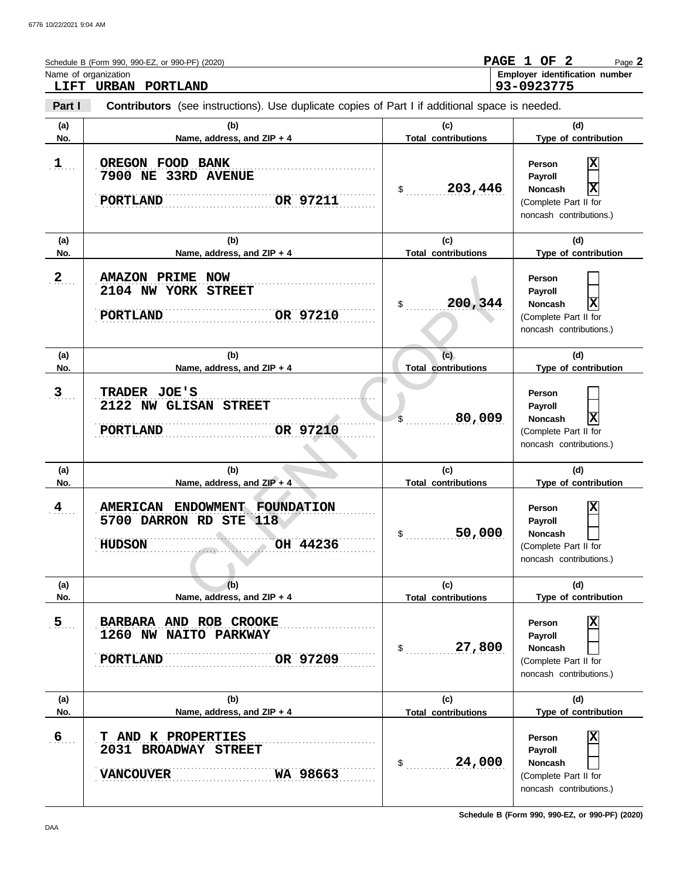Schedule B (Form 990, 990-EZ, or 990-PF) (2020)

**PAGE 1 OF 2**

Name of organization: **LIFT URBAN PORTLAND**

Employer identification number: **93-0923775**

**Part I** **Contributors** (see instructions). Use duplicate copies of Part I if additional space is needed.

| (a) No. | (b) Name, address, and ZIP + 4 | (c) Total contributions | (d) Type of contribution |
|---|---|---|---|
| 1 | OREGON FOOD BANK<br>7900 NE 33RD AVENUE<br>PORTLAND OR 97211 | $ 203,446 | Person [X]<br>Payroll [ ]<br>Noncash [X]<br>(Complete Part II for noncash contributions.) |
| 2 | AMAZON PRIME NOW<br>2104 NW YORK STREET<br>PORTLAND OR 97210 | $ 200,344 | Person [ ]<br>Payroll [ ]<br>Noncash [X]<br>(Complete Part II for noncash contributions.) |
| 3 | TRADER JOE'S<br>2122 NW GLISAN STREET<br>PORTLAND OR 97210 | $ 80,009 | Person [ ]<br>Payroll [ ]<br>Noncash [X]<br>(Complete Part II for noncash contributions.) |
| 4 | AMERICAN ENDOWMENT FOUNDATION<br>5700 DARRON RD STE 118<br>HUDSON OH 44236 | $ 50,000 | Person [X]<br>Payroll [ ]<br>Noncash [ ]<br>(Complete Part II for noncash contributions.) |
| 5 | BARBARA AND ROB CROOKE<br>1260 NW NAITO PARKWAY<br>PORTLAND OR 97209 | $ 27,800 | Person [X]<br>Payroll [ ]<br>Noncash [ ]<br>(Complete Part II for noncash contributions.) |
| 6 | T AND K PROPERTIES<br>2031 BROADWAY STREET<br>VANCOUVER WA 98663 | $ 24,000 | Person [X]<br>Payroll [ ]<br>Noncash [ ]<br>(Complete Part II for noncash contributions.) |

Schedule B (Form 990, 990-EZ, or 990-PF) (2020)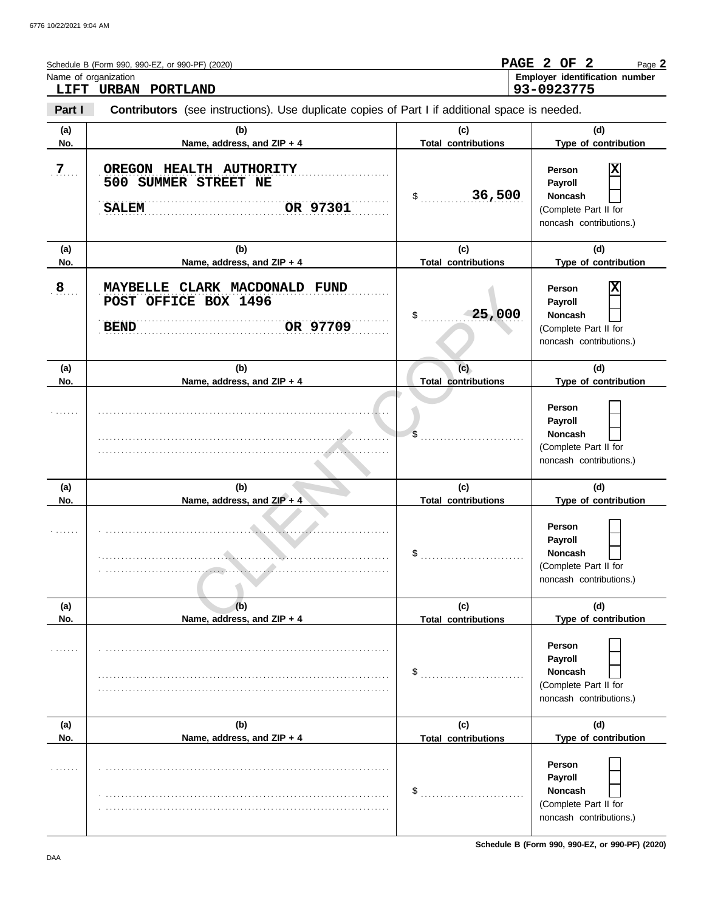Schedule B (Form 990, 990-EZ, or 990-PF) (2020)

PAGE 2 OF 2

Name of organization: **LIFT URBAN PORTLAND**

Employer identification number: **93-0923775**

**Part I** **Contributors** (see instructions). Use duplicate copies of Part I if additional space is needed.

| (a) No. | (b) Name, address, and ZIP + 4 | (c) Total contributions | (d) Type of contribution |
|---|---|---|---|
| 7 | OREGON HEALTH AUTHORITY<br>500 SUMMER STREET NE<br>SALEM OR 97301 | $ 36,500 | Person [X]<br>Payroll [ ]<br>Noncash [ ]<br>(Complete Part II for noncash contributions.) |
| 8 | MAYBELLE CLARK MACDONALD FUND<br>POST OFFICE BOX 1496<br>BEND OR 97709 | $ 25,000 | Person [X]<br>Payroll [ ]<br>Noncash [ ]<br>(Complete Part II for noncash contributions.) |
| | | $ | Person [ ]<br>Payroll [ ]<br>Noncash [ ]<br>(Complete Part II for noncash contributions.) |
| | | $ | Person [ ]<br>Payroll [ ]<br>Noncash [ ]<br>(Complete Part II for noncash contributions.) |
| | | $ | Person [ ]<br>Payroll [ ]<br>Noncash [ ]<br>(Complete Part II for noncash contributions.) |
| | | $ | Person [ ]<br>Payroll [ ]<br>Noncash [ ]<br>(Complete Part II for noncash contributions.) |

Schedule B (Form 990, 990-EZ, or 990-PF) (2020)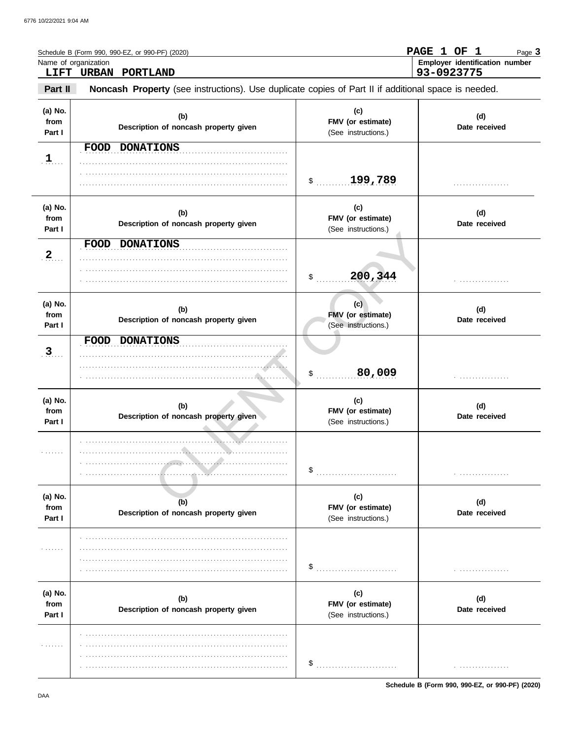Schedule B (Form 990, 990-EZ, or 990-PF) (2020)

PAGE 1 OF 1

Name of organization: LIFT URBAN PORTLAND

Employer identification number: 93-0923775

**Part II** **Noncash Property** (see instructions). Use duplicate copies of Part II if additional space is needed.

| (a) No. from Part I | (b) Description of noncash property given | (c) FMV (or estimate) (See instructions.) | (d) Date received |
|---|---|---|---|
| 1 | FOOD DONATIONS | $ 199,789 | |
| 2 | FOOD DONATIONS | $ 200,344 | |
| 3 | FOOD DONATIONS | $ 80,009 | |
| | | $ | |
| | | $ | |
| | | $ | |

CLIENT COPY

Schedule B (Form 990, 990-EZ, or 990-PF) (2020)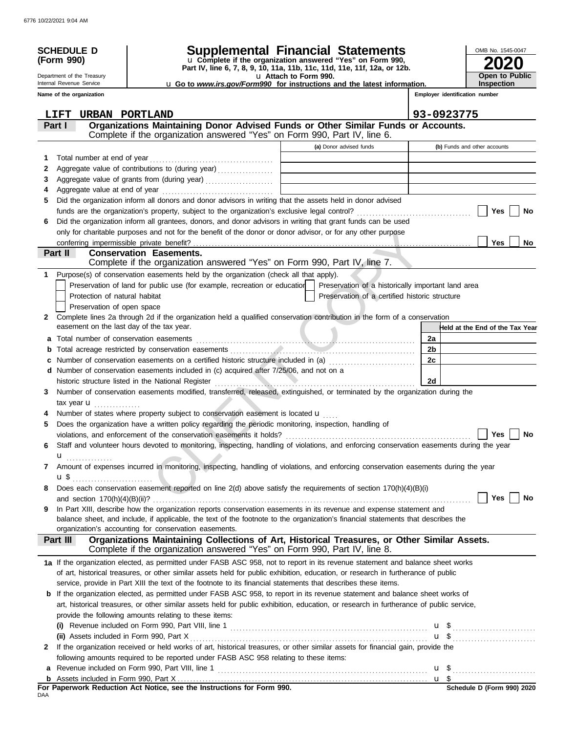6776 10/22/2021 9:04 AM

**SCHEDULE D (Form 990)**

Department of the Treasury
Internal Revenue Service

# Supplemental Financial Statements

u Complete if the organization answered "Yes" on Form 990, Part IV, line 6, 7, 8, 9, 10, 11a, 11b, 11c, 11d, 11e, 11f, 12a, or 12b.
u Attach to Form 990.
u Go to *www.irs.gov/Form990* for instructions and the latest information.

OMB No. 1545-0047

**2020**

**Open to Public Inspection**

| Name of the organization | Employer identification number |
|---|---|
| LIFT URBAN PORTLAND | 93-0923775 |

## Part I — Organizations Maintaining Donor Advised Funds or Other Similar Funds or Accounts.
Complete if the organization answered "Yes" on Form 990, Part IV, line 6.

| | | (a) Donor advised funds | (b) Funds and other accounts |
|---|---|---|---|
| 1 | Total number at end of year | | |
| 2 | Aggregate value of contributions to (during year) | | |
| 3 | Aggregate value of grants from (during year) | | |
| 4 | Aggregate value at end of year | | |

5 Did the organization inform all donors and donor advisors in writing that the assets held in donor advised funds are the organization's property, subject to the organization's exclusive legal control? ☐ Yes ☐ No

6 Did the organization inform all grantees, donors, and donor advisors in writing that grant funds can be used only for charitable purposes and not for the benefit of the donor or donor advisor, or for any other purpose conferring impermissible private benefit? ☐ Yes ☐ No

## Part II — Conservation Easements.
Complete if the organization answered "Yes" on Form 990, Part IV, line 7.

1 Purpose(s) of conservation easements held by the organization (check all that apply).
- ☐ Preservation of land for public use (for example, recreation or education)
- ☐ Protection of natural habitat
- ☐ Preservation of open space
- ☐ Preservation of a historically important land area
- ☐ Preservation of a certified historic structure

2 Complete lines 2a through 2d if the organization held a qualified conservation contribution in the form of a conservation easement on the last day of the tax year.

| | | | Held at the End of the Tax Year |
|---|---|---|---|
| a | Total number of conservation easements | 2a | |
| b | Total acreage restricted by conservation easements | 2b | |
| c | Number of conservation easements on a certified historic structure included in (a) | 2c | |
| d | Number of conservation easements included in (c) acquired after 7/25/06, and not on a historic structure listed in the National Register | 2d | |

3 Number of conservation easements modified, transferred, released, extinguished, or terminated by the organization during the tax year u

4 Number of states where property subject to conservation easement is located u

5 Does the organization have a written policy regarding the periodic monitoring, inspection, handling of violations, and enforcement of the conservation easements it holds? ☐ Yes ☐ No

6 Staff and volunteer hours devoted to monitoring, inspecting, handling of violations, and enforcing conservation easements during the year u

7 Amount of expenses incurred in monitoring, inspecting, handling of violations, and enforcing conservation easements during the year u $

8 Does each conservation easement reported on line 2(d) above satisfy the requirements of section 170(h)(4)(B)(i) and section 170(h)(4)(B)(ii)? ☐ Yes ☐ No

9 In Part XIII, describe how the organization reports conservation easements in its revenue and expense statement and balance sheet, and include, if applicable, the text of the footnote to the organization's financial statements that describes the organization's accounting for conservation easements.

## Part III — Organizations Maintaining Collections of Art, Historical Treasures, or Other Similar Assets.
Complete if the organization answered "Yes" on Form 990, Part IV, line 8.

1a If the organization elected, as permitted under FASB ASC 958, not to report in its revenue statement and balance sheet works of art, historical treasures, or other similar assets held for public exhibition, education, or research in furtherance of public service, provide in Part XIII the text of the footnote to its financial statements that describes these items.

b If the organization elected, as permitted under FASB ASC 958, to report in its revenue statement and balance sheet works of art, historical treasures, or other similar assets held for public exhibition, education, or research in furtherance of public service, provide the following amounts relating to these items:

(i) Revenue included on Form 990, Part VIII, line 1 u $

(ii) Assets included in Form 990, Part X u $

2 If the organization received or held works of art, historical treasures, or other similar assets for financial gain, provide the following amounts required to be reported under FASB ASC 958 relating to these items:

a Revenue included on Form 990, Part VIII, line 1 u $

b Assets included in Form 990, Part X u $

**For Paperwork Reduction Act Notice, see the Instructions for Form 990.**

DAA

**Schedule D (Form 990) 2020**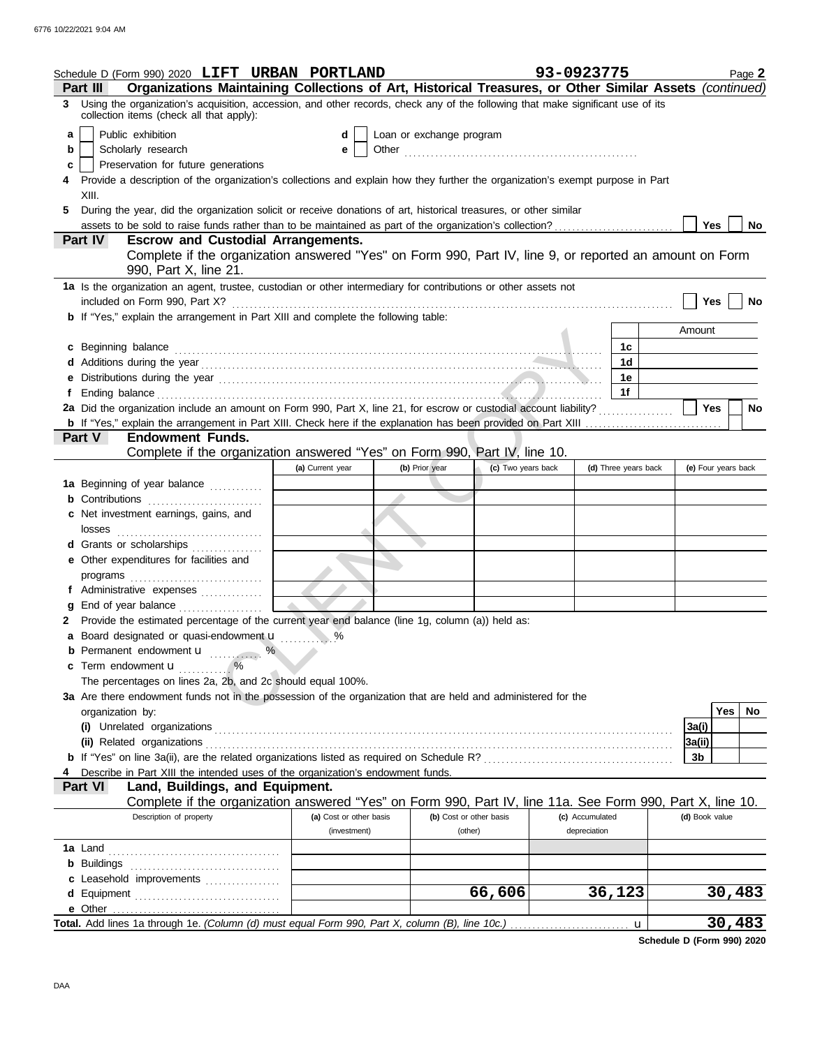Schedule D (Form 990) 2020 **LIFT URBAN PORTLAND** **93-0923775** Page **2**

**Part III** **Organizations Maintaining Collections of Art, Historical Treasures, or Other Similar Assets** *(continued)*

**3** Using the organization's acquisition, accession, and other records, check any of the following that make significant use of its collection items (check all that apply):

**a** ☐ Public exhibition
**b** ☐ Scholarly research
**c** ☐ Preservation for future generations
**d** ☐ Loan or exchange program
**e** ☐ Other ..........

**4** Provide a description of the organization's collections and explain how they further the organization's exempt purpose in Part XIII.

**5** During the year, did the organization solicit or receive donations of art, historical treasures, or other similar assets to be sold to raise funds rather than to be maintained as part of the organization's collection? ☐ **Yes** ☐ **No**

**Part IV** **Escrow and Custodial Arrangements.**
Complete if the organization answered "Yes" on Form 990, Part IV, line 9, or reported an amount on Form 990, Part X, line 21.

**1a** Is the organization an agent, trustee, custodian or other intermediary for contributions or other assets not included on Form 990, Part X? ☐ **Yes** ☐ **No**

**b** If "Yes," explain the arrangement in Part XIII and complete the following table:

| | | Amount |
|---|---|---|
| **c** Beginning balance | **1c** | |
| **d** Additions during the year | **1d** | |
| **e** Distributions during the year | **1e** | |
| **f** Ending balance | **1f** | |

**2a** Did the organization include an amount on Form 990, Part X, line 21, for escrow or custodial account liability? ☐ **Yes** ☐ **No**

**b** If "Yes," explain the arrangement in Part XIII. Check here if the explanation has been provided on Part XIII ☐

**Part V** **Endowment Funds.**
Complete if the organization answered "Yes" on Form 990, Part IV, line 10.

| | (a) Current year | (b) Prior year | (c) Two years back | (d) Three years back | (e) Four years back |
|---|---|---|---|---|---|
| **1a** Beginning of year balance | | | | | |
| **b** Contributions | | | | | |
| **c** Net investment earnings, gains, and losses | | | | | |
| **d** Grants or scholarships | | | | | |
| **e** Other expenditures for facilities and programs | | | | | |
| **f** Administrative expenses | | | | | |
| **g** End of year balance | | | | | |

**2** Provide the estimated percentage of the current year end balance (line 1g, column (a)) held as:

**a** Board designated or quasi-endowment u ..........%
**b** Permanent endowment u ..........%
**c** Term endowment u ..........%

The percentages on lines 2a, 2b, and 2c should equal 100%.

**3a** Are there endowment funds not in the possession of the organization that are held and administered for the organization by:

| | | Yes | No |
|---|---|---|---|
| **(i)** Unrelated organizations | **3a(i)** | | |
| **(ii)** Related organizations | **3a(ii)** | | |
| **b** If "Yes" on line 3a(ii), are the related organizations listed as required on Schedule R? | **3b** | | |

**4** Describe in Part XIII the intended uses of the organization's endowment funds.

**Part VI** **Land, Buildings, and Equipment.**
Complete if the organization answered "Yes" on Form 990, Part IV, line 11a. See Form 990, Part X, line 10.

| Description of property | (a) Cost or other basis (investment) | (b) Cost or other basis (other) | (c) Accumulated depreciation | (d) Book value |
|---|---|---|---|---|
| **1a** Land | | | | |
| **b** Buildings | | | | |
| **c** Leasehold improvements | | | | |
| **d** Equipment | | 66,606 | 36,123 | 30,483 |
| **e** Other | | | | |

**Total.** Add lines 1a through 1e. *(Column (d) must equal Form 990, Part X, column (B), line 10c.)* u **30,483**

**Schedule D (Form 990) 2020**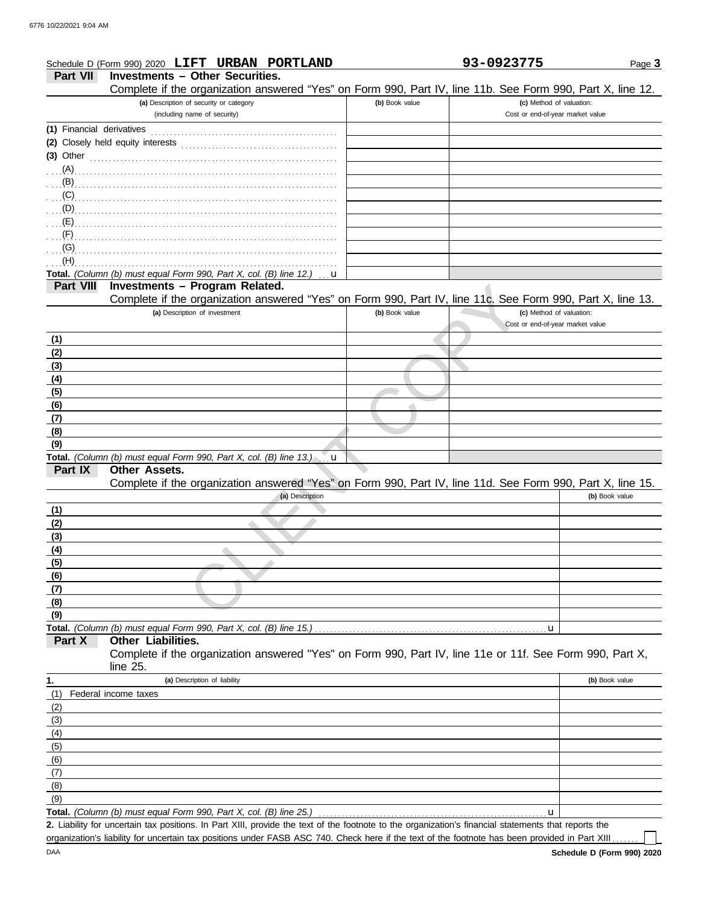Schedule D (Form 990) 2020 **LIFT URBAN PORTLAND** **93-0923775**

## Part VII Investments – Other Securities.

Complete if the organization answered "Yes" on Form 990, Part IV, line 11b. See Form 990, Part X, line 12.

| (a) Description of security or category (including name of security) | (b) Book value | (c) Method of valuation: Cost or end-of-year market value |
|---|---|---|
| (1) Financial derivatives | | |
| (2) Closely held equity interests | | |
| (3) Other | | |
| (A) | | |
| (B) | | |
| (C) | | |
| (D) | | |
| (E) | | |
| (F) | | |
| (G) | | |
| (H) | | |
| **Total.** *(Column (b) must equal Form 990, Part X, col. (B) line 12.)* u | | |

## Part VIII Investments – Program Related.

Complete if the organization answered "Yes" on Form 990, Part IV, line 11c. See Form 990, Part X, line 13.

| (a) Description of investment | (b) Book value | (c) Method of valuation: Cost or end-of-year market value |
|---|---|---|
| (1) | | |
| (2) | | |
| (3) | | |
| (4) | | |
| (5) | | |
| (6) | | |
| (7) | | |
| (8) | | |
| (9) | | |
| **Total.** *(Column (b) must equal Form 990, Part X, col. (B) line 13.)* u | | |

## Part IX Other Assets.

Complete if the organization answered "Yes" on Form 990, Part IV, line 11d. See Form 990, Part X, line 15.

| (a) Description | (b) Book value |
|---|---|
| (1) | |
| (2) | |
| (3) | |
| (4) | |
| (5) | |
| (6) | |
| (7) | |
| (8) | |
| (9) | |
| **Total.** *(Column (b) must equal Form 990, Part X, col. (B) line 15.)* u | |

## Part X Other Liabilities.

Complete if the organization answered "Yes" on Form 990, Part IV, line 11e or 11f. See Form 990, Part X, line 25.

| 1. (a) Description of liability | (b) Book value |
|---|---|
| (1) Federal income taxes | |
| (2) | |
| (3) | |
| (4) | |
| (5) | |
| (6) | |
| (7) | |
| (8) | |
| (9) | |
| **Total.** *(Column (b) must equal Form 990, Part X, col. (B) line 25.)* u | |

**2.** Liability for uncertain tax positions. In Part XIII, provide the text of the footnote to the organization's financial statements that reports the organization's liability for uncertain tax positions under FASB ASC 740. Check here if the text of the footnote has been provided in Part XIII ☐

DAA **Schedule D (Form 990) 2020**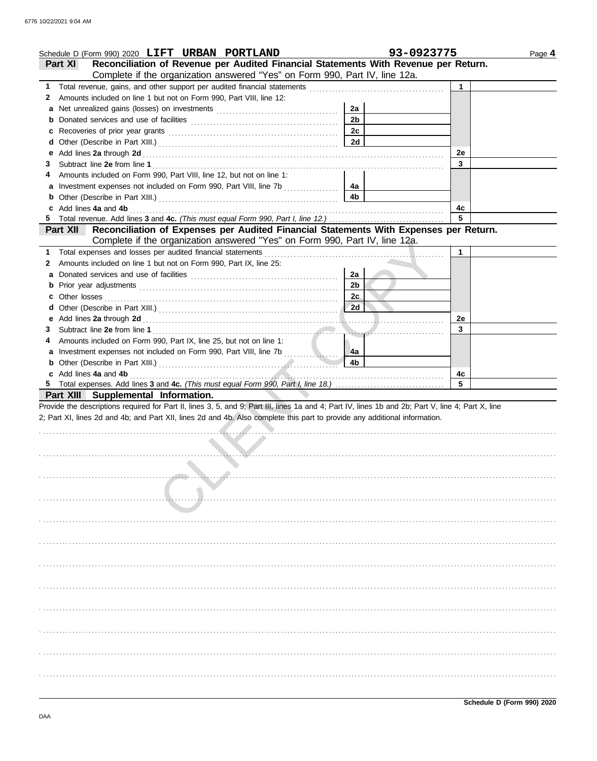Schedule D (Form 990) 2020 **LIFT URBAN PORTLAND** **93-0923775** Page **4**

## Part XI Reconciliation of Revenue per Audited Financial Statements With Revenue per Return.

Complete if the organization answered "Yes" on Form 990, Part IV, line 12a.

| | | | | | |
|---|---|---|---|---|---|
| **1** | Total revenue, gains, and other support per audited financial statements | | | 1 | |
| **2** | Amounts included on line 1 but not on Form 990, Part VIII, line 12: | | | | |
| **a** | Net unrealized gains (losses) on investments | 2a | | | |
| **b** | Donated services and use of facilities | 2b | | | |
| **c** | Recoveries of prior year grants | 2c | | | |
| **d** | Other (Describe in Part XIII.) | 2d | | | |
| **e** | Add lines **2a** through **2d** | | | 2e | |
| **3** | Subtract line **2e** from line **1** | | | 3 | |
| **4** | Amounts included on Form 990, Part VIII, line 12, but not on line 1: | | | | |
| **a** | Investment expenses not included on Form 990, Part VIII, line 7b | 4a | | | |
| **b** | Other (Describe in Part XIII.) | 4b | | | |
| **c** | Add lines **4a** and **4b** | | | 4c | |
| **5** | Total revenue. Add lines **3** and **4c.** *(This must equal Form 990, Part I, line 12.)* | | | 5 | |

## Part XII Reconciliation of Expenses per Audited Financial Statements With Expenses per Return.

Complete if the organization answered "Yes" on Form 990, Part IV, line 12a.

| | | | | | |
|---|---|---|---|---|---|
| **1** | Total expenses and losses per audited financial statements | | | 1 | |
| **2** | Amounts included on line 1 but not on Form 990, Part IX, line 25: | | | | |
| **a** | Donated services and use of facilities | 2a | | | |
| **b** | Prior year adjustments | 2b | | | |
| **c** | Other losses | 2c | | | |
| **d** | Other (Describe in Part XIII.) | 2d | | | |
| **e** | Add lines **2a** through **2d** | | | 2e | |
| **3** | Subtract line **2e** from line **1** | | | 3 | |
| **4** | Amounts included on Form 990, Part IX, line 25, but not on line 1: | | | | |
| **a** | Investment expenses not included on Form 990, Part VIII, line 7b | 4a | | | |
| **b** | Other (Describe in Part XIII.) | 4b | | | |
| **c** | Add lines **4a** and **4b** | | | 4c | |
| **5** | Total expenses. Add lines **3** and **4c.** *(This must equal Form 990, Part I, line 18.)* | | | 5 | |

## Part XIII Supplemental Information.

Provide the descriptions required for Part II, lines 3, 5, and 9; Part III, lines 1a and 4; Part IV, lines 1b and 2b; Part V, line 4; Part X, line 2; Part XI, lines 2d and 4b; and Part XII, lines 2d and 4b. Also complete this part to provide any additional information.

**Schedule D (Form 990) 2020**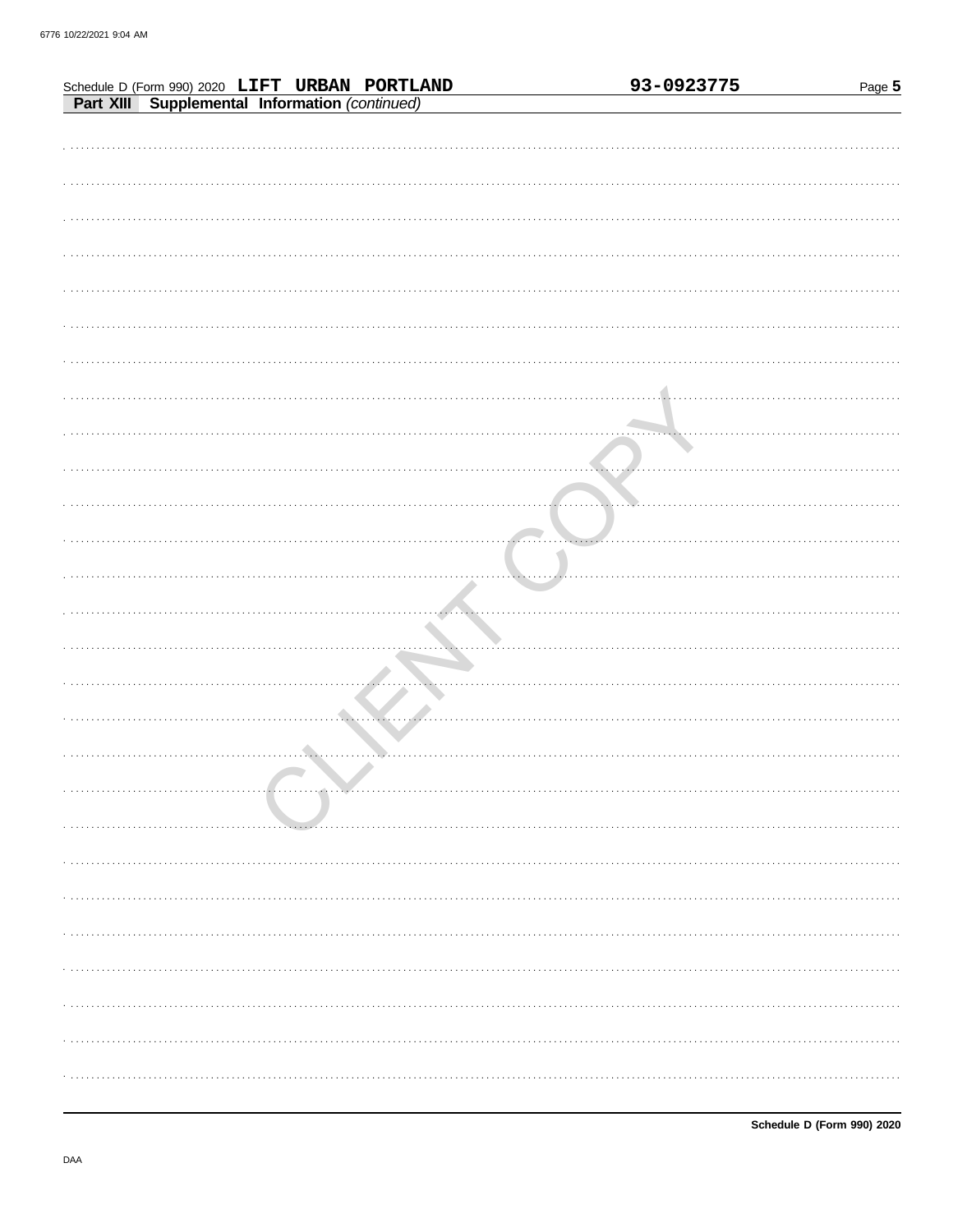Schedule D (Form 990) 2020 **LIFT URBAN PORTLAND** **93-0923775**

**Part XIII Supplemental Information** *(continued)*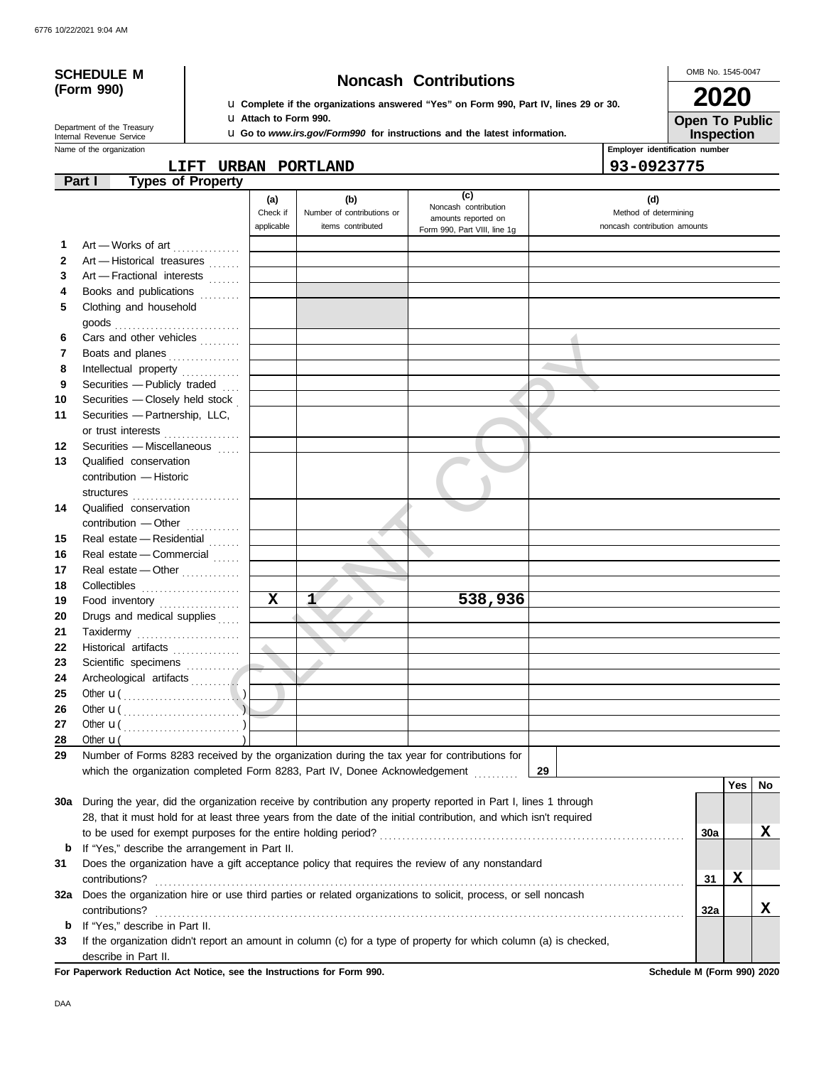6776 10/22/2021 9:04 AM

**SCHEDULE M (Form 990)**

Department of the Treasury
Internal Revenue Service

# Noncash Contributions

u Complete if the organizations answered "Yes" on Form 990, Part IV, lines 29 or 30.
u Attach to Form 990.
u Go to *www.irs.gov/Form990* for instructions and the latest information.

OMB No. 1545-0047

**2020**

**Open To Public Inspection**

Name of the organization: LIFT URBAN PORTLAND

Employer identification number: 93-0923775

## Part I Types of Property

| | | (a) Check if applicable | (b) Number of contributions or items contributed | (c) Noncash contribution amounts reported on Form 990, Part VIII, line 1g | (d) Method of determining noncash contribution amounts |
|---|---|---|---|---|---|
| 1 | Art — Works of art | | | | |
| 2 | Art — Historical treasures | | | | |
| 3 | Art — Fractional interests | | | | |
| 4 | Books and publications | | | | |
| 5 | Clothing and household goods | | | | |
| 6 | Cars and other vehicles | | | | |
| 7 | Boats and planes | | | | |
| 8 | Intellectual property | | | | |
| 9 | Securities — Publicly traded | | | | |
| 10 | Securities — Closely held stock | | | | |
| 11 | Securities — Partnership, LLC, or trust interests | | | | |
| 12 | Securities — Miscellaneous | | | | |
| 13 | Qualified conservation contribution — Historic structures | | | | |
| 14 | Qualified conservation contribution — Other | | | | |
| 15 | Real estate — Residential | | | | |
| 16 | Real estate — Commercial | | | | |
| 17 | Real estate — Other | | | | |
| 18 | Collectibles | | | | |
| 19 | Food inventory | X | 1 | 538,936 | |
| 20 | Drugs and medical supplies | | | | |
| 21 | Taxidermy | | | | |
| 22 | Historical artifacts | | | | |
| 23 | Scientific specimens | | | | |
| 24 | Archeological artifacts | | | | |
| 25 | Other u ( ) | | | | |
| 26 | Other u ( ) | | | | |
| 27 | Other u ( ) | | | | |
| 28 | Other u ( ) | | | | |

**29** Number of Forms 8283 received by the organization during the tax year for contributions for which the organization completed Form 8283, Part IV, Donee Acknowledgement . . . **29**

| | | | Yes | No |
|---|---|---|---|---|
| **30a** | During the year, did the organization receive by contribution any property reported in Part I, lines 1 through 28, that it must hold for at least three years from the date of the initial contribution, and which isn't required to be used for exempt purposes for the entire holding period? | 30a | | X |
| **b** | If "Yes," describe the arrangement in Part II. | | | |
| **31** | Does the organization have a gift acceptance policy that requires the review of any nonstandard contributions? | 31 | X | |
| **32a** | Does the organization hire or use third parties or related organizations to solicit, process, or sell noncash contributions? | 32a | | X |
| **b** | If "Yes," describe in Part II. | | | |
| **33** | If the organization didn't report an amount in column (c) for a type of property for which column (a) is checked, describe in Part II. | | | |

**For Paperwork Reduction Act Notice, see the Instructions for Form 990.** **Schedule M (Form 990) 2020**

DAA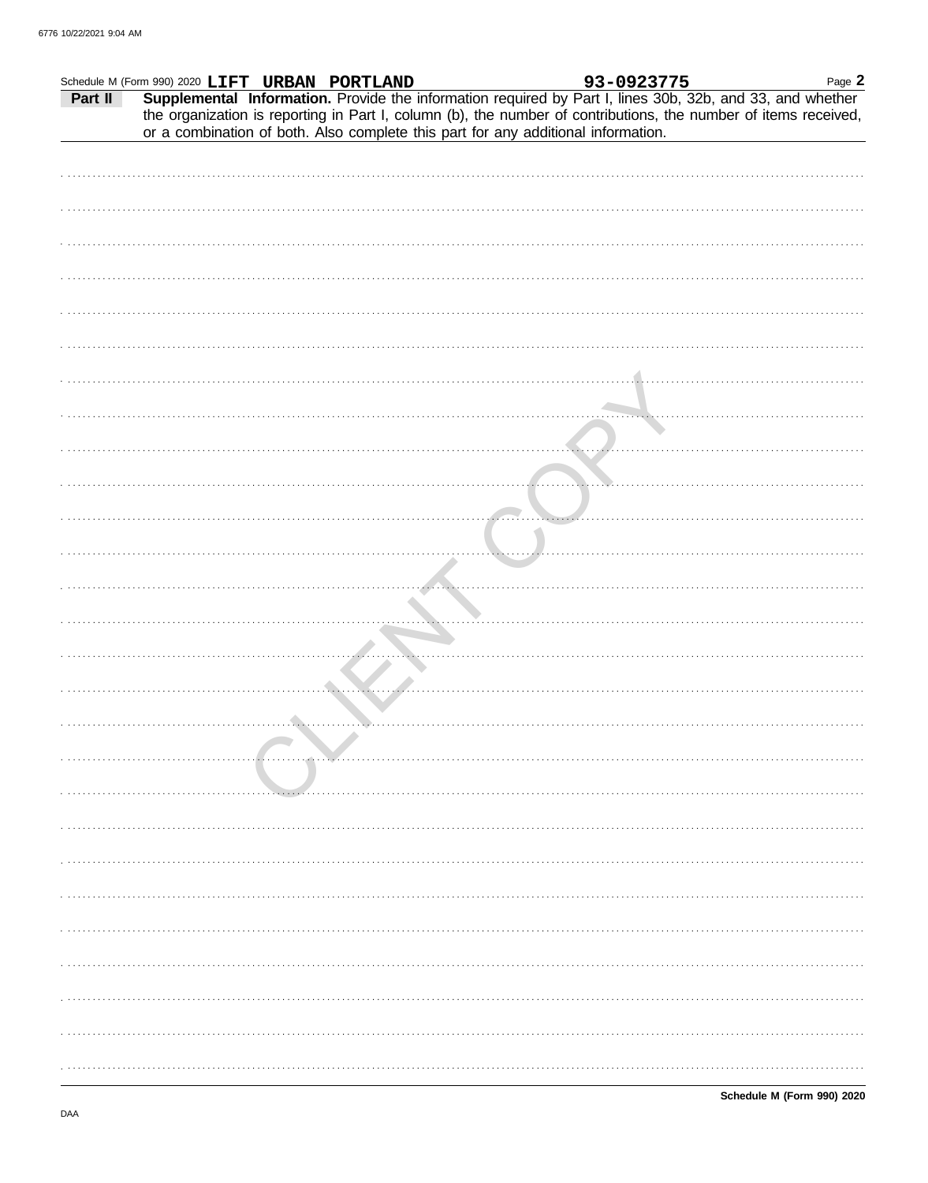Schedule M (Form 990) 2020 **LIFT URBAN PORTLAND** **93-0923775**

**Part II** **Supplemental Information.** Provide the information required by Part I, lines 30b, 32b, and 33, and whether the organization is reporting in Part I, column (b), the number of contributions, the number of items received, or a combination of both. Also complete this part for any additional information.

CLIENT COPY

**Schedule M (Form 990) 2020**

DAA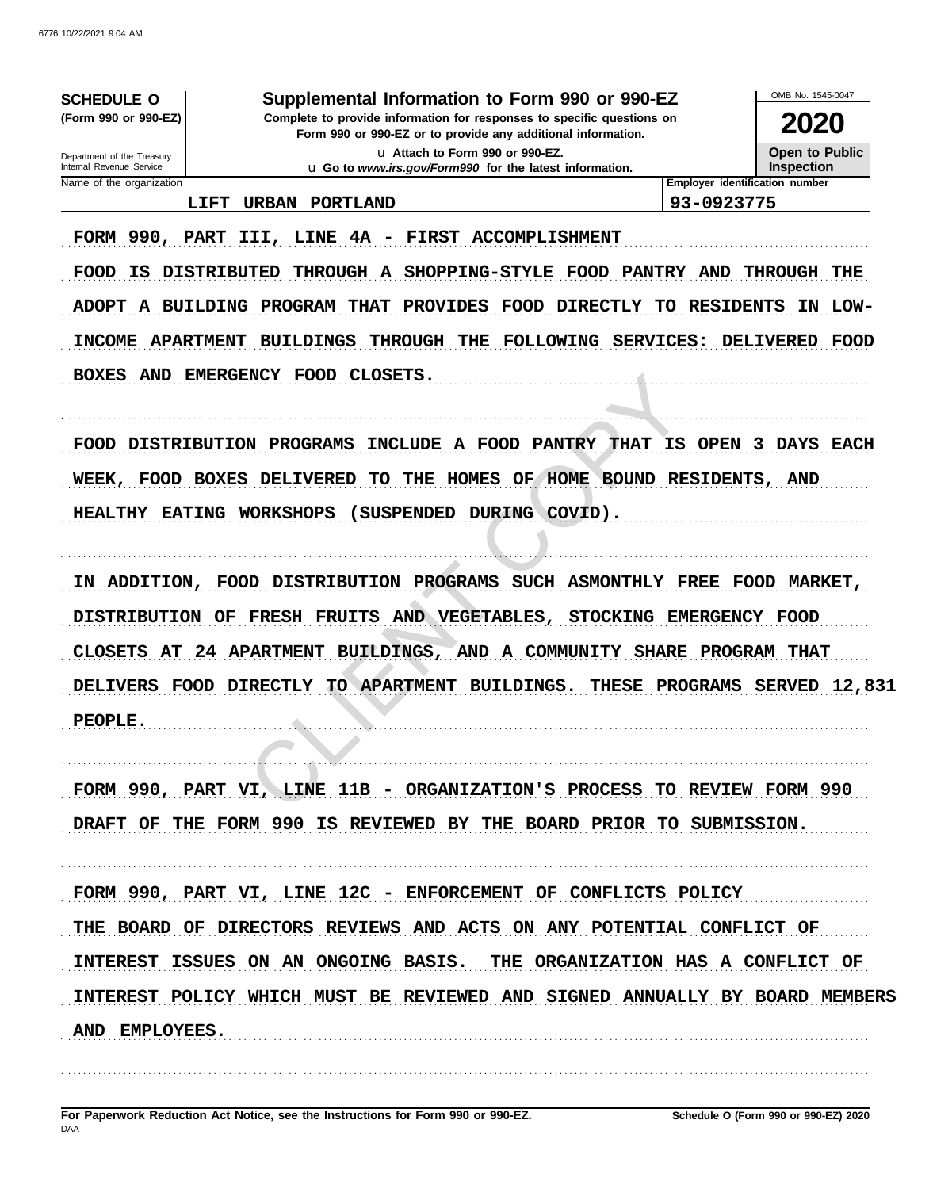**SCHEDULE O (Form 990 or 990-EZ)**

Department of the Treasury
Internal Revenue Service

# Supplemental Information to Form 990 or 990-EZ

**Complete to provide information for responses to specific questions on Form 990 or 990-EZ or to provide any additional information.**

u Attach to Form 990 or 990-EZ.
u Go to *www.irs.gov/Form990* for the latest information.

OMB No. 1545-0047

**2020**

**Open to Public Inspection**

| Name of the organization | Employer identification number |
| --- | --- |
| LIFT URBAN PORTLAND | 93-0923775 |

FORM 990, PART III, LINE 4A - FIRST ACCOMPLISHMENT

FOOD IS DISTRIBUTED THROUGH A SHOPPING-STYLE FOOD PANTRY AND THROUGH THE ADOPT A BUILDING PROGRAM THAT PROVIDES FOOD DIRECTLY TO RESIDENTS IN LOW-INCOME APARTMENT BUILDINGS THROUGH THE FOLLOWING SERVICES: DELIVERED FOOD BOXES AND EMERGENCY FOOD CLOSETS.

FOOD DISTRIBUTION PROGRAMS INCLUDE A FOOD PANTRY THAT IS OPEN 3 DAYS EACH WEEK, FOOD BOXES DELIVERED TO THE HOMES OF HOME BOUND RESIDENTS, AND HEALTHY EATING WORKSHOPS (SUSPENDED DURING COVID).

IN ADDITION, FOOD DISTRIBUTION PROGRAMS SUCH ASMONTHLY FREE FOOD MARKET, DISTRIBUTION OF FRESH FRUITS AND VEGETABLES, STOCKING EMERGENCY FOOD CLOSETS AT 24 APARTMENT BUILDINGS, AND A COMMUNITY SHARE PROGRAM THAT DELIVERS FOOD DIRECTLY TO APARTMENT BUILDINGS. THESE PROGRAMS SERVED 12,831 PEOPLE.

FORM 990, PART VI, LINE 11B - ORGANIZATION'S PROCESS TO REVIEW FORM 990

DRAFT OF THE FORM 990 IS REVIEWED BY THE BOARD PRIOR TO SUBMISSION.

FORM 990, PART VI, LINE 12C - ENFORCEMENT OF CONFLICTS POLICY

THE BOARD OF DIRECTORS REVIEWS AND ACTS ON ANY POTENTIAL CONFLICT OF INTEREST ISSUES ON AN ONGOING BASIS. THE ORGANIZATION HAS A CONFLICT OF INTEREST POLICY WHICH MUST BE REVIEWED AND SIGNED ANNUALLY BY BOARD MEMBERS AND EMPLOYEES.

**For Paperwork Reduction Act Notice, see the Instructions for Form 990 or 990-EZ.** **Schedule O (Form 990 or 990-EZ) 2020**
DAA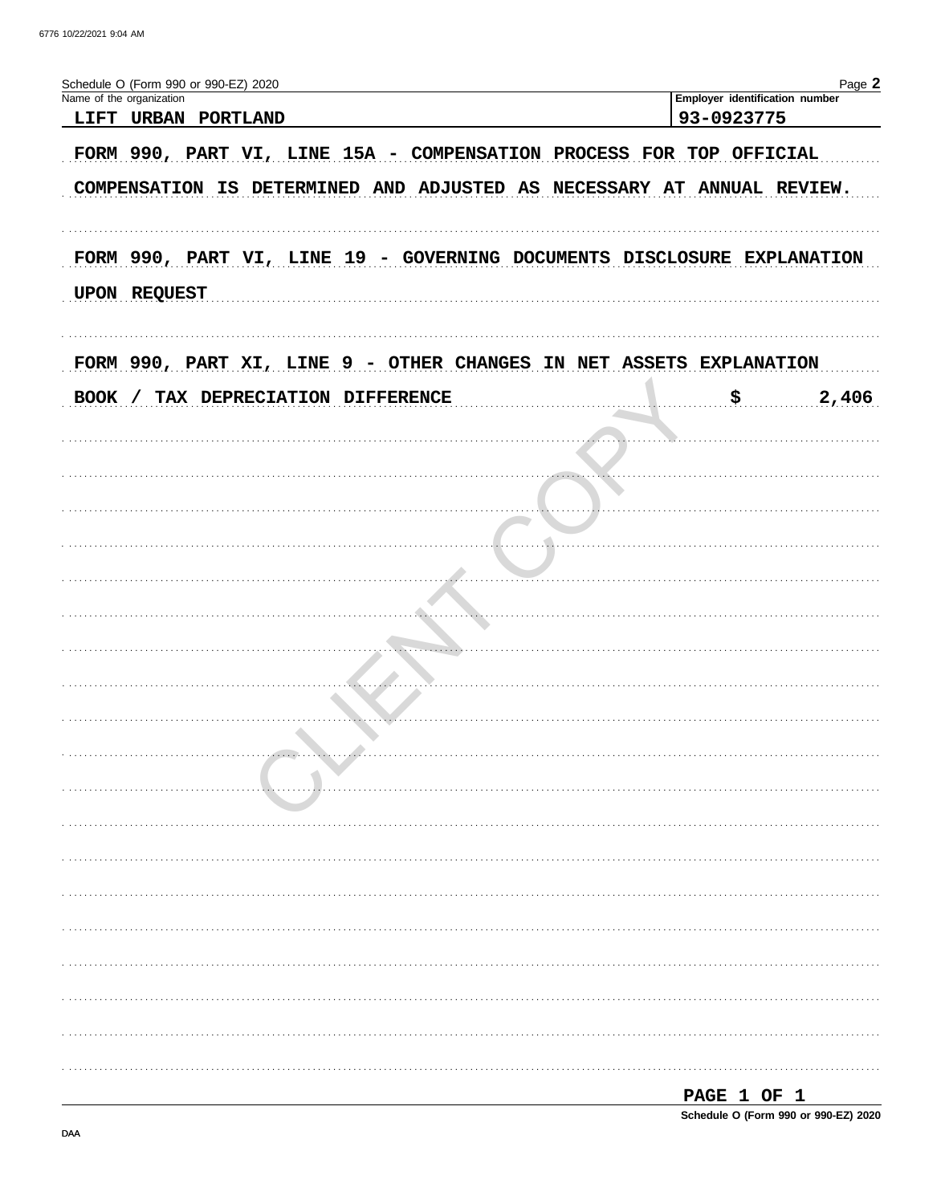Schedule O (Form 990 or 990-EZ) 2020

| Name of the organization | Employer identification number |
|---|---|
| LIFT URBAN PORTLAND | 93-0923775 |

FORM 990, PART VI, LINE 15A - COMPENSATION PROCESS FOR TOP OFFICIAL

COMPENSATION IS DETERMINED AND ADJUSTED AS NECESSARY AT ANNUAL REVIEW.

FORM 990, PART VI, LINE 19 - GOVERNING DOCUMENTS DISCLOSURE EXPLANATION

UPON REQUEST

FORM 990, PART XI, LINE 9 - OTHER CHANGES IN NET ASSETS EXPLANATION

BOOK / TAX DEPRECIATION DIFFERENCE $ 2,406

PAGE 1 OF 1

Schedule O (Form 990 or 990-EZ) 2020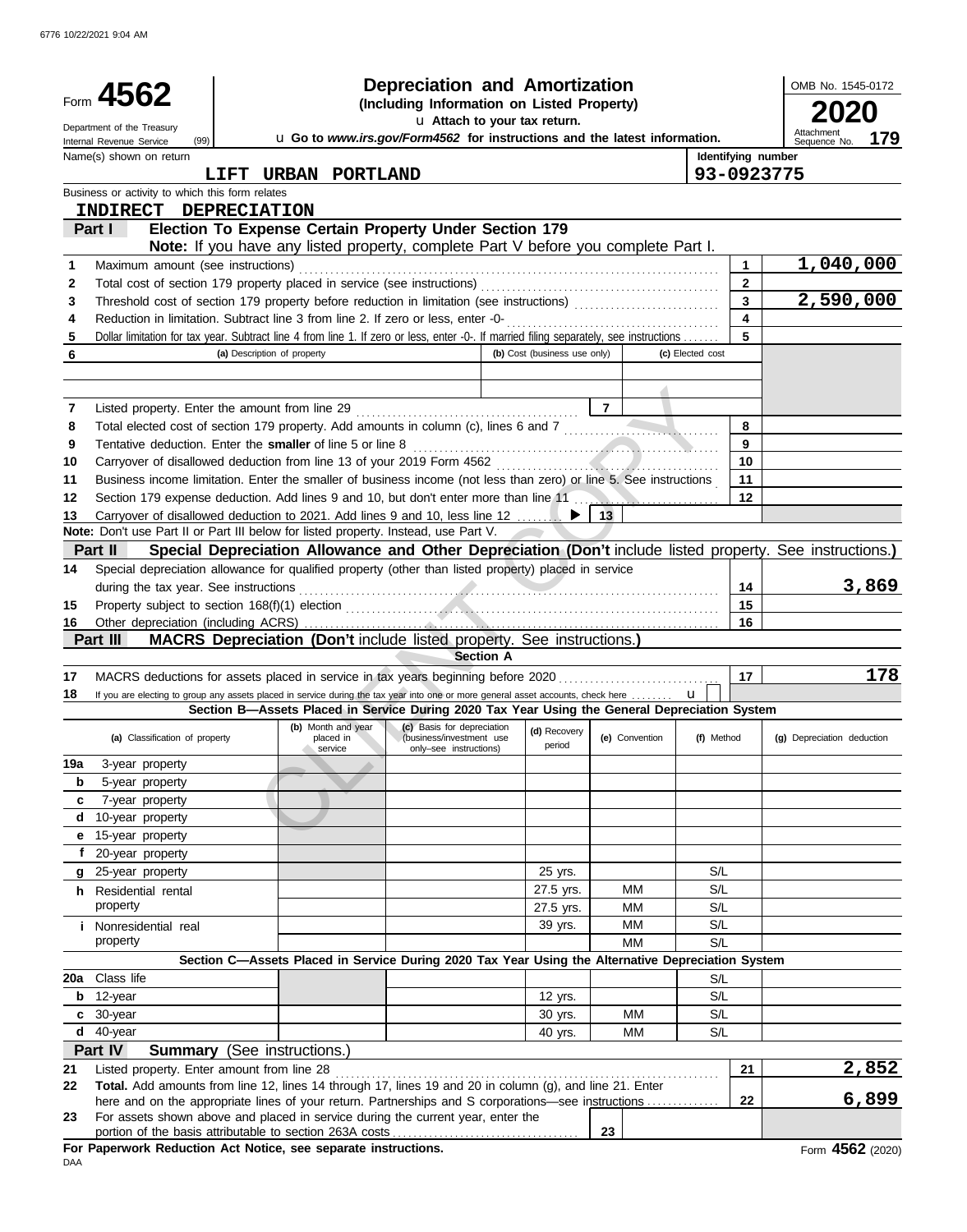6776 10/22/2021 9:04 AM

# Form 4562

**Depreciation and Amortization**
**(Including Information on Listed Property)**
u **Attach to your tax return.**
u **Go to** ***www.irs.gov/Form4562*** **for instructions and the latest information.**

Department of the Treasury
Internal Revenue Service (99)

OMB No. 1545-0172
**2020**
Attachment Sequence No. **179**

Name(s) shown on return: **LIFT URBAN PORTLAND**
Identifying number: **93-0923775**

Business or activity to which this form relates: **INDIRECT DEPRECIATION**

## Part I — Election To Expense Certain Property Under Section 179

**Note:** If you have any listed property, complete Part V before you complete Part I.

| Line | Description | Box | Amount |
|---|---|---|---|
| 1 | Maximum amount (see instructions) | 1 | 1,040,000 |
| 2 | Total cost of section 179 property placed in service (see instructions) | 2 | |
| 3 | Threshold cost of section 179 property before reduction in limitation (see instructions) | 3 | 2,590,000 |
| 4 | Reduction in limitation. Subtract line 3 from line 2. If zero or less, enter -0- | 4 | |
| 5 | Dollar limitation for tax year. Subtract line 4 from line 1. If zero or less, enter -0-. If married filing separately, see instructions | 5 | |

| 6 | (a) Description of property | (b) Cost (business use only) | (c) Elected cost |
|---|---|---|---|
| | | | |
| | | | |

| Line | Description | Box | Amount |
|---|---|---|---|
| 7 | Listed property. Enter the amount from line 29 | 7 | |
| 8 | Total elected cost of section 179 property. Add amounts in column (c), lines 6 and 7 | 8 | |
| 9 | Tentative deduction. Enter the **smaller** of line 5 or line 8 | 9 | |
| 10 | Carryover of disallowed deduction from line 13 of your 2019 Form 4562 | 10 | |
| 11 | Business income limitation. Enter the smaller of business income (not less than zero) or line 5. See instructions | 11 | |
| 12 | Section 179 expense deduction. Add lines 9 and 10, but don't enter more than line 11 | 12 | |
| 13 | Carryover of disallowed deduction to 2021. Add lines 9 and 10, less line 12 ▶ | 13 | |

**Note:** Don't use Part II or Part III below for listed property. Instead, use Part V.

## Part II — Special Depreciation Allowance and Other Depreciation (Don't include listed property. See instructions.)

| Line | Description | Box | Amount |
|---|---|---|---|
| 14 | Special depreciation allowance for qualified property (other than listed property) placed in service during the tax year. See instructions | 14 | 3,869 |
| 15 | Property subject to section 168(f)(1) election | 15 | |
| 16 | Other depreciation (including ACRS) | 16 | |

## Part III — MACRS Depreciation (Don't include listed property. See instructions.)

**Section A**

| Line | Description | Box | Amount |
|---|---|---|---|
| 17 | MACRS deductions for assets placed in service in tax years beginning before 2020 | 17 | 178 |
| 18 | If you are electing to group any assets placed in service during the tax year into one or more general asset accounts, check here u | | |

**Section B—Assets Placed in Service During 2020 Tax Year Using the General Depreciation System**

| (a) Classification of property | (b) Month and year placed in service | (c) Basis for depreciation (business/investment use only–see instructions) | (d) Recovery period | (e) Convention | (f) Method | (g) Depreciation deduction |
|---|---|---|---|---|---|---|
| 19a 3-year property | | | | | | |
| b 5-year property | | | | | | |
| c 7-year property | | | | | | |
| d 10-year property | | | | | | |
| e 15-year property | | | | | | |
| f 20-year property | | | | | | |
| g 25-year property | | | 25 yrs. | | S/L | |
| h Residential rental property | | | 27.5 yrs. | MM | S/L | |
| | | | 27.5 yrs. | MM | S/L | |
| i Nonresidential real property | | | 39 yrs. | MM | S/L | |
| | | | | MM | S/L | |

**Section C—Assets Placed in Service During 2020 Tax Year Using the Alternative Depreciation System**

| (a) Classification of property | (b) Month and year placed in service | (c) Basis for depreciation | (d) Recovery period | (e) Convention | (f) Method | (g) Depreciation deduction |
|---|---|---|---|---|---|---|
| 20a Class life | | | | | S/L | |
| b 12-year | | | 12 yrs. | | S/L | |
| c 30-year | | | 30 yrs. | MM | S/L | |
| d 40-year | | | 40 yrs. | MM | S/L | |

## Part IV — Summary (See instructions.)

| Line | Description | Box | Amount |
|---|---|---|---|
| 21 | Listed property. Enter amount from line 28 | 21 | 2,852 |
| 22 | **Total.** Add amounts from line 12, lines 14 through 17, lines 19 and 20 in column (g), and line 21. Enter here and on the appropriate lines of your return. Partnerships and S corporations—see instructions | 22 | 6,899 |
| 23 | For assets shown above and placed in service during the current year, enter the portion of the basis attributable to section 263A costs | 23 | |

**For Paperwork Reduction Act Notice, see separate instructions.**

DAA

Form **4562** (2020)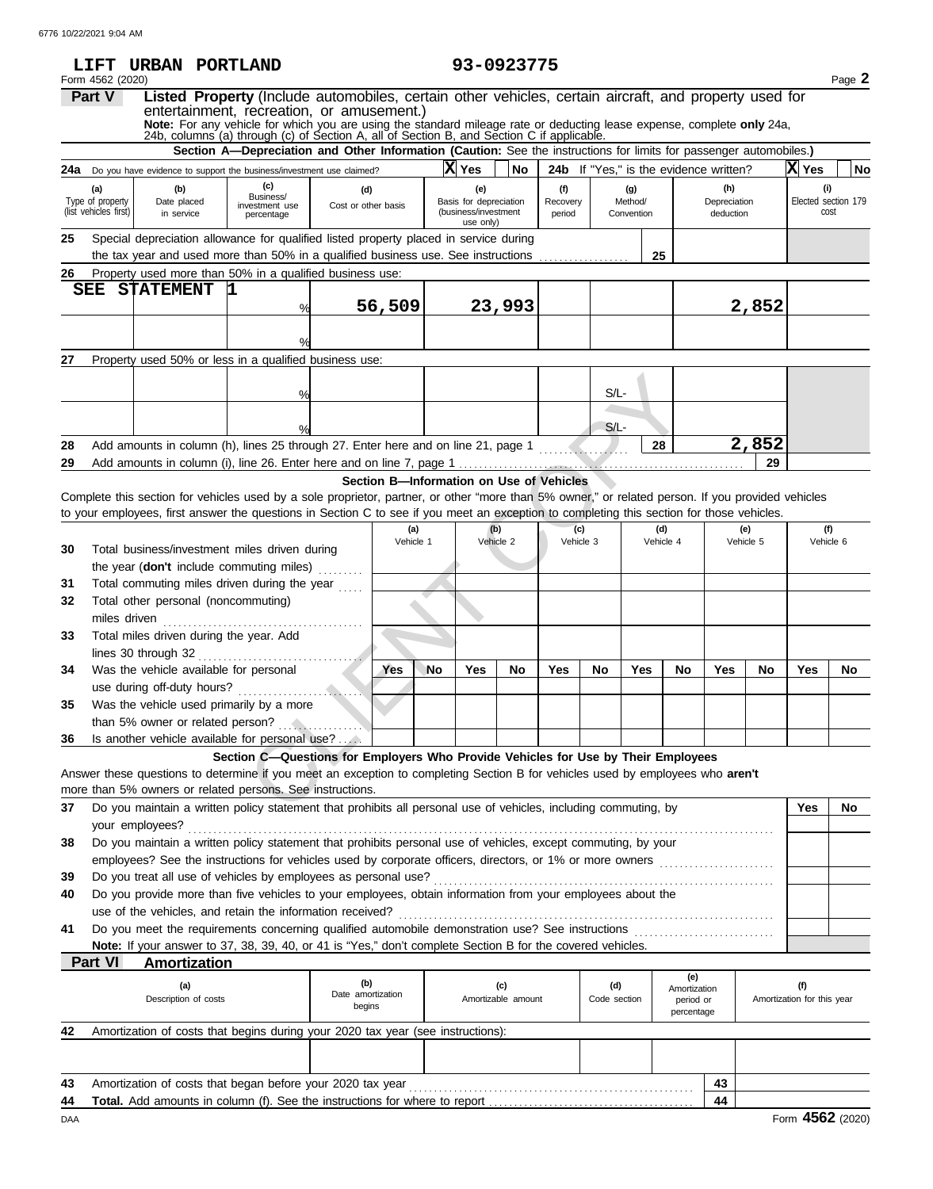LIFT URBAN PORTLAND 93-0923775

Form 4562 (2020) Page **2**

**Part V** **Listed Property** (Include automobiles, certain other vehicles, certain aircraft, and property used for entertainment, recreation, or amusement.)

**Note:** For any vehicle for which you are using the standard mileage rate or deducting lease expense, complete **only** 24a, 24b, columns (a) through (c) of Section A, all of Section B, and Section C if applicable.

**Section A—Depreciation and Other Information (Caution:** See the instructions for limits for passenger automobiles.**)**

**24a** Do you have evidence to support the business/investment use claimed? X Yes ☐ No **24b** If "Yes," is the evidence written? X Yes ☐ No

| (a) Type of property (list vehicles first) | (b) Date placed in service | (c) Business/investment use percentage | (d) Cost or other basis | (e) Basis for depreciation (business/investment use only) | (f) Recovery period | (g) Method/Convention | (h) Depreciation deduction | (i) Elected section 179 cost |
|---|---|---|---|---|---|---|---|---|
| **25** Special depreciation allowance for qualified listed property placed in service during the tax year and used more than 50% in a qualified business use. See instructions | | | | | | 25 | | |
| **26** Property used more than 50% in a qualified business use: | | | | | | | | |
| SEE STATEMENT 1 | | % | 56,509 | 23,993 | | | 2,852 | |
| | | % | | | | | | |
| **27** Property used 50% or less in a qualified business use: | | | | | | | | |
| | | % | | | | S/L- | | |
| | | % | | | | S/L- | | |
| **28** Add amounts in column (h), lines 25 through 27. Enter here and on line 21, page 1 | | | | | | 28 | 2,852 | |
| **29** Add amounts in column (i), line 26. Enter here and on line 7, page 1 | | | | | | | 29 | |

**Section B—Information on Use of Vehicles**

Complete this section for vehicles used by a sole proprietor, partner, or other "more than 5% owner," or related person. If you provided vehicles to your employees, first answer the questions in Section C to see if you meet an exception to completing this section for those vehicles.

| | (a) Vehicle 1 | | (b) Vehicle 2 | | (c) Vehicle 3 | | (d) Vehicle 4 | | (e) Vehicle 5 | | (f) Vehicle 6 | |
|---|---|---|---|---|---|---|---|---|---|---|---|---|
| **30** Total business/investment miles driven during the year (**don't** include commuting miles) | | | | | | | | | | | | |
| **31** Total commuting miles driven during the year | | | | | | | | | | | | |
| **32** Total other personal (noncommuting) miles driven | | | | | | | | | | | | |
| **33** Total miles driven during the year. Add lines 30 through 32 | | | | | | | | | | | | |
| | Yes | No | Yes | No | Yes | No | Yes | No | Yes | No | Yes | No |
| **34** Was the vehicle available for personal use during off-duty hours? | | | | | | | | | | | | |
| **35** Was the vehicle used primarily by a more than 5% owner or related person? | | | | | | | | | | | | |
| **36** Is another vehicle available for personal use? | | | | | | | | | | | | |

**Section C—Questions for Employers Who Provide Vehicles for Use by Their Employees**

Answer these questions to determine if you meet an exception to completing Section B for vehicles used by employees who **aren't** more than 5% owners or related persons. See instructions.

| | Yes | No |
|---|---|---|
| **37** Do you maintain a written policy statement that prohibits all personal use of vehicles, including commuting, by your employees? | | |
| **38** Do you maintain a written policy statement that prohibits personal use of vehicles, except commuting, by your employees? See the instructions for vehicles used by corporate officers, directors, or 1% or more owners | | |
| **39** Do you treat all use of vehicles by employees as personal use? | | |
| **40** Do you provide more than five vehicles to your employees, obtain information from your employees about the use of the vehicles, and retain the information received? | | |
| **41** Do you meet the requirements concerning qualified automobile demonstration use? See instructions | | |

**Note:** If your answer to 37, 38, 39, 40, or 41 is "Yes," don't complete Section B for the covered vehicles.

**Part VI** **Amortization**

| (a) Description of costs | (b) Date amortization begins | (c) Amortizable amount | (d) Code section | (e) Amortization period or percentage | (f) Amortization for this year |
|---|---|---|---|---|---|
| **42** Amortization of costs that begins during your 2020 tax year (see instructions): | | | | | |
| | | | | | |
| **43** Amortization of costs that began before your 2020 tax year | | | | 43 | |
| **44** **Total.** Add amounts in column (f). See the instructions for where to report | | | | 44 | |

DAA Form **4562** (2020)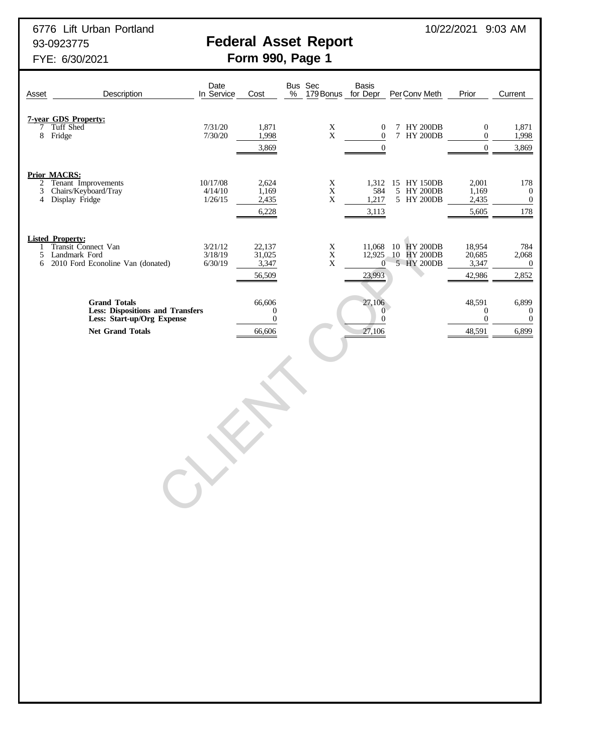6776 Lift Urban Portland
93-0923775
FYE: 6/30/2021

10/22/2021 9:03 AM

# Federal Asset Report
## Form 990, Page 1

| Asset | Description | Date In Service | Cost | Bus % | Sec 179 | Bonus | Basis for Depr | Per | Conv | Meth | Prior | Current |
|---|---|---|---|---|---|---|---|---|---|---|---|---|
| | **7-year GDS Property:** | | | | | | | | | | | |
| 7 | Tuff Shed | 7/31/20 | 1,871 | | | X | 0 | 7 | HY | 200DB | 0 | 1,871 |
| 8 | Fridge | 7/30/20 | 1,998 | | | X | 0 | 7 | HY | 200DB | 0 | 1,998 |
| | | | 3,869 | | | | 0 | | | | 0 | 3,869 |
| | **Prior MACRS:** | | | | | | | | | | | |
| 2 | Tenant Improvements | 10/17/08 | 2,624 | | | X | 1,312 | 15 | HY | 150DB | 2,001 | 178 |
| 3 | Chairs/Keyboard/Tray | 4/14/10 | 1,169 | | | X | 584 | 5 | HY | 200DB | 1,169 | 0 |
| 4 | Display Fridge | 1/26/15 | 2,435 | | | X | 1,217 | 5 | HY | 200DB | 2,435 | 0 |
| | | | 6,228 | | | | 3,113 | | | | 5,605 | 178 |
| | **Listed Property:** | | | | | | | | | | | |
| 1 | Transit Connect Van | 3/21/12 | 22,137 | | | X | 11,068 | 10 | HY | 200DB | 18,954 | 784 |
| 5 | Landmark Ford | 3/18/19 | 31,025 | | | X | 12,925 | 10 | HY | 200DB | 20,685 | 2,068 |
| 6 | 2010 Ford Econoline Van (donated) | 6/30/19 | 3,347 | | | X | 0 | 5 | HY | 200DB | 3,347 | 0 |
| | | | 56,509 | | | | 23,993 | | | | 42,986 | 2,852 |
| | **Grand Totals** | | 66,606 | | | | 27,106 | | | | 48,591 | 6,899 |
| | **Less: Dispositions and Transfers** | | 0 | | | | 0 | | | | 0 | 0 |
| | **Less: Start-up/Org Expense** | | 0 | | | | 0 | | | | 0 | 0 |
| | **Net Grand Totals** | | 66,606 | | | | 27,106 | | | | 48,591 | 6,899 |

CLIENT COPY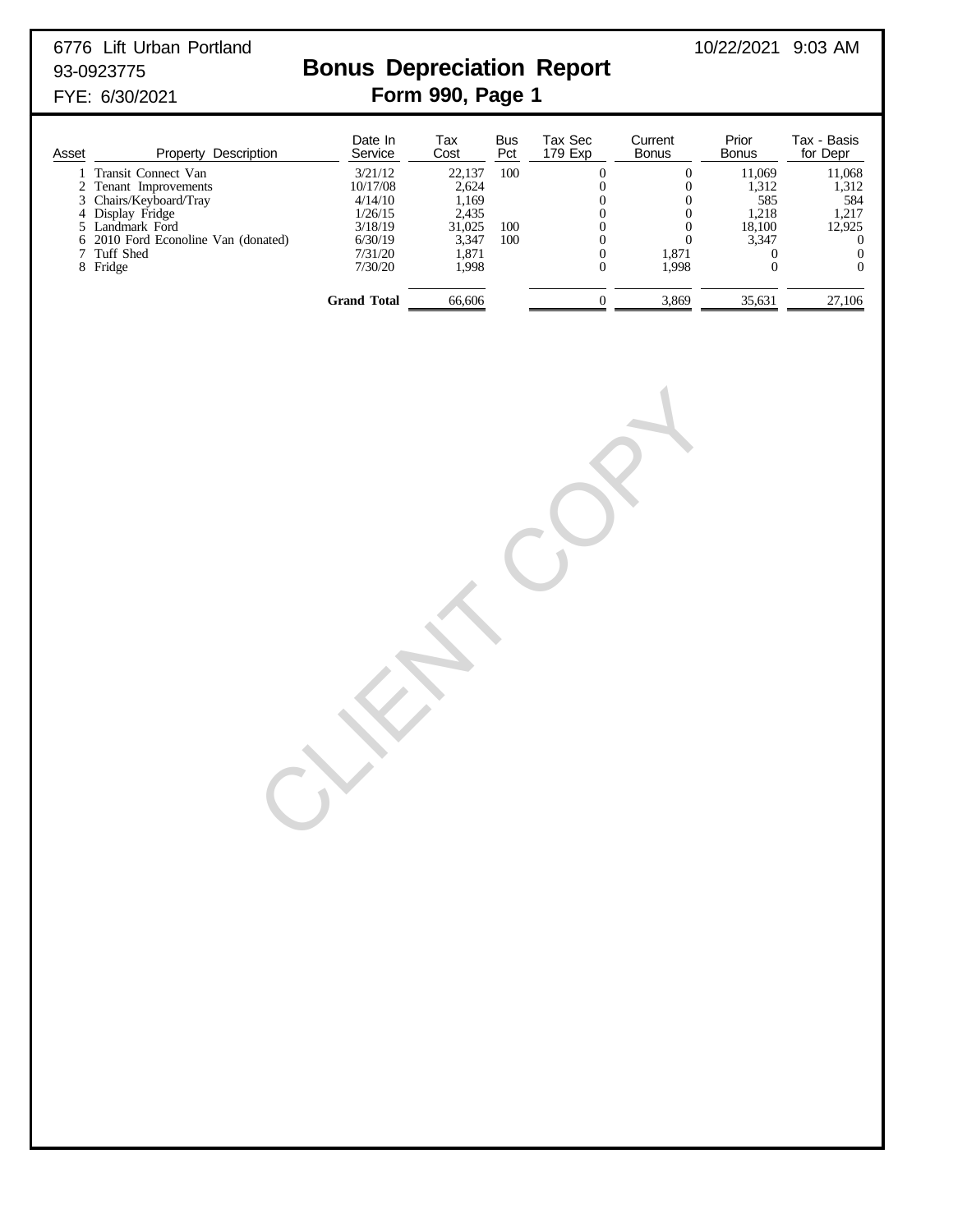6776 Lift Urban Portland
93-0923775
FYE: 6/30/2021

10/22/2021 9:03 AM

# Bonus Depreciation Report

## Form 990, Page 1

| Asset | Property Description | Date In Service | Tax Cost | Bus Pct | Tax Sec 179 Exp | Current Bonus | Prior Bonus | Tax - Basis for Depr |
|---|---|---|---|---|---|---|---|---|
| 1 | Transit Connect Van | 3/21/12 | 22,137 | 100 | 0 | 0 | 11,069 | 11,068 |
| 2 | Tenant Improvements | 10/17/08 | 2,624 | | 0 | 0 | 1,312 | 1,312 |
| 3 | Chairs/Keyboard/Tray | 4/14/10 | 1,169 | | 0 | 0 | 585 | 584 |
| 4 | Display Fridge | 1/26/15 | 2,435 | | 0 | 0 | 1,218 | 1,217 |
| 5 | Landmark Ford | 3/18/19 | 31,025 | 100 | 0 | 0 | 18,100 | 12,925 |
| 6 | 2010 Ford Econoline Van (donated) | 6/30/19 | 3,347 | 100 | 0 | 0 | 3,347 | 0 |
| 7 | Tuff Shed | 7/31/20 | 1,871 | | 0 | 1,871 | 0 | 0 |
| 8 | Fridge | 7/30/20 | 1,998 | | 0 | 1,998 | 0 | 0 |
| | | **Grand Total** | 66,606 | | 0 | 3,869 | 35,631 | 27,106 |

CLIENT COPY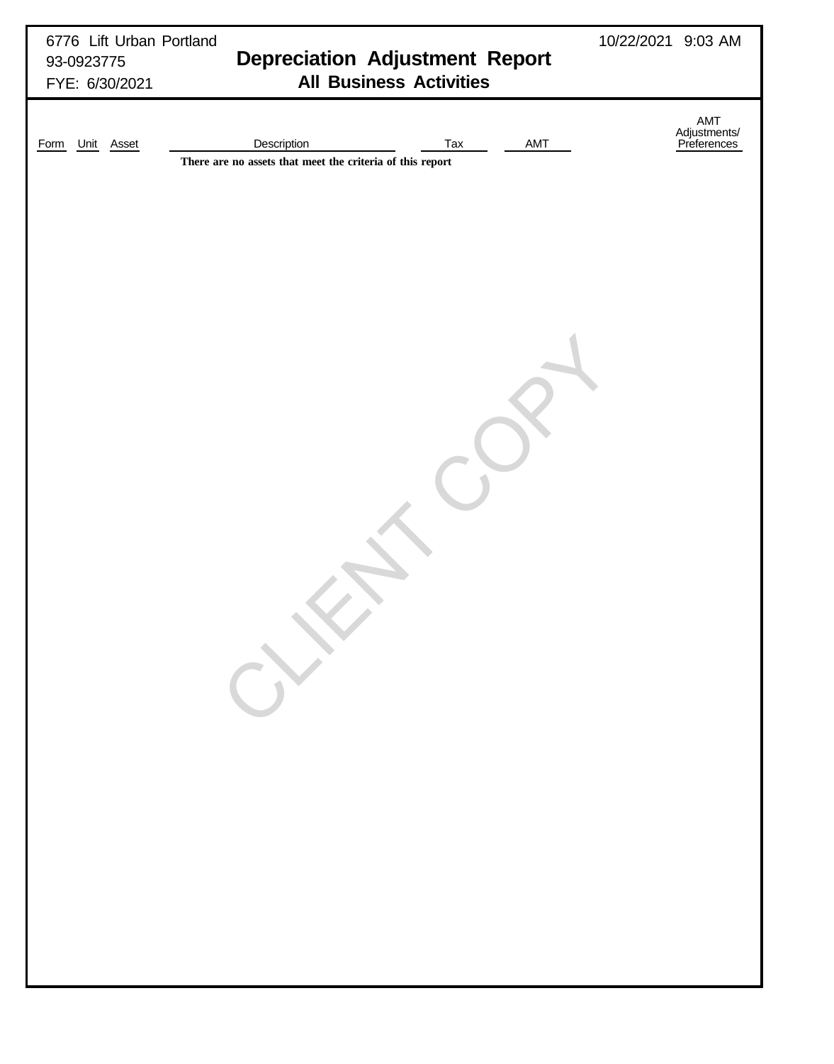6776 Lift Urban Portland
93-0923775
FYE: 6/30/2021

10/22/2021 9:03 AM

# Depreciation Adjustment Report
## All Business Activities

| Form | Unit | Asset | Description | Tax | AMT | AMT Adjustments/ Preferences |
|---|---|---|---|---|---|---|
| | | | **There are no assets that meet the criteria of this report** | | | |

CLIENT COPY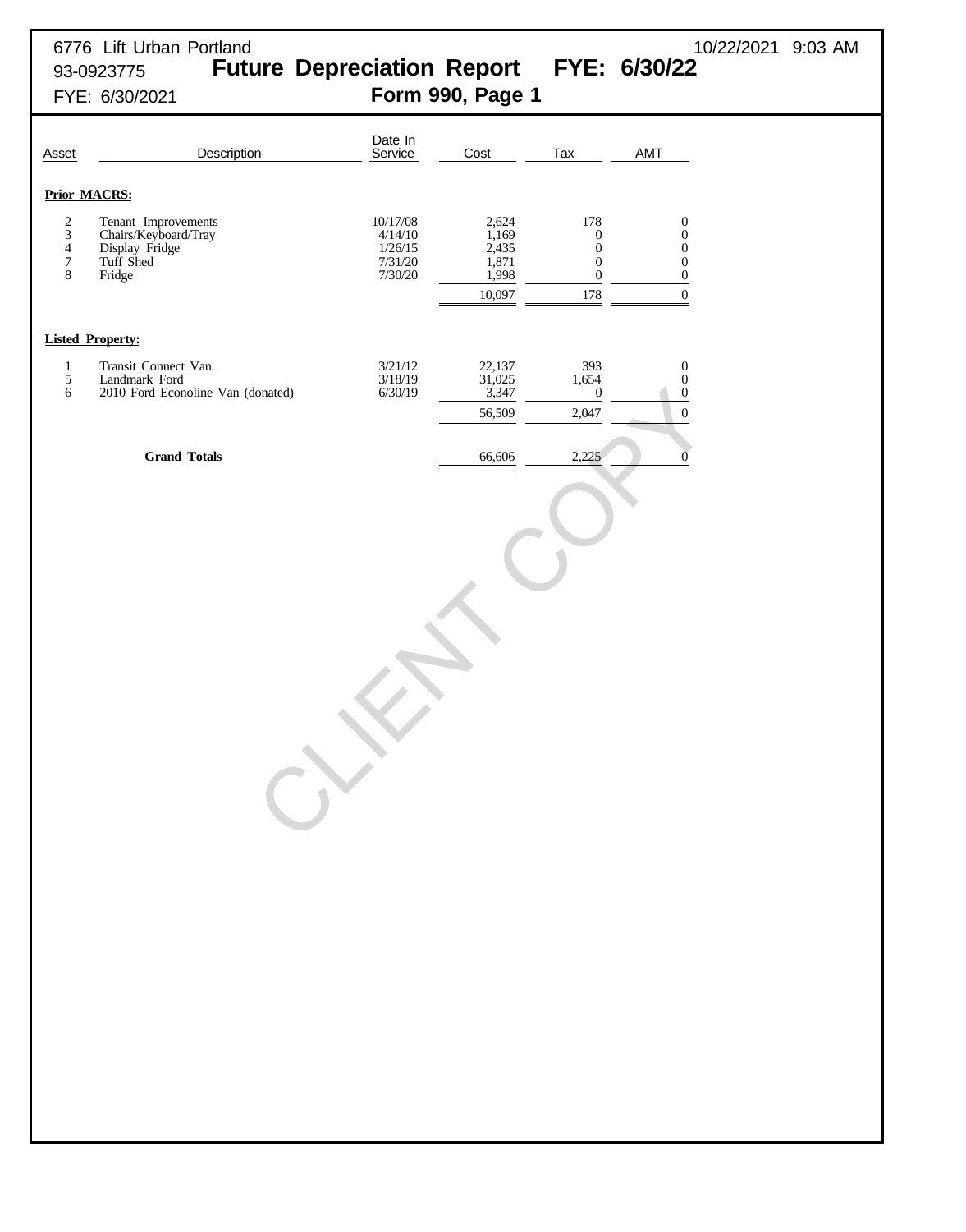6776 Lift Urban Portland
93-0923775
FYE: 6/30/2021

10/22/2021 9:03 AM

# Future Depreciation Report FYE: 6/30/22

## Form 990, Page 1

| Asset | Description | Date In Service | Cost | Tax | AMT |
|---|---|---|---|---|---|
| **Prior MACRS:** | | | | | |
| 2 | Tenant Improvements | 10/17/08 | 2,624 | 178 | 0 |
| 3 | Chairs/Keyboard/Tray | 4/14/10 | 1,169 | 0 | 0 |
| 4 | Display Fridge | 1/26/15 | 2,435 | 0 | 0 |
| 7 | Tuff Shed | 7/31/20 | 1,871 | 0 | 0 |
| 8 | Fridge | 7/30/20 | 1,998 | 0 | 0 |
| | | | 10,097 | 178 | 0 |
| **Listed Property:** | | | | | |
| 1 | Transit Connect Van | 3/21/12 | 22,137 | 393 | 0 |
| 5 | Landmark Ford | 3/18/19 | 31,025 | 1,654 | 0 |
| 6 | 2010 Ford Econoline Van (donated) | 6/30/19 | 3,347 | 0 | 0 |
| | | | 56,509 | 2,047 | 0 |
| | **Grand Totals** | | 66,606 | 2,225 | 0 |

CLIENT COPY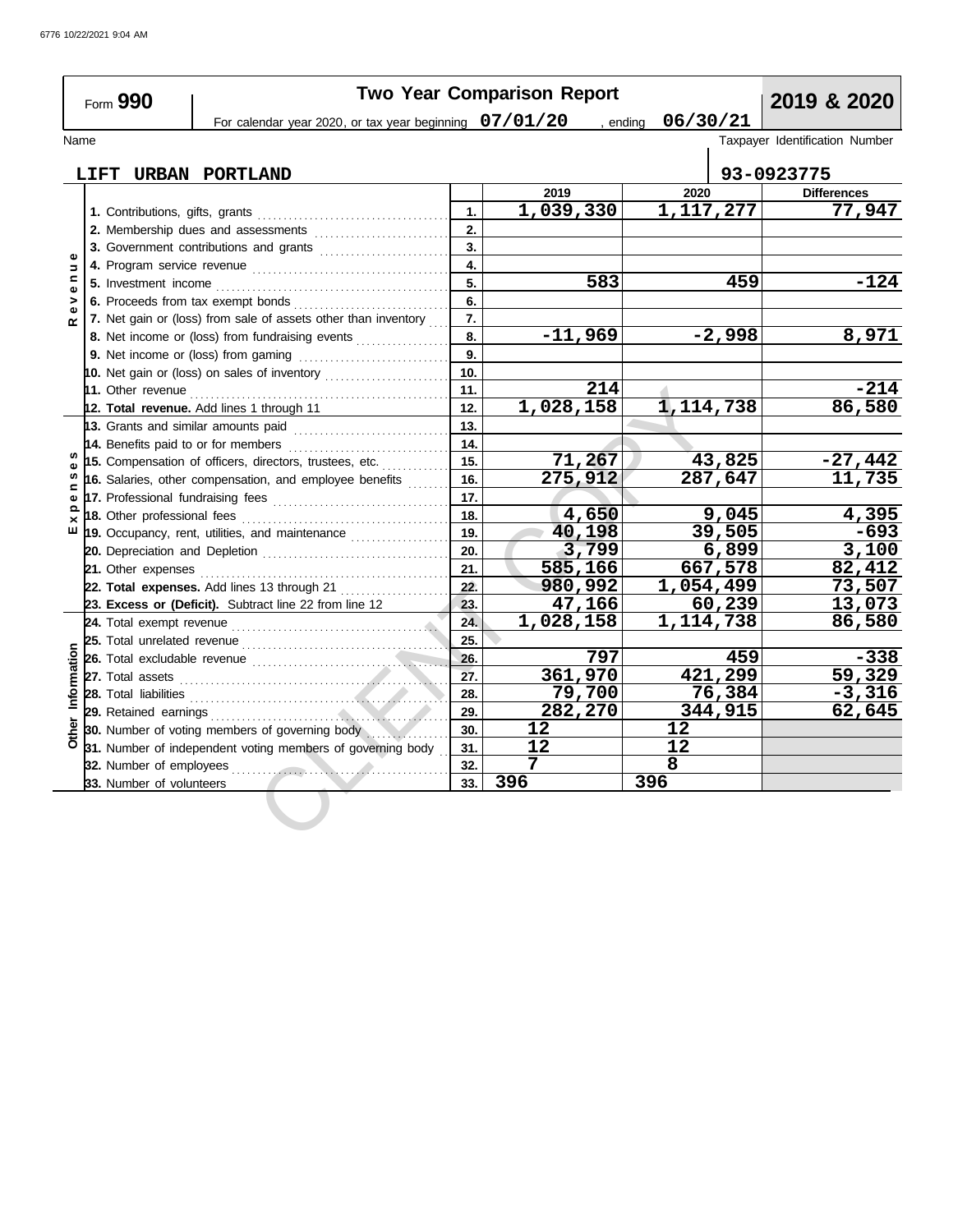# Form 990 — Two Year Comparison Report — 2019 & 2020

For calendar year 2020, or tax year beginning **07/01/20**, ending **06/30/21**

Name: **LIFT URBAN PORTLAND**

Taxpayer Identification Number: **93-0923775**

| Section | Line | | 2019 | 2020 | Differences |
|---|---|---|---|---|---|
| Revenue | 1. Contributions, gifts, grants | 1. | 1,039,330 | 1,117,277 | 77,947 |
| | 2. Membership dues and assessments | 2. | | | |
| | 3. Government contributions and grants | 3. | | | |
| | 4. Program service revenue | 4. | | | |
| | 5. Investment income | 5. | 583 | 459 | -124 |
| | 6. Proceeds from tax exempt bonds | 6. | | | |
| | 7. Net gain or (loss) from sale of assets other than inventory | 7. | | | |
| | 8. Net income or (loss) from fundraising events | 8. | -11,969 | -2,998 | 8,971 |
| | 9. Net income or (loss) from gaming | 9. | | | |
| | 10. Net gain or (loss) on sales of inventory | 10. | | | |
| | 11. Other revenue | 11. | 214 | | -214 |
| | 12. **Total revenue.** Add lines 1 through 11 | 12. | 1,028,158 | 1,114,738 | 86,580 |
| Expenses | 13. Grants and similar amounts paid | 13. | | | |
| | 14. Benefits paid to or for members | 14. | | | |
| | 15. Compensation of officers, directors, trustees, etc. | 15. | 71,267 | 43,825 | -27,442 |
| | 16. Salaries, other compensation, and employee benefits | 16. | 275,912 | 287,647 | 11,735 |
| | 17. Professional fundraising fees | 17. | | | |
| | 18. Other professional fees | 18. | 4,650 | 9,045 | 4,395 |
| | 19. Occupancy, rent, utilities, and maintenance | 19. | 40,198 | 39,505 | -693 |
| | 20. Depreciation and Depletion | 20. | 3,799 | 6,899 | 3,100 |
| | 21. Other expenses | 21. | 585,166 | 667,578 | 82,412 |
| | 22. **Total expenses.** Add lines 13 through 21 | 22. | 980,992 | 1,054,499 | 73,507 |
| | 23. **Excess or (Deficit).** Subtract line 22 from line 12 | 23. | 47,166 | 60,239 | 13,073 |
| Other Information | 24. Total exempt revenue | 24. | 1,028,158 | 1,114,738 | 86,580 |
| | 25. Total unrelated revenue | 25. | | | |
| | 26. Total excludable revenue | 26. | 797 | 459 | -338 |
| | 27. Total assets | 27. | 361,970 | 421,299 | 59,329 |
| | 28. Total liabilities | 28. | 79,700 | 76,384 | -3,316 |
| | 29. Retained earnings | 29. | 282,270 | 344,915 | 62,645 |
| | 30. Number of voting members of governing body | 30. | 12 | 12 | |
| | 31. Number of independent voting members of governing body | 31. | 12 | 12 | |
| | 32. Number of employees | 32. | 7 | 8 | |
| | 33. Number of volunteers | 33. | 396 | 396 | |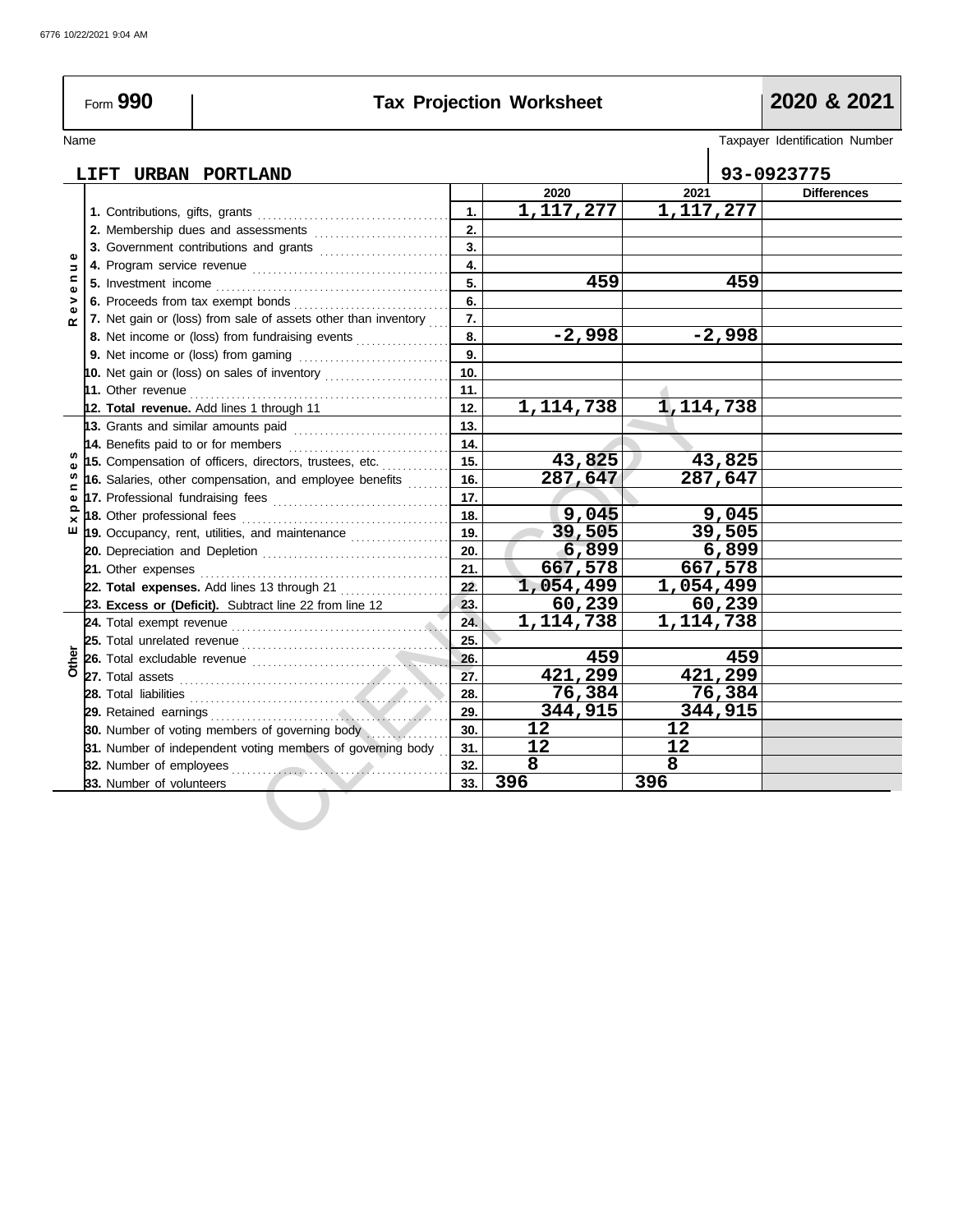# Form 990 Tax Projection Worksheet 2020 & 2021

Name: LIFT URBAN PORTLAND

Taxpayer Identification Number: 93-0923775

| Section | Description | Line | 2020 | 2021 | Differences |
|---|---|---|---|---|---|
| Revenue | 1. Contributions, gifts, grants | 1. | 1,117,277 | 1,117,277 | |
| | 2. Membership dues and assessments | 2. | | | |
| | 3. Government contributions and grants | 3. | | | |
| | 4. Program service revenue | 4. | | | |
| | 5. Investment income | 5. | 459 | 459 | |
| | 6. Proceeds from tax exempt bonds | 6. | | | |
| | 7. Net gain or (loss) from sale of assets other than inventory | 7. | | | |
| | 8. Net income or (loss) from fundraising events | 8. | -2,998 | -2,998 | |
| | 9. Net income or (loss) from gaming | 9. | | | |
| | 10. Net gain or (loss) on sales of inventory | 10. | | | |
| | 11. Other revenue | 11. | | | |
| | 12. **Total revenue.** Add lines 1 through 11 | 12. | 1,114,738 | 1,114,738 | |
| Expenses | 13. Grants and similar amounts paid | 13. | | | |
| | 14. Benefits paid to or for members | 14. | | | |
| | 15. Compensation of officers, directors, trustees, etc. | 15. | 43,825 | 43,825 | |
| | 16. Salaries, other compensation, and employee benefits | 16. | 287,647 | 287,647 | |
| | 17. Professional fundraising fees | 17. | | | |
| | 18. Other professional fees | 18. | 9,045 | 9,045 | |
| | 19. Occupancy, rent, utilities, and maintenance | 19. | 39,505 | 39,505 | |
| | 20. Depreciation and Depletion | 20. | 6,899 | 6,899 | |
| | 21. Other expenses | 21. | 667,578 | 667,578 | |
| | 22. **Total expenses.** Add lines 13 through 21 | 22. | 1,054,499 | 1,054,499 | |
| | 23. **Excess or (Deficit).** Subtract line 22 from line 12 | 23. | 60,239 | 60,239 | |
| Other | 24. Total exempt revenue | 24. | 1,114,738 | 1,114,738 | |
| | 25. Total unrelated revenue | 25. | | | |
| | 26. Total excludable revenue | 26. | 459 | 459 | |
| | 27. Total assets | 27. | 421,299 | 421,299 | |
| | 28. Total liabilities | 28. | 76,384 | 76,384 | |
| | 29. Retained earnings | 29. | 344,915 | 344,915 | |
| | 30. Number of voting members of governing body | 30. | 12 | 12 | |
| | 31. Number of independent voting members of governing body | 31. | 12 | 12 | |
| | 32. Number of employees | 32. | 8 | 8 | |
| | 33. Number of volunteers | 33. | 396 | 396 | |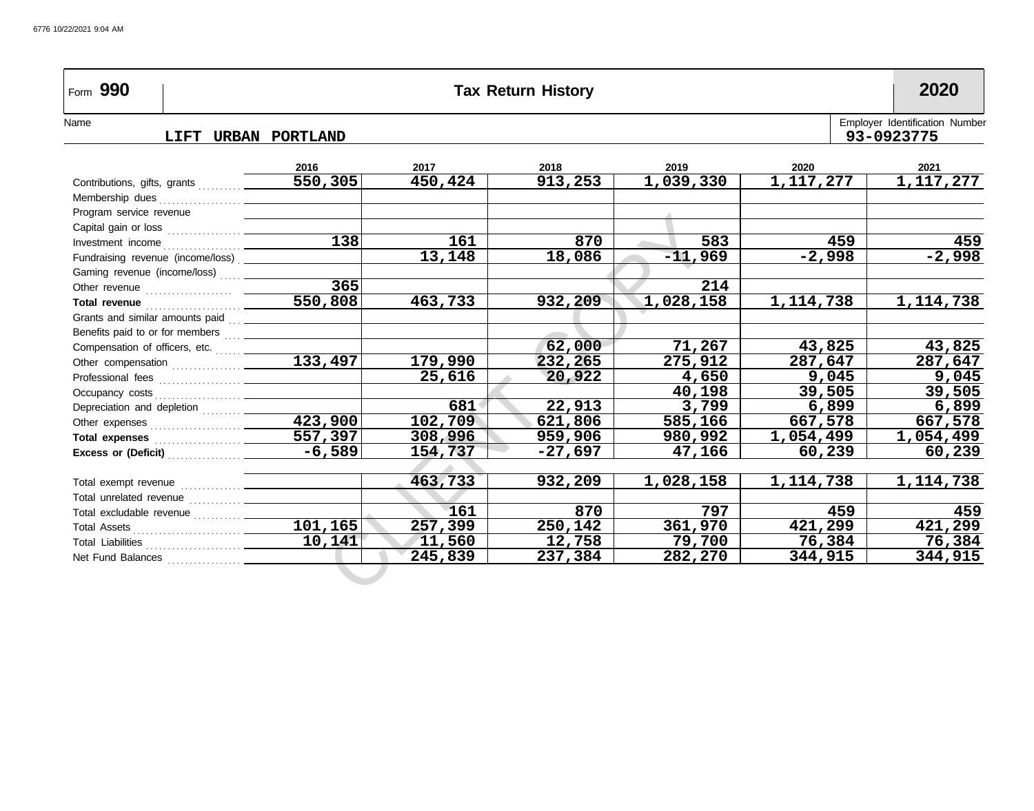6776 10/22/2021 9:04 AM

# Form 990 — Tax Return History — 2020

Name: **LIFT URBAN PORTLAND**

Employer Identification Number: **93-0923775**

| | 2016 | 2017 | 2018 | 2019 | 2020 | 2021 |
|---|---|---|---|---|---|---|
| Contributions, gifts, grants | 550,305 | 450,424 | 913,253 | 1,039,330 | 1,117,277 | 1,117,277 |
| Membership dues | | | | | | |
| Program service revenue | | | | | | |
| Capital gain or loss | | | | | | |
| Investment income | 138 | 161 | 870 | 583 | 459 | 459 |
| Fundraising revenue (income/loss) | | 13,148 | 18,086 | -11,969 | -2,998 | -2,998 |
| Gaming revenue (income/loss) | | | | | | |
| Other revenue | 365 | | | 214 | | |
| **Total revenue** | 550,808 | 463,733 | 932,209 | 1,028,158 | 1,114,738 | 1,114,738 |
| Grants and similar amounts paid | | | | | | |
| Benefits paid to or for members | | | | | | |
| Compensation of officers, etc. | | | 62,000 | 71,267 | 43,825 | 43,825 |
| Other compensation | 133,497 | 179,990 | 232,265 | 275,912 | 287,647 | 287,647 |
| Professional fees | | 25,616 | 20,922 | 4,650 | 9,045 | 9,045 |
| Occupancy costs | | | | 40,198 | 39,505 | 39,505 |
| Depreciation and depletion | | 681 | 22,913 | 3,799 | 6,899 | 6,899 |
| Other expenses | 423,900 | 102,709 | 621,806 | 585,166 | 667,578 | 667,578 |
| **Total expenses** | 557,397 | 308,996 | 959,906 | 980,992 | 1,054,499 | 1,054,499 |
| **Excess or (Deficit)** | -6,589 | 154,737 | -27,697 | 47,166 | 60,239 | 60,239 |
| | | | | | | |
| Total exempt revenue | | 463,733 | 932,209 | 1,028,158 | 1,114,738 | 1,114,738 |
| Total unrelated revenue | | | | | | |
| Total excludable revenue | | 161 | 870 | 797 | 459 | 459 |
| Total Assets | 101,165 | 257,399 | 250,142 | 361,970 | 421,299 | 421,299 |
| Total Liabilities | 10,141 | 11,560 | 12,758 | 79,700 | 76,384 | 76,384 |
| Net Fund Balances | | 245,839 | 237,384 | 282,270 | 344,915 | 344,915 |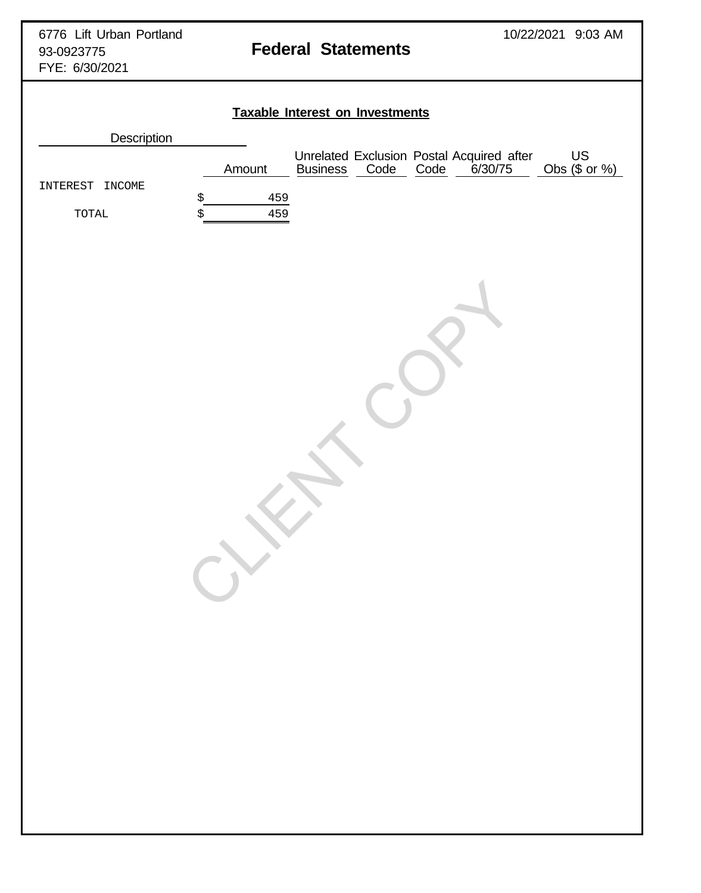6776 Lift Urban Portland
93-0923775
FYE: 6/30/2021

10/22/2021 9:03 AM

# Federal Statements

## Taxable Interest on Investments

| Description | Amount | Unrelated Business | Exclusion Code | Postal Code | Acquired after 6/30/75 | US Obs ($ or %) |
|---|---|---|---|---|---|---|
| INTEREST INCOME | $ 459 | | | | | |
| TOTAL | $ 459 | | | | | |

CLIENT COPY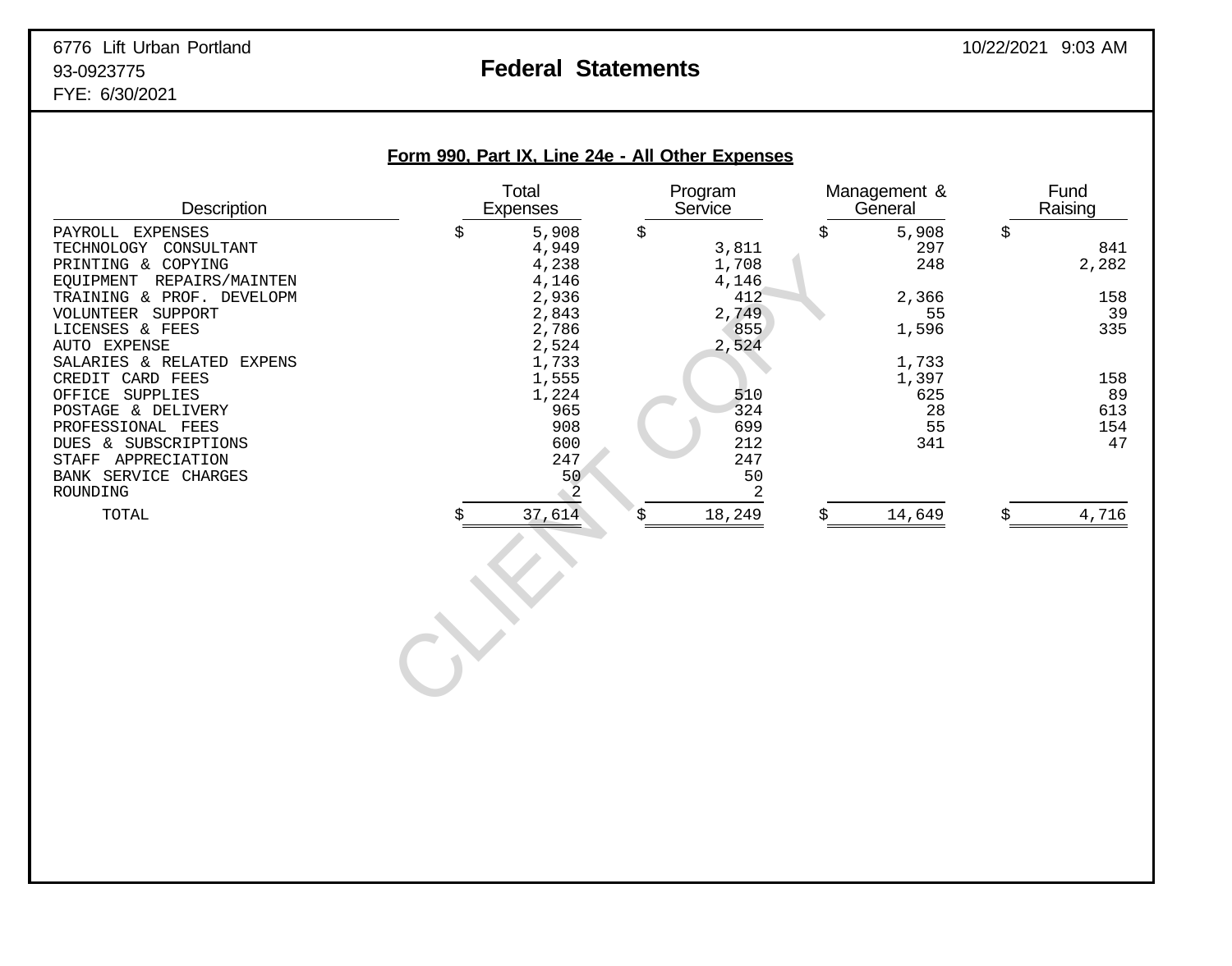6776 Lift Urban Portland
93-0923775
FYE: 6/30/2021

10/22/2021 9:03 AM

# Federal Statements

## Form 990, Part IX, Line 24e - All Other Expenses

| Description | Total Expenses | Program Service | Management & General | Fund Raising |
|---|---|---|---|---|
| PAYROLL EXPENSES | $ 5,908 | $ | $ 5,908 | $ |
| TECHNOLOGY CONSULTANT | 4,949 | 3,811 | 297 | 841 |
| PRINTING & COPYING | 4,238 | 1,708 | 248 | 2,282 |
| EQUIPMENT REPAIRS/MAINTEN | 4,146 | 4,146 | | |
| TRAINING & PROF. DEVELOPM | 2,936 | 412 | 2,366 | 158 |
| VOLUNTEER SUPPORT | 2,843 | 2,749 | 55 | 39 |
| LICENSES & FEES | 2,786 | 855 | 1,596 | 335 |
| AUTO EXPENSE | 2,524 | 2,524 | | |
| SALARIES & RELATED EXPENS | 1,733 | | 1,733 | |
| CREDIT CARD FEES | 1,555 | | 1,397 | 158 |
| OFFICE SUPPLIES | 1,224 | 510 | 625 | 89 |
| POSTAGE & DELIVERY | 965 | 324 | 28 | 613 |
| PROFESSIONAL FEES | 908 | 699 | 55 | 154 |
| DUES & SUBSCRIPTIONS | 600 | 212 | 341 | 47 |
| STAFF APPRECIATION | 247 | 247 | | |
| BANK SERVICE CHARGES | 50 | 50 | | |
| ROUNDING | 2 | 2 | | |
| TOTAL | $ 37,614 | $ 18,249 | $ 14,649 | $ 4,716 |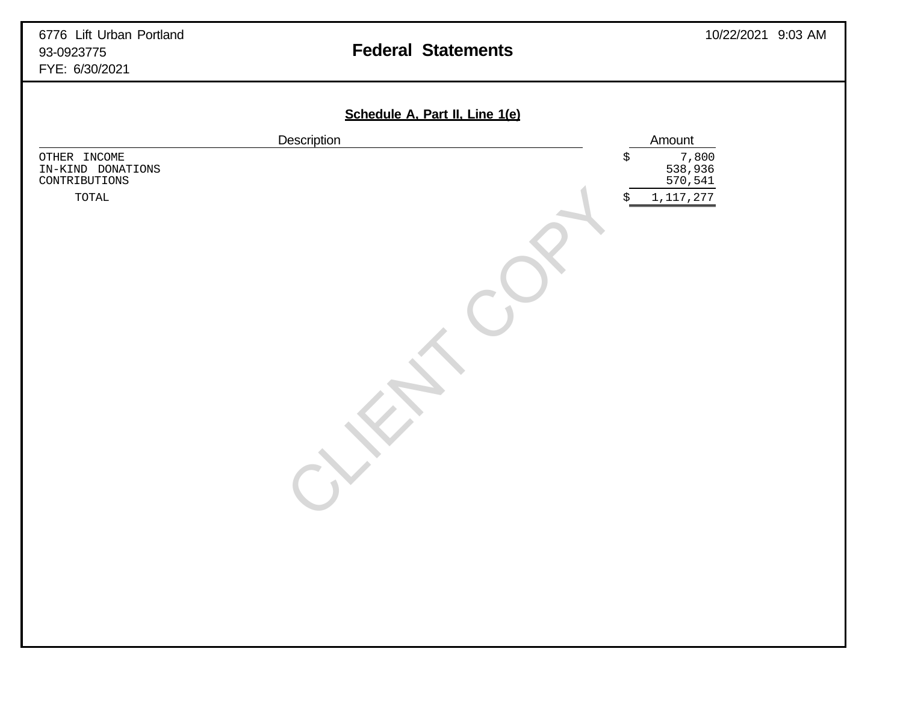6776 Lift Urban Portland
93-0923775
FYE: 6/30/2021

10/22/2021 9:03 AM

# Federal Statements

## Schedule A, Part II, Line 1(e)

| Description | Amount |
|---|---|
| OTHER INCOME | $ 7,800 |
| IN-KIND DONATIONS | 538,936 |
| CONTRIBUTIONS | 570,541 |
| TOTAL | $ 1,117,277 |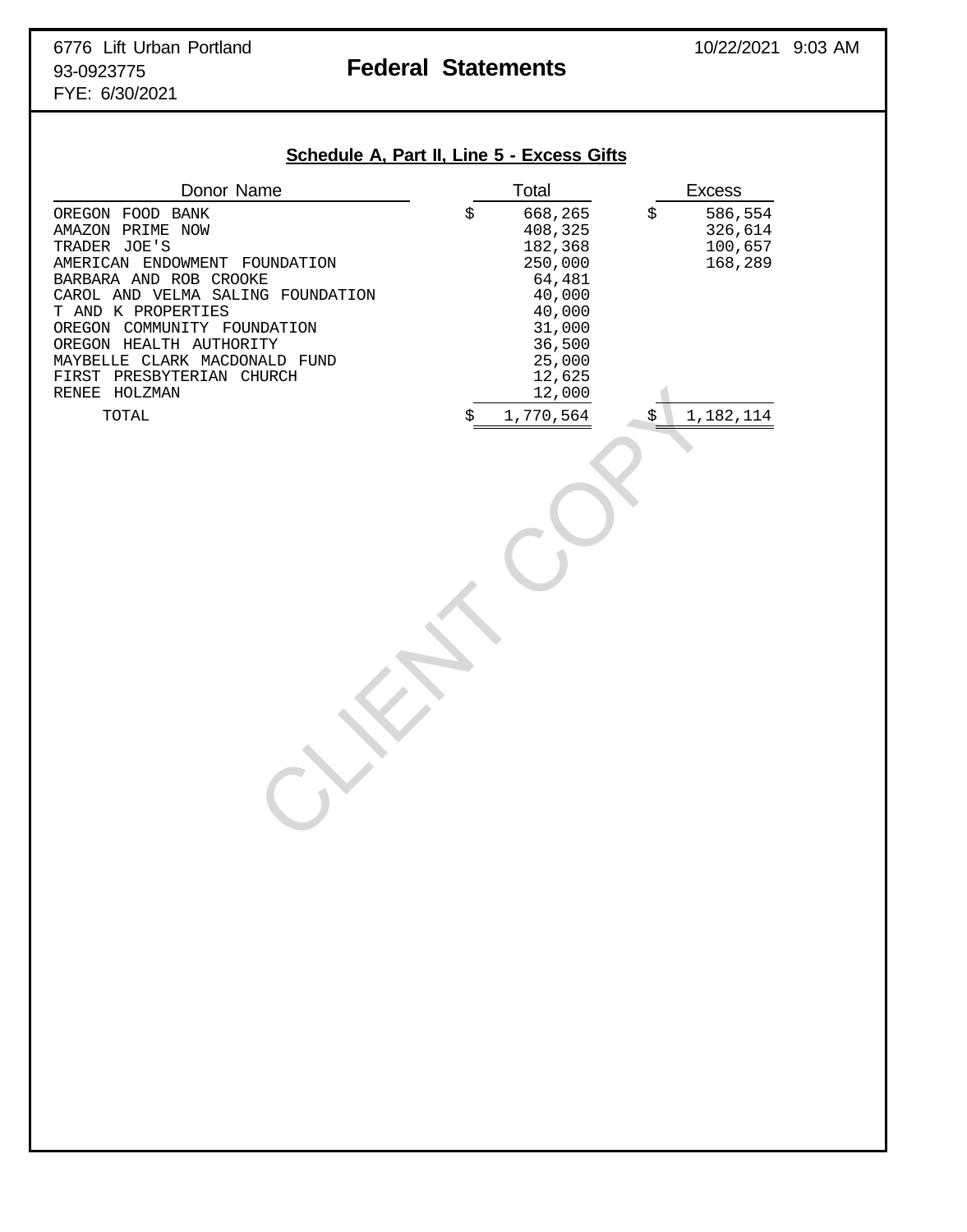6776 Lift Urban Portland
93-0923775
FYE: 6/30/2021

10/22/2021 9:03 AM

# Federal Statements

## Schedule A, Part II, Line 5 - Excess Gifts

| Donor Name | Total | Excess |
|---|---|---|
| OREGON FOOD BANK | $ 668,265 | $ 586,554 |
| AMAZON PRIME NOW | 408,325 | 326,614 |
| TRADER JOE'S | 182,368 | 100,657 |
| AMERICAN ENDOWMENT FOUNDATION | 250,000 | 168,289 |
| BARBARA AND ROB CROOKE | 64,481 | |
| CAROL AND VELMA SALING FOUNDATION | 40,000 | |
| T AND K PROPERTIES | 40,000 | |
| OREGON COMMUNITY FOUNDATION | 31,000 | |
| OREGON HEALTH AUTHORITY | 36,500 | |
| MAYBELLE CLARK MACDONALD FUND | 25,000 | |
| FIRST PRESBYTERIAN CHURCH | 12,625 | |
| RENEE HOLZMAN | 12,000 | |
| TOTAL | $ 1,770,564 | $ 1,182,114 |

CLIENT COPY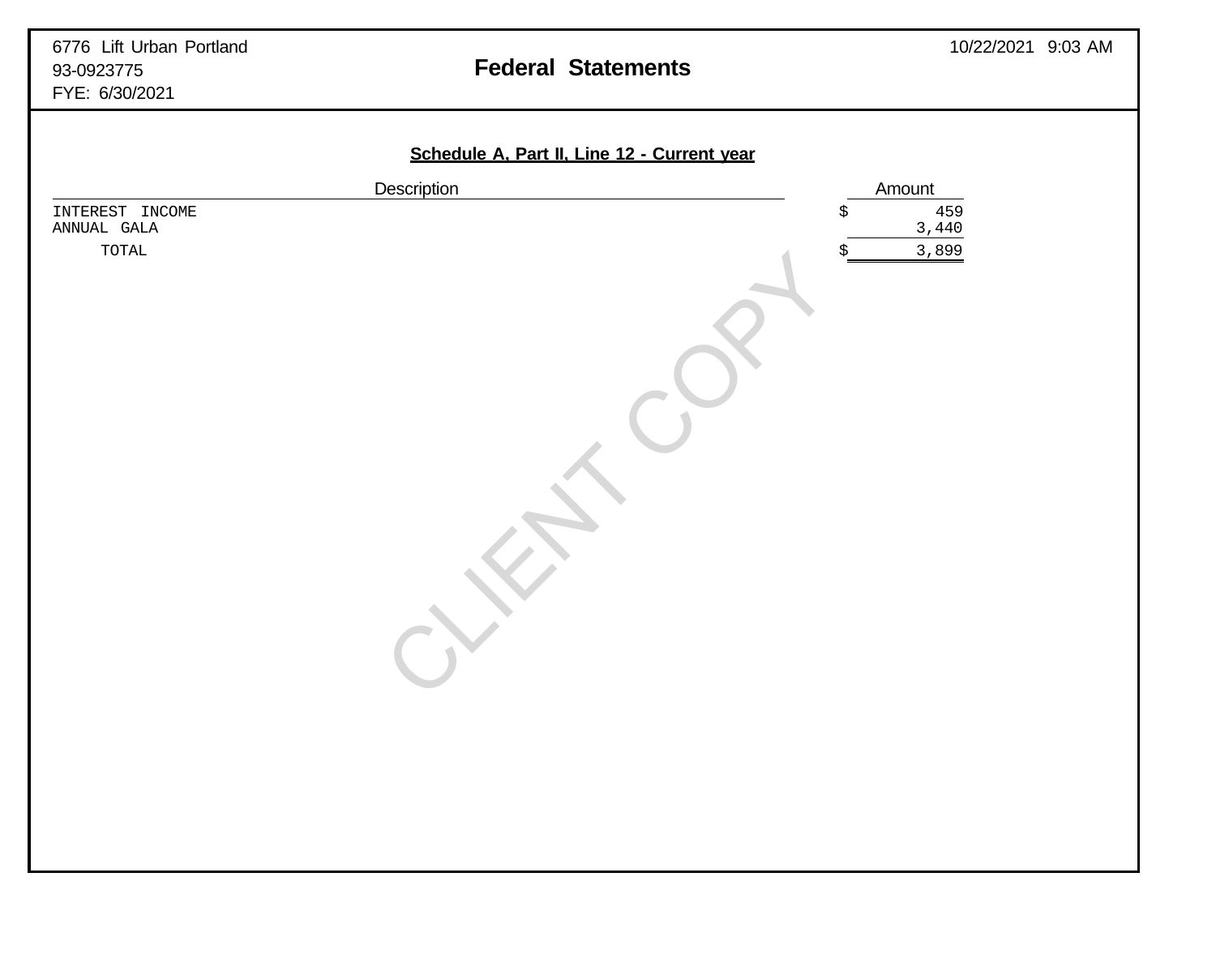6776 Lift Urban Portland
93-0923775
FYE: 6/30/2021

10/22/2021 9:03 AM

# Federal Statements

## Schedule A, Part II, Line 12 - Current year

| Description | Amount |
| --- | --- |
| INTEREST INCOME | $ 459 |
| ANNUAL GALA | 3,440 |
| TOTAL | $ 3,899 |